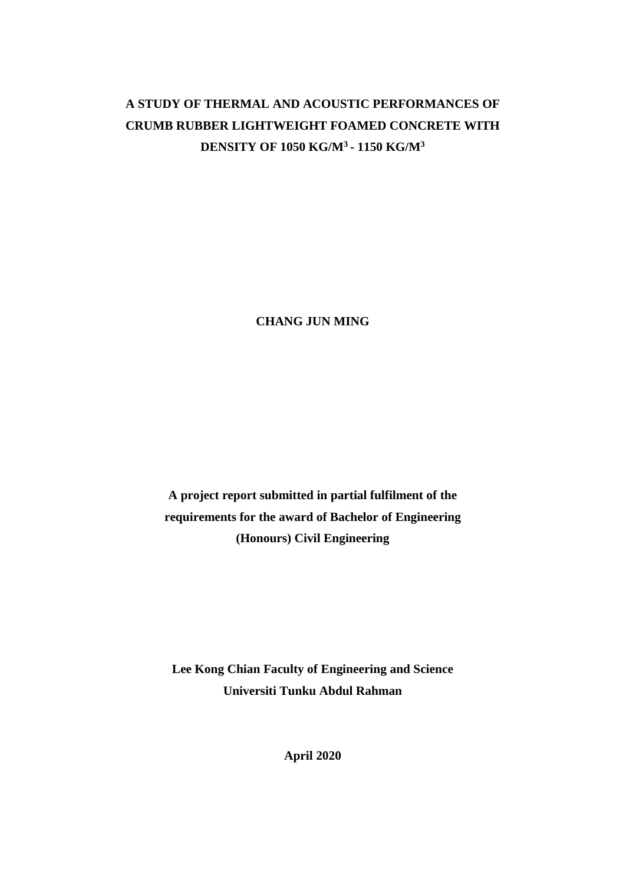# A STUDY OF THERMAL AND ACOUSTIC PERFORMANCES OF CRUMB RUBBER LIGHTWEIGHT FOAMED CONCRETE WITH DENSITY OF 1050 KG/M$^3$ - 1150 KG/M$^3$

**CHANG JUN MING**

**A project report submitted in partial fulfilment of the requirements for the award of Bachelor of Engineering (Honours) Civil Engineering**

**Lee Kong Chian Faculty of Engineering and Science**
**Universiti Tunku Abdul Rahman**

**April 2020**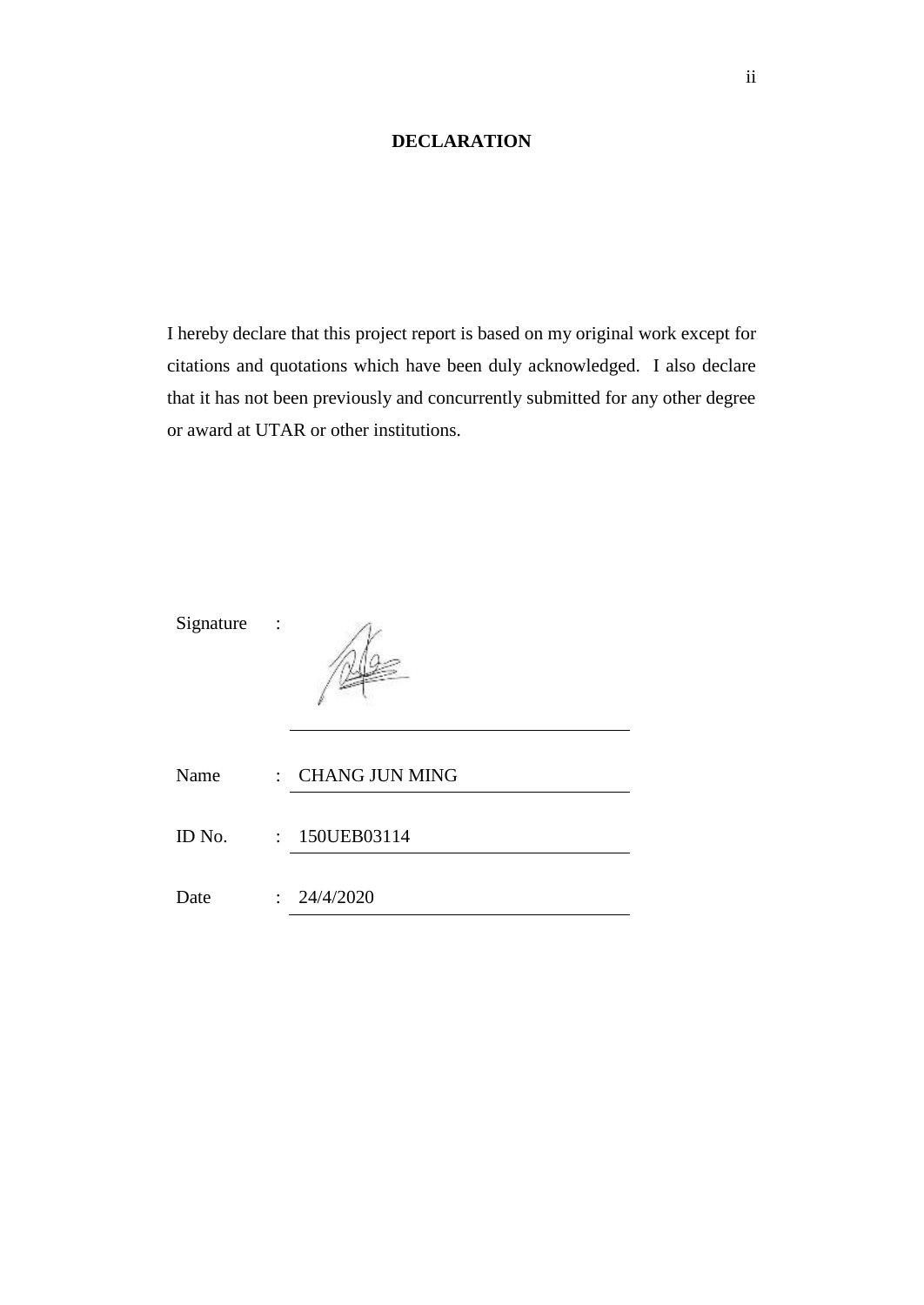# DECLARATION

I hereby declare that this project report is based on my original work except for citations and quotations which have been duly acknowledged. I also declare that it has not been previously and concurrently submitted for any other degree or award at UTAR or other institutions.

Signature :

Name : CHANG JUN MING

ID No. : 150UEB03114

Date : 24/4/2020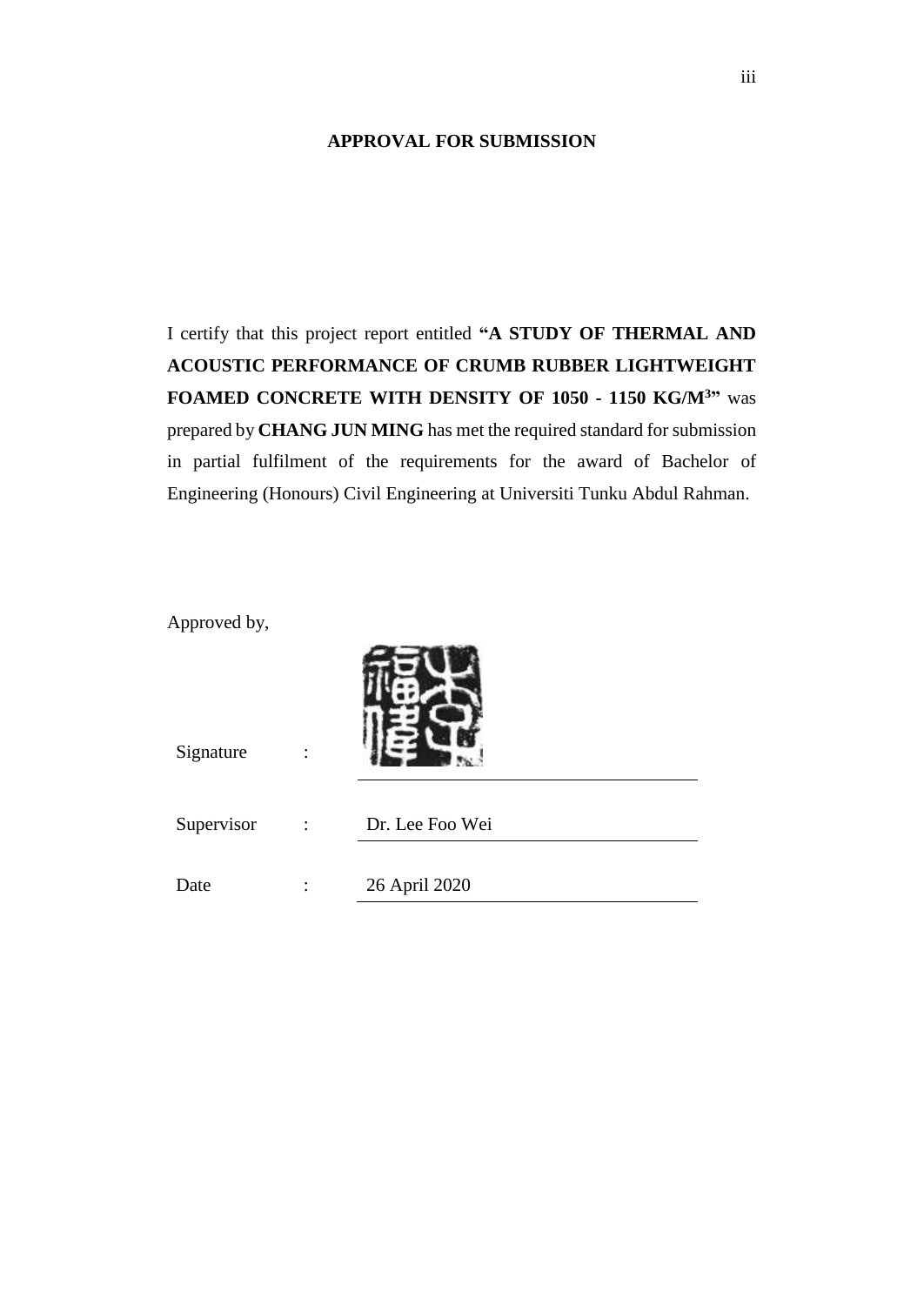**APPROVAL FOR SUBMISSION**

I certify that this project report entitled **"A STUDY OF THERMAL AND ACOUSTIC PERFORMANCE OF CRUMB RUBBER LIGHTWEIGHT FOAMED CONCRETE WITH DENSITY OF 1050 - 1150 KG/M$^3$"** was prepared by **CHANG JUN MING** has met the required standard for submission in partial fulfilment of the requirements for the award of Bachelor of Engineering (Honours) Civil Engineering at Universiti Tunku Abdul Rahman.

Approved by,

| | | |
|---|---|---|
| Signature | : | |
| Supervisor | : | Dr. Lee Foo Wei |
| Date | : | 26 April 2020 |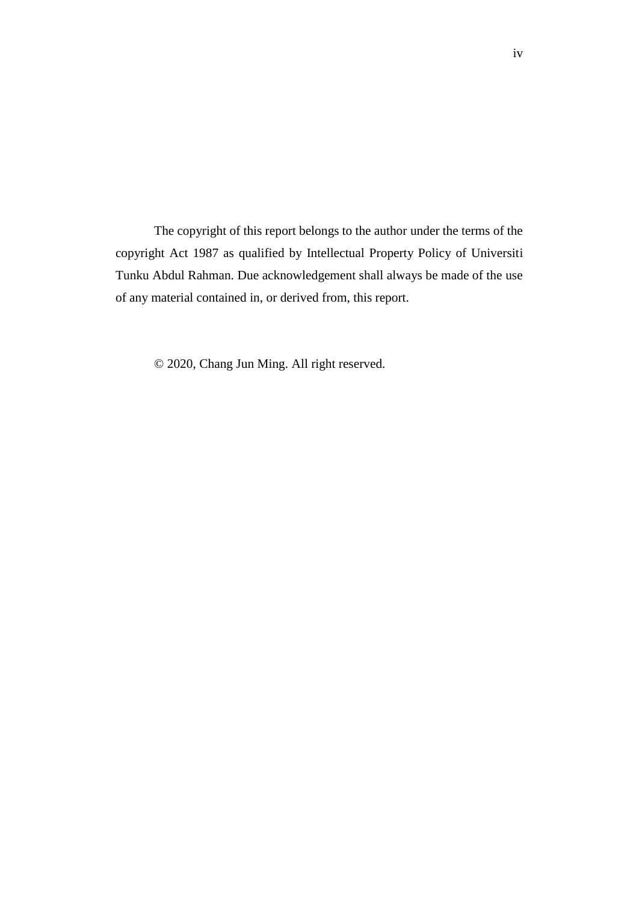The copyright of this report belongs to the author under the terms of the copyright Act 1987 as qualified by Intellectual Property Policy of Universiti Tunku Abdul Rahman. Due acknowledgement shall always be made of the use of any material contained in, or derived from, this report.

© 2020, Chang Jun Ming. All right reserved.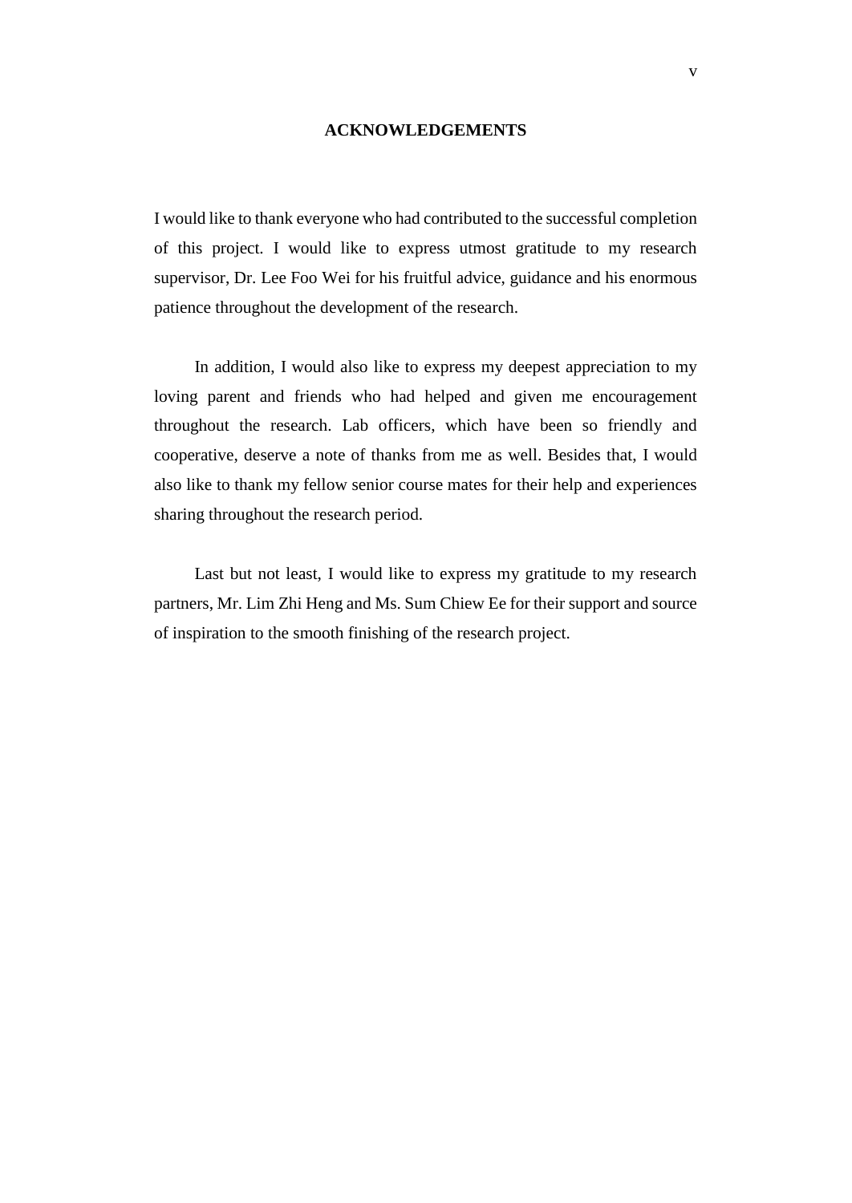## ACKNOWLEDGEMENTS

I would like to thank everyone who had contributed to the successful completion of this project. I would like to express utmost gratitude to my research supervisor, Dr. Lee Foo Wei for his fruitful advice, guidance and his enormous patience throughout the development of the research.

In addition, I would also like to express my deepest appreciation to my loving parent and friends who had helped and given me encouragement throughout the research. Lab officers, which have been so friendly and cooperative, deserve a note of thanks from me as well. Besides that, I would also like to thank my fellow senior course mates for their help and experiences sharing throughout the research period.

Last but not least, I would like to express my gratitude to my research partners, Mr. Lim Zhi Heng and Ms. Sum Chiew Ee for their support and source of inspiration to the smooth finishing of the research project.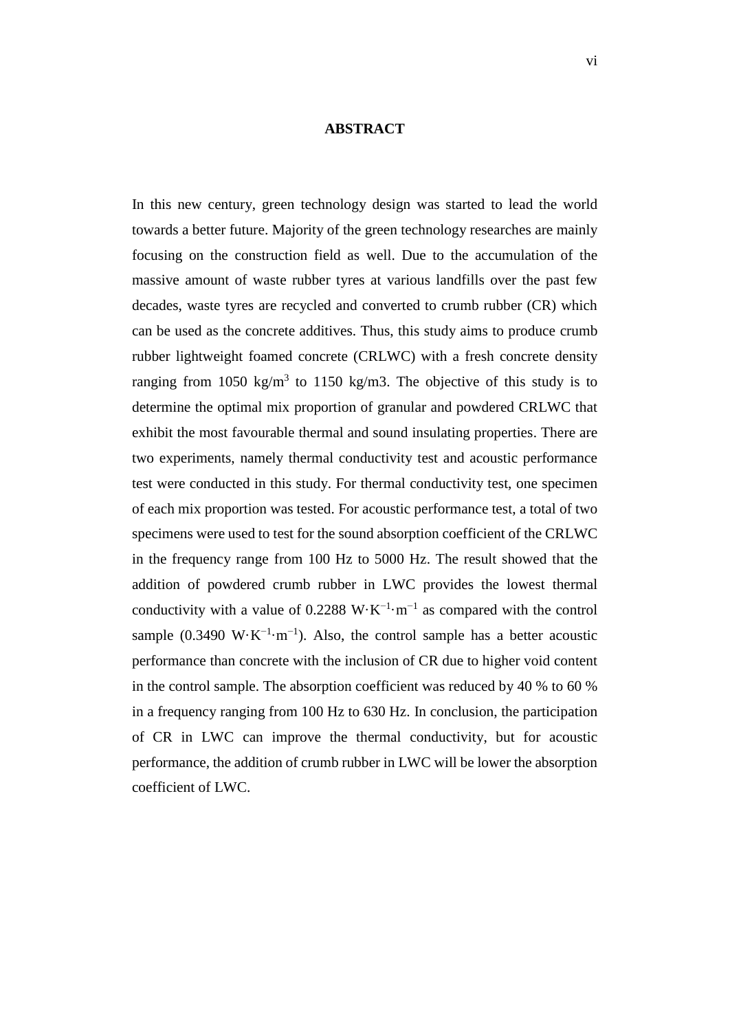# ABSTRACT

In this new century, green technology design was started to lead the world towards a better future. Majority of the green technology researches are mainly focusing on the construction field as well. Due to the accumulation of the massive amount of waste rubber tyres at various landfills over the past few decades, waste tyres are recycled and converted to crumb rubber (CR) which can be used as the concrete additives. Thus, this study aims to produce crumb rubber lightweight foamed concrete (CRLWC) with a fresh concrete density ranging from 1050 $kg/m^3$ to 1150 kg/m3. The objective of this study is to determine the optimal mix proportion of granular and powdered CRLWC that exhibit the most favourable thermal and sound insulating properties. There are two experiments, namely thermal conductivity test and acoustic performance test were conducted in this study. For thermal conductivity test, one specimen of each mix proportion was tested. For acoustic performance test, a total of two specimens were used to test for the sound absorption coefficient of the CRLWC in the frequency range from 100 Hz to 5000 Hz. The result showed that the addition of powdered crumb rubber in LWC provides the lowest thermal conductivity with a value of 0.2288 $W \cdot K^{-1} \cdot m^{-1}$ as compared with the control sample (0.3490 $W \cdot K^{-1} \cdot m^{-1}$). Also, the control sample has a better acoustic performance than concrete with the inclusion of CR due to higher void content in the control sample. The absorption coefficient was reduced by 40 % to 60 % in a frequency ranging from 100 Hz to 630 Hz. In conclusion, the participation of CR in LWC can improve the thermal conductivity, but for acoustic performance, the addition of crumb rubber in LWC will be lower the absorption coefficient of LWC.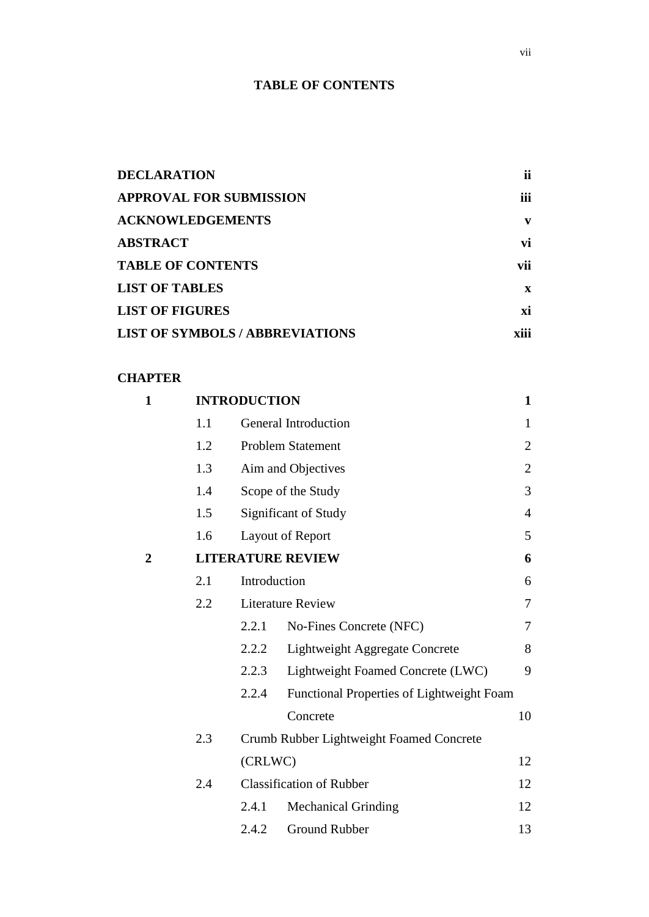# TABLE OF CONTENTS

| | |
|---|---|
| **DECLARATION** | **ii** |
| **APPROVAL FOR SUBMISSION** | **iii** |
| **ACKNOWLEDGEMENTS** | **v** |
| **ABSTRACT** | **vi** |
| **TABLE OF CONTENTS** | **vii** |
| **LIST OF TABLES** | **x** |
| **LIST OF FIGURES** | **xi** |
| **LIST OF SYMBOLS / ABBREVIATIONS** | **xiii** |

**CHAPTER**

| | | | | |
|---|---|---|---|---|
| **1** | **INTRODUCTION** | | | **1** |
| | 1.1 | General Introduction | | 1 |
| | 1.2 | Problem Statement | | 2 |
| | 1.3 | Aim and Objectives | | 2 |
| | 1.4 | Scope of the Study | | 3 |
| | 1.5 | Significant of Study | | 4 |
| | 1.6 | Layout of Report | | 5 |
| **2** | **LITERATURE REVIEW** | | | **6** |
| | 2.1 | Introduction | | 6 |
| | 2.2 | Literature Review | | 7 |
| | | 2.2.1 | No-Fines Concrete (NFC) | 7 |
| | | 2.2.2 | Lightweight Aggregate Concrete | 8 |
| | | 2.2.3 | Lightweight Foamed Concrete (LWC) | 9 |
| | | 2.2.4 | Functional Properties of Lightweight Foam Concrete | 10 |
| | 2.3 | Crumb Rubber Lightweight Foamed Concrete (CRLWC) | | 12 |
| | 2.4 | Classification of Rubber | | 12 |
| | | 2.4.1 | Mechanical Grinding | 12 |
| | | 2.4.2 | Ground Rubber | 13 |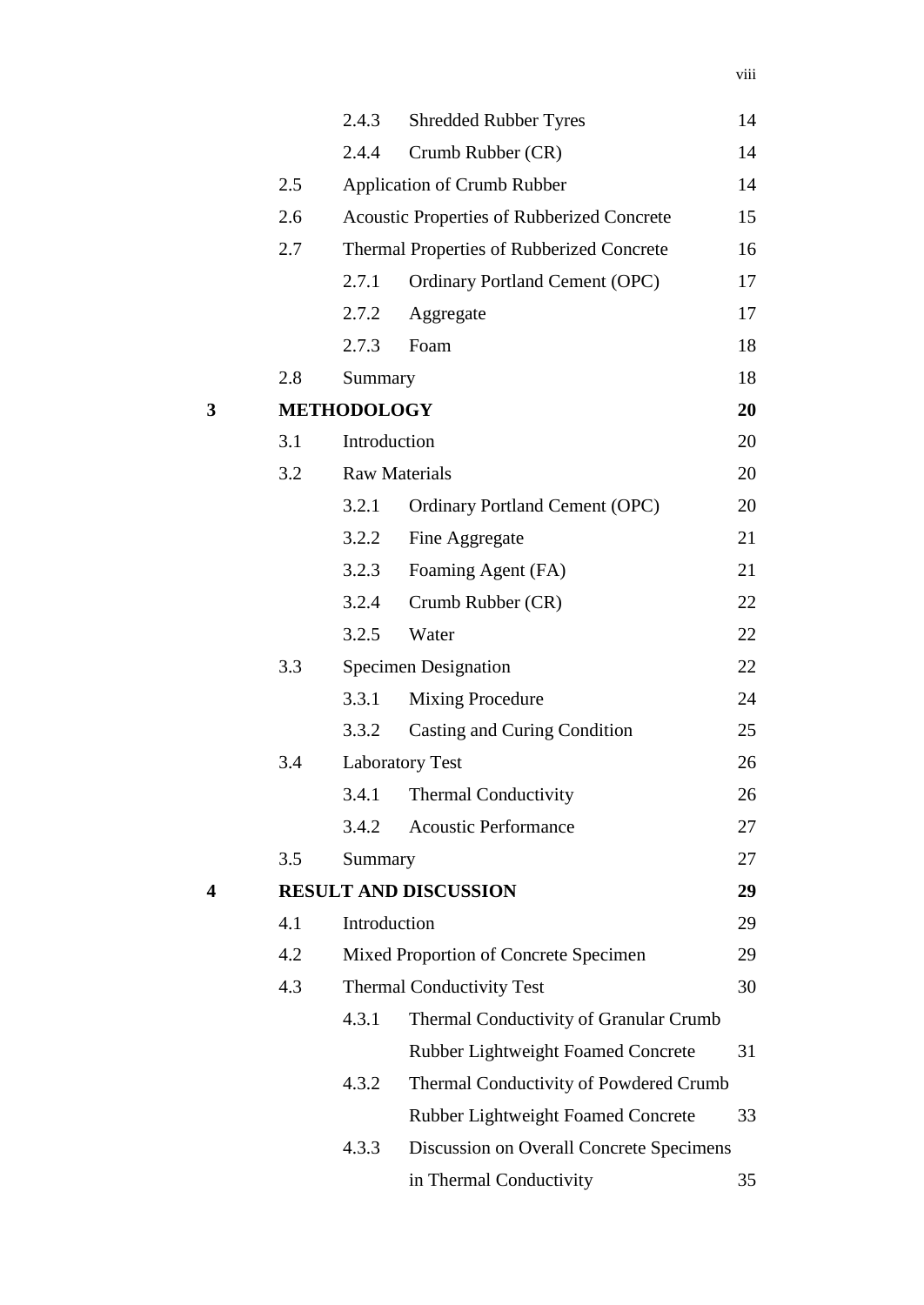| | | | | |
|---|---|---|---|---|
| | | 2.4.3 | Shredded Rubber Tyres | 14 |
| | | 2.4.4 | Crumb Rubber (CR) | 14 |
| | 2.5 | Application of Crumb Rubber | | 14 |
| | 2.6 | Acoustic Properties of Rubberized Concrete | | 15 |
| | 2.7 | Thermal Properties of Rubberized Concrete | | 16 |
| | | 2.7.1 | Ordinary Portland Cement (OPC) | 17 |
| | | 2.7.2 | Aggregate | 17 |
| | | 2.7.3 | Foam | 18 |
| | 2.8 | Summary | | 18 |
| **3** | **METHODOLOGY** | | | **20** |
| | 3.1 | Introduction | | 20 |
| | 3.2 | Raw Materials | | 20 |
| | | 3.2.1 | Ordinary Portland Cement (OPC) | 20 |
| | | 3.2.2 | Fine Aggregate | 21 |
| | | 3.2.3 | Foaming Agent (FA) | 21 |
| | | 3.2.4 | Crumb Rubber (CR) | 22 |
| | | 3.2.5 | Water | 22 |
| | 3.3 | Specimen Designation | | 22 |
| | | 3.3.1 | Mixing Procedure | 24 |
| | | 3.3.2 | Casting and Curing Condition | 25 |
| | 3.4 | Laboratory Test | | 26 |
| | | 3.4.1 | Thermal Conductivity | 26 |
| | | 3.4.2 | Acoustic Performance | 27 |
| | 3.5 | Summary | | 27 |
| **4** | **RESULT AND DISCUSSION** | | | **29** |
| | 4.1 | Introduction | | 29 |
| | 4.2 | Mixed Proportion of Concrete Specimen | | 29 |
| | 4.3 | Thermal Conductivity Test | | 30 |
| | | 4.3.1 | Thermal Conductivity of Granular Crumb Rubber Lightweight Foamed Concrete | 31 |
| | | 4.3.2 | Thermal Conductivity of Powdered Crumb Rubber Lightweight Foamed Concrete | 33 |
| | | 4.3.3 | Discussion on Overall Concrete Specimens in Thermal Conductivity | 35 |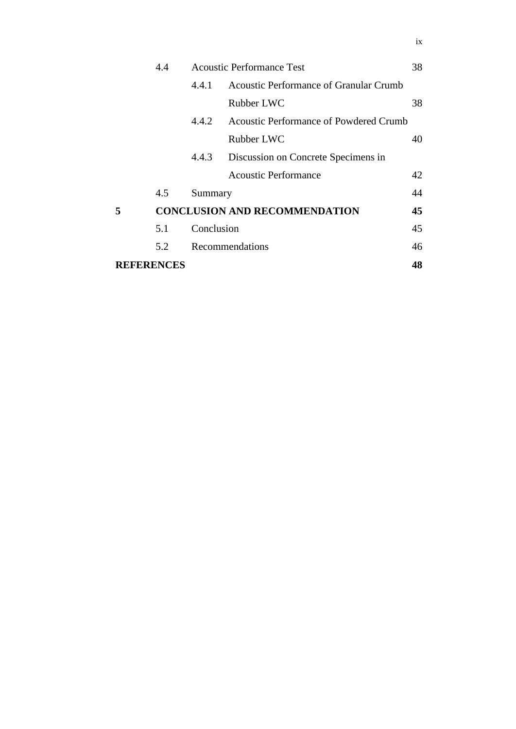| | | | | |
|---|---|---|---|---|
| | 4.4 | Acoustic Performance Test | | 38 |
| | | 4.4.1 | Acoustic Performance of Granular Crumb Rubber LWC | 38 |
| | | 4.4.2 | Acoustic Performance of Powdered Crumb Rubber LWC | 40 |
| | | 4.4.3 | Discussion on Concrete Specimens in Acoustic Performance | 42 |
| | 4.5 | Summary | | 44 |
| **5** | **CONCLUSION AND RECOMMENDATION** | | | **45** |
| | 5.1 | Conclusion | | 45 |
| | 5.2 | Recommendations | | 46 |
| **REFERENCES** | | | | **48** |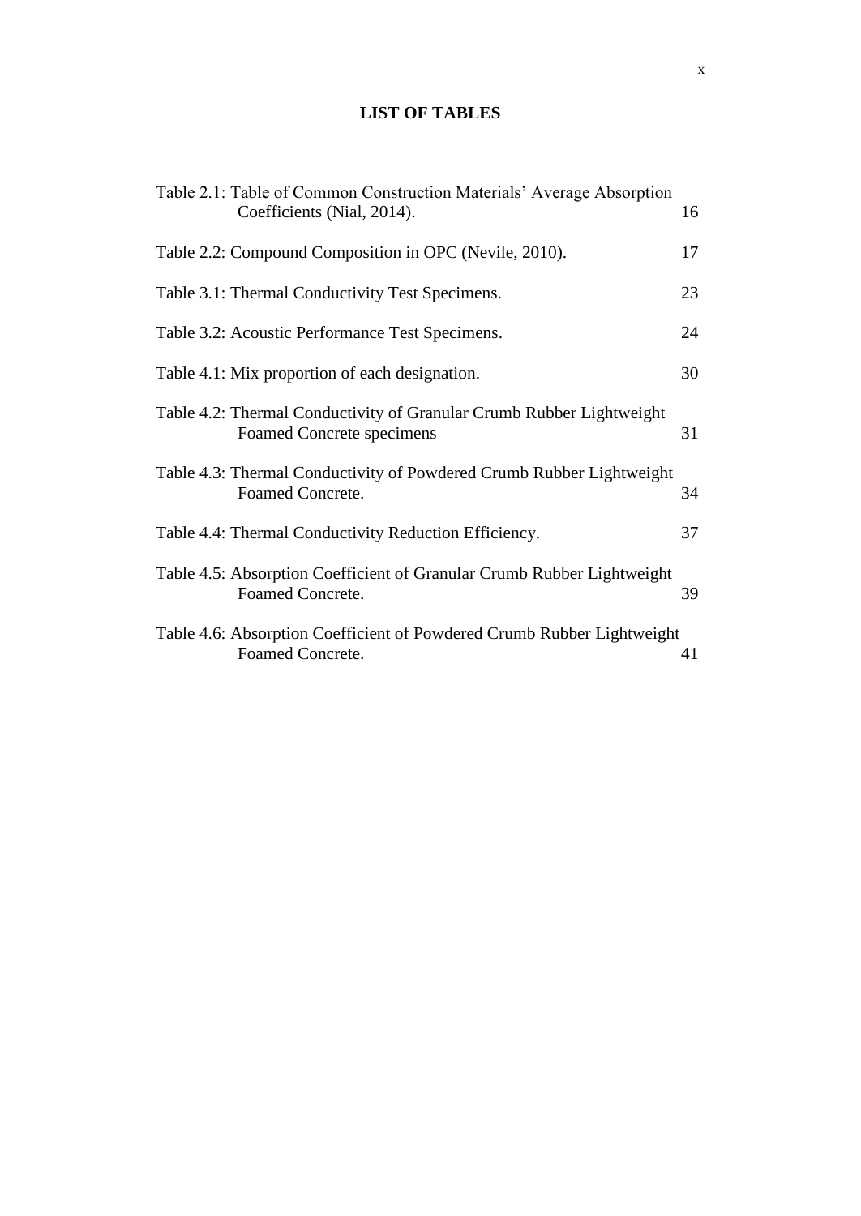# LIST OF TABLES

| | |
|---|---|
| Table 2.1: Table of Common Construction Materials' Average Absorption Coefficients (Nial, 2014). | 16 |
| Table 2.2: Compound Composition in OPC (Nevile, 2010). | 17 |
| Table 3.1: Thermal Conductivity Test Specimens. | 23 |
| Table 3.2: Acoustic Performance Test Specimens. | 24 |
| Table 4.1: Mix proportion of each designation. | 30 |
| Table 4.2: Thermal Conductivity of Granular Crumb Rubber Lightweight Foamed Concrete specimens | 31 |
| Table 4.3: Thermal Conductivity of Powdered Crumb Rubber Lightweight Foamed Concrete. | 34 |
| Table 4.4: Thermal Conductivity Reduction Efficiency. | 37 |
| Table 4.5: Absorption Coefficient of Granular Crumb Rubber Lightweight Foamed Concrete. | 39 |
| Table 4.6: Absorption Coefficient of Powdered Crumb Rubber Lightweight Foamed Concrete. | 41 |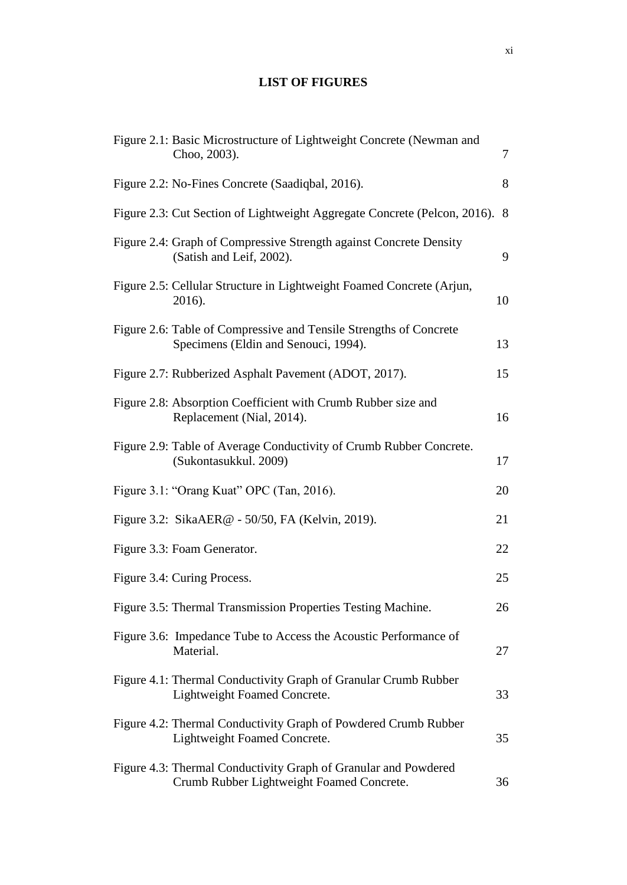# LIST OF FIGURES

| | |
|---|---|
| Figure 2.1: Basic Microstructure of Lightweight Concrete (Newman and Choo, 2003). | 7 |
| Figure 2.2: No-Fines Concrete (Saadiqbal, 2016). | 8 |
| Figure 2.3: Cut Section of Lightweight Aggregate Concrete (Pelcon, 2016). | 8 |
| Figure 2.4: Graph of Compressive Strength against Concrete Density (Satish and Leif, 2002). | 9 |
| Figure 2.5: Cellular Structure in Lightweight Foamed Concrete (Arjun, 2016). | 10 |
| Figure 2.6: Table of Compressive and Tensile Strengths of Concrete Specimens (Eldin and Senouci, 1994). | 13 |
| Figure 2.7: Rubberized Asphalt Pavement (ADOT, 2017). | 15 |
| Figure 2.8: Absorption Coefficient with Crumb Rubber size and Replacement (Nial, 2014). | 16 |
| Figure 2.9: Table of Average Conductivity of Crumb Rubber Concrete. (Sukontasukkul. 2009) | 17 |
| Figure 3.1: "Orang Kuat" OPC (Tan, 2016). | 20 |
| Figure 3.2: SikaAER@ - 50/50, FA (Kelvin, 2019). | 21 |
| Figure 3.3: Foam Generator. | 22 |
| Figure 3.4: Curing Process. | 25 |
| Figure 3.5: Thermal Transmission Properties Testing Machine. | 26 |
| Figure 3.6: Impedance Tube to Access the Acoustic Performance of Material. | 27 |
| Figure 4.1: Thermal Conductivity Graph of Granular Crumb Rubber Lightweight Foamed Concrete. | 33 |
| Figure 4.2: Thermal Conductivity Graph of Powdered Crumb Rubber Lightweight Foamed Concrete. | 35 |
| Figure 4.3: Thermal Conductivity Graph of Granular and Powdered Crumb Rubber Lightweight Foamed Concrete. | 36 |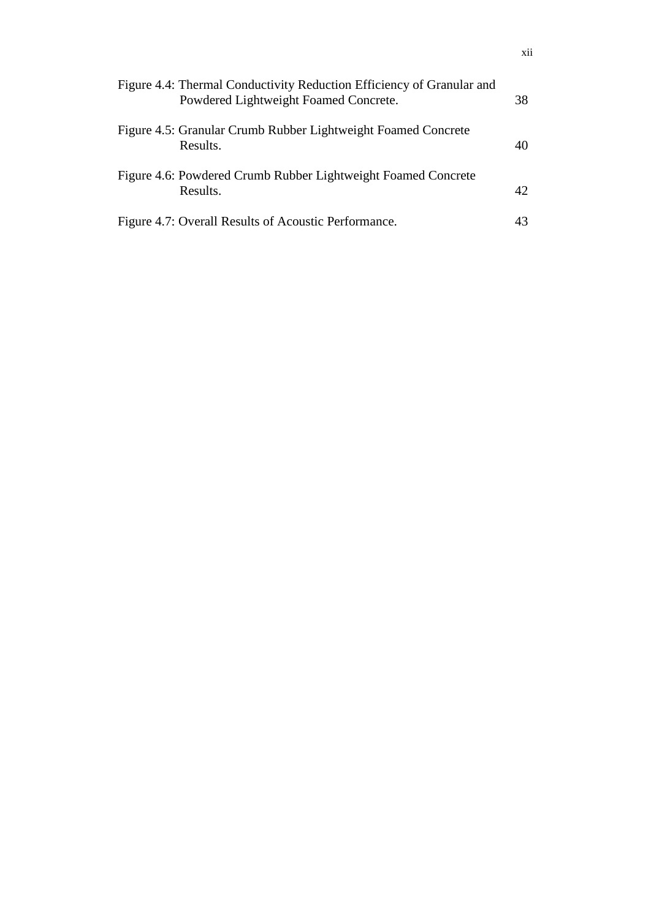| | |
|---|---|
| Figure 4.4: Thermal Conductivity Reduction Efficiency of Granular and Powdered Lightweight Foamed Concrete. | 38 |
| Figure 4.5: Granular Crumb Rubber Lightweight Foamed Concrete Results. | 40 |
| Figure 4.6: Powdered Crumb Rubber Lightweight Foamed Concrete Results. | 42 |
| Figure 4.7: Overall Results of Acoustic Performance. | 43 |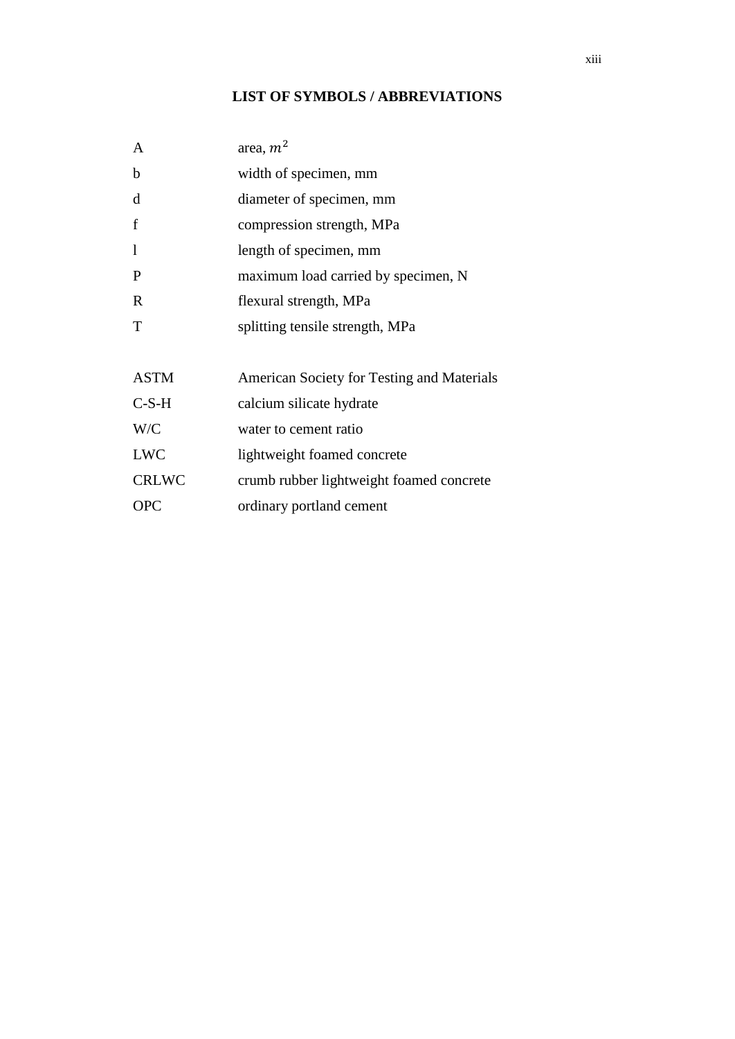# LIST OF SYMBOLS / ABBREVIATIONS

| | |
|---|---|
| A | area, $m^2$ |
| b | width of specimen, mm |
| d | diameter of specimen, mm |
| f | compression strength, MPa |
| l | length of specimen, mm |
| P | maximum load carried by specimen, N |
| R | flexural strength, MPa |
| T | splitting tensile strength, MPa |

| | |
|---|---|
| ASTM | American Society for Testing and Materials |
| C-S-H | calcium silicate hydrate |
| W/C | water to cement ratio |
| LWC | lightweight foamed concrete |
| CRLWC | crumb rubber lightweight foamed concrete |
| OPC | ordinary portland cement |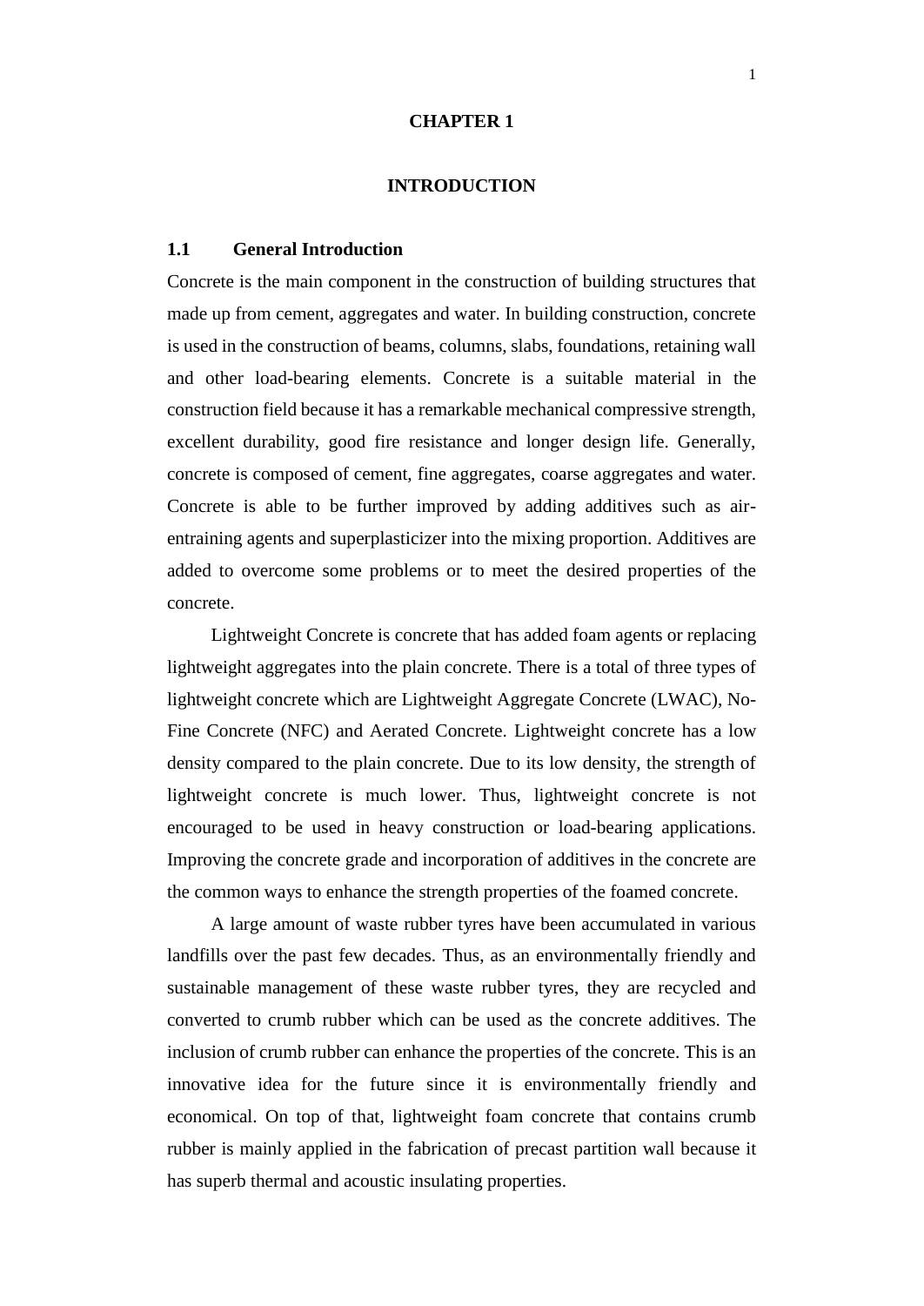# CHAPTER 1

# INTRODUCTION

## 1.1 General Introduction

Concrete is the main component in the construction of building structures that made up from cement, aggregates and water. In building construction, concrete is used in the construction of beams, columns, slabs, foundations, retaining wall and other load-bearing elements. Concrete is a suitable material in the construction field because it has a remarkable mechanical compressive strength, excellent durability, good fire resistance and longer design life. Generally, concrete is composed of cement, fine aggregates, coarse aggregates and water. Concrete is able to be further improved by adding additives such as air-entraining agents and superplasticizer into the mixing proportion. Additives are added to overcome some problems or to meet the desired properties of the concrete.

Lightweight Concrete is concrete that has added foam agents or replacing lightweight aggregates into the plain concrete. There is a total of three types of lightweight concrete which are Lightweight Aggregate Concrete (LWAC), No-Fine Concrete (NFC) and Aerated Concrete. Lightweight concrete has a low density compared to the plain concrete. Due to its low density, the strength of lightweight concrete is much lower. Thus, lightweight concrete is not encouraged to be used in heavy construction or load-bearing applications. Improving the concrete grade and incorporation of additives in the concrete are the common ways to enhance the strength properties of the foamed concrete.

A large amount of waste rubber tyres have been accumulated in various landfills over the past few decades. Thus, as an environmentally friendly and sustainable management of these waste rubber tyres, they are recycled and converted to crumb rubber which can be used as the concrete additives. The inclusion of crumb rubber can enhance the properties of the concrete. This is an innovative idea for the future since it is environmentally friendly and economical. On top of that, lightweight foam concrete that contains crumb rubber is mainly applied in the fabrication of precast partition wall because it has superb thermal and acoustic insulating properties.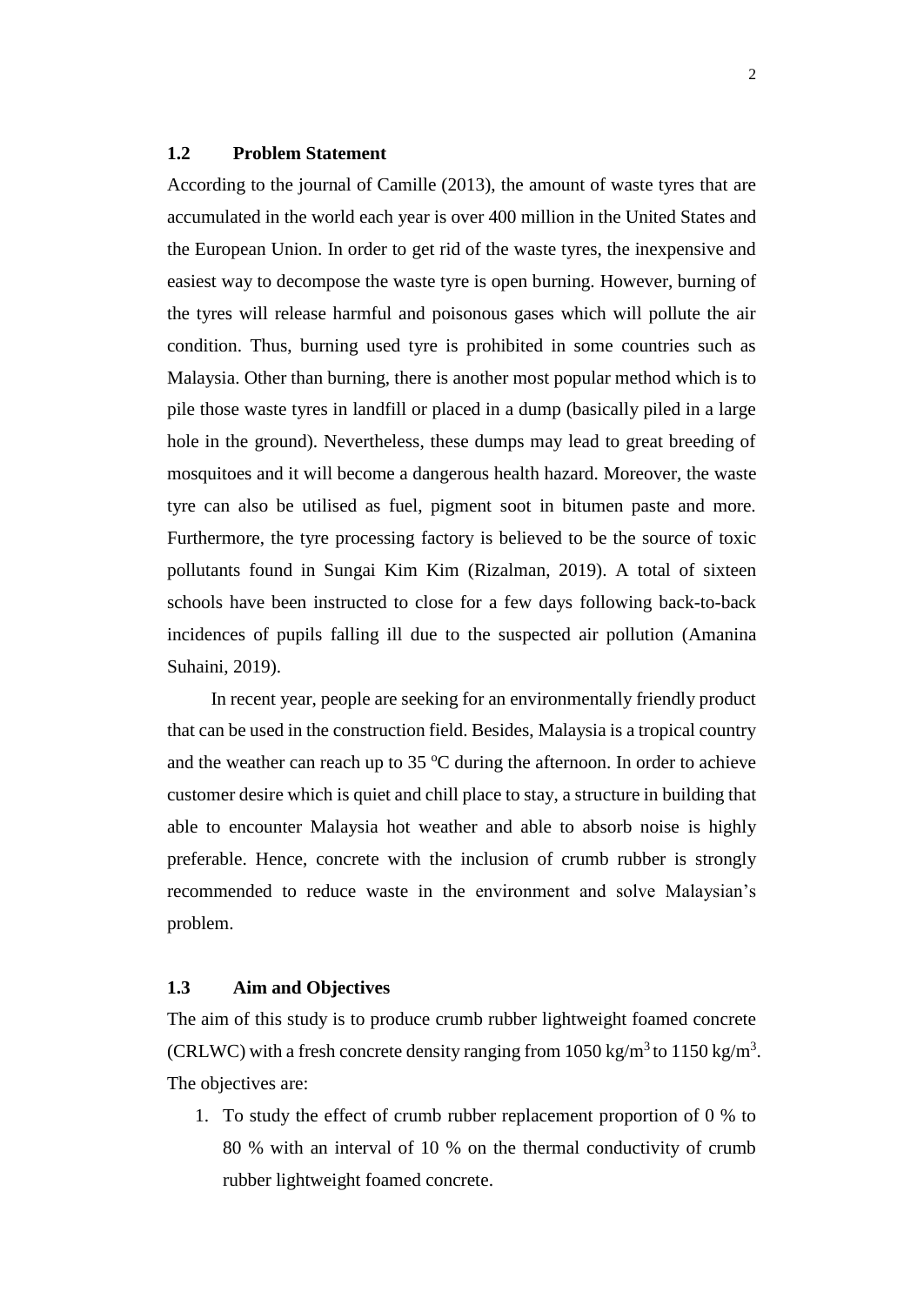## 1.2 Problem Statement

According to the journal of Camille (2013), the amount of waste tyres that are accumulated in the world each year is over 400 million in the United States and the European Union. In order to get rid of the waste tyres, the inexpensive and easiest way to decompose the waste tyre is open burning. However, burning of the tyres will release harmful and poisonous gases which will pollute the air condition. Thus, burning used tyre is prohibited in some countries such as Malaysia. Other than burning, there is another most popular method which is to pile those waste tyres in landfill or placed in a dump (basically piled in a large hole in the ground). Nevertheless, these dumps may lead to great breeding of mosquitoes and it will become a dangerous health hazard. Moreover, the waste tyre can also be utilised as fuel, pigment soot in bitumen paste and more. Furthermore, the tyre processing factory is believed to be the source of toxic pollutants found in Sungai Kim Kim (Rizalman, 2019). A total of sixteen schools have been instructed to close for a few days following back-to-back incidences of pupils falling ill due to the suspected air pollution (Amanina Suhaini, 2019).

In recent year, people are seeking for an environmentally friendly product that can be used in the construction field. Besides, Malaysia is a tropical country and the weather can reach up to 35 $^{o}$C during the afternoon. In order to achieve customer desire which is quiet and chill place to stay, a structure in building that able to encounter Malaysia hot weather and able to absorb noise is highly preferable. Hence, concrete with the inclusion of crumb rubber is strongly recommended to reduce waste in the environment and solve Malaysian's problem.

## 1.3 Aim and Objectives

The aim of this study is to produce crumb rubber lightweight foamed concrete (CRLWC) with a fresh concrete density ranging from 1050 kg/m$^3$ to 1150 kg/m$^3$. The objectives are:

1. To study the effect of crumb rubber replacement proportion of 0 % to 80 % with an interval of 10 % on the thermal conductivity of crumb rubber lightweight foamed concrete.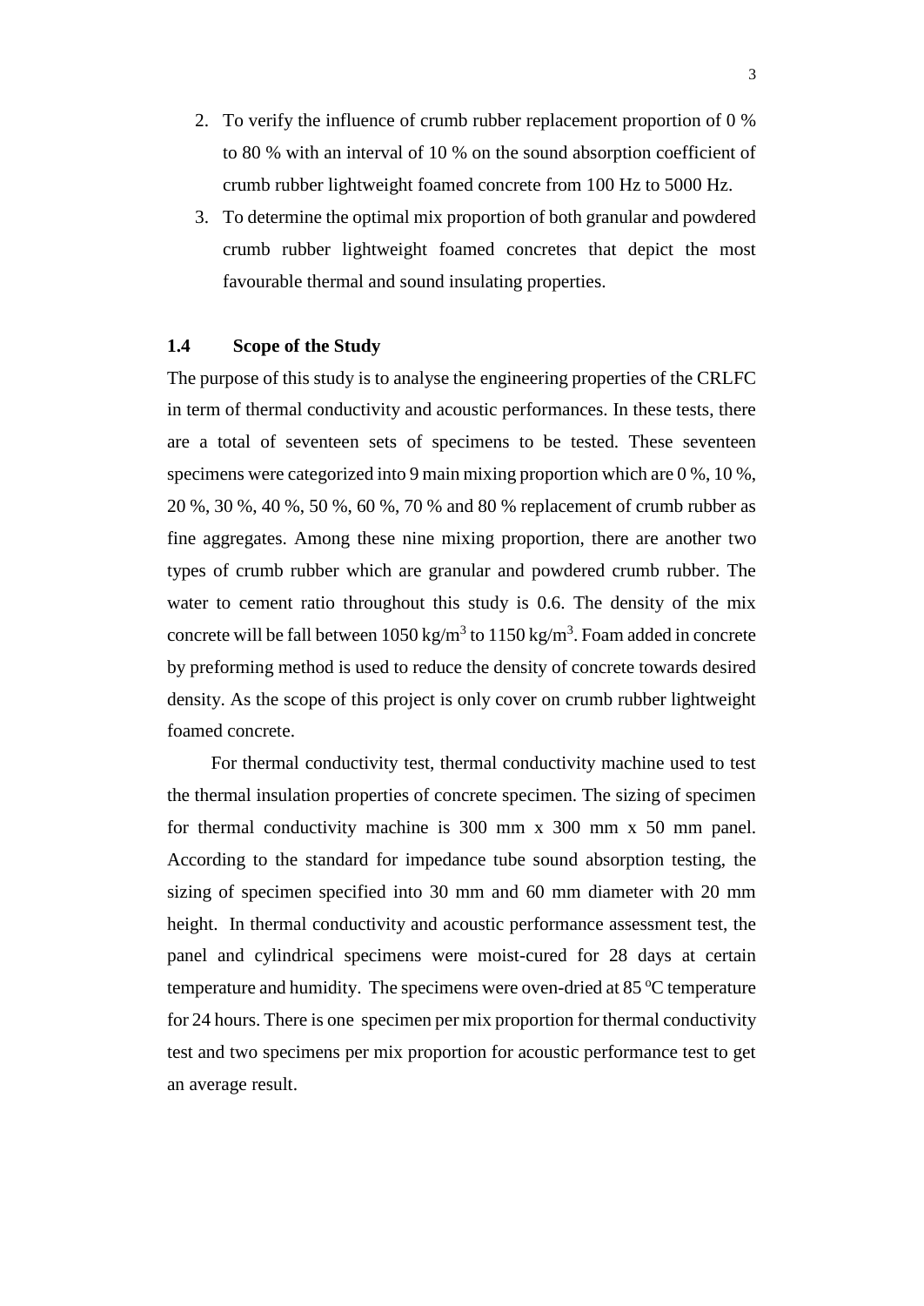2. To verify the influence of crumb rubber replacement proportion of 0 % to 80 % with an interval of 10 % on the sound absorption coefficient of crumb rubber lightweight foamed concrete from 100 Hz to 5000 Hz.
3. To determine the optimal mix proportion of both granular and powdered crumb rubber lightweight foamed concretes that depict the most favourable thermal and sound insulating properties.

### 1.4 Scope of the Study

The purpose of this study is to analyse the engineering properties of the CRLFC in term of thermal conductivity and acoustic performances. In these tests, there are a total of seventeen sets of specimens to be tested. These seventeen specimens were categorized into 9 main mixing proportion which are 0 %, 10 %, 20 %, 30 %, 40 %, 50 %, 60 %, 70 % and 80 % replacement of crumb rubber as fine aggregates. Among these nine mixing proportion, there are another two types of crumb rubber which are granular and powdered crumb rubber. The water to cement ratio throughout this study is 0.6. The density of the mix concrete will be fall between 1050 kg/m$^3$ to 1150 kg/m$^3$. Foam added in concrete by preforming method is used to reduce the density of concrete towards desired density. As the scope of this project is only cover on crumb rubber lightweight foamed concrete.

For thermal conductivity test, thermal conductivity machine used to test the thermal insulation properties of concrete specimen. The sizing of specimen for thermal conductivity machine is 300 mm x 300 mm x 50 mm panel. According to the standard for impedance tube sound absorption testing, the sizing of specimen specified into 30 mm and 60 mm diameter with 20 mm height. In thermal conductivity and acoustic performance assessment test, the panel and cylindrical specimens were moist-cured for 28 days at certain temperature and humidity. The specimens were oven-dried at 85 $^o$C temperature for 24 hours. There is one specimen per mix proportion for thermal conductivity test and two specimens per mix proportion for acoustic performance test to get an average result.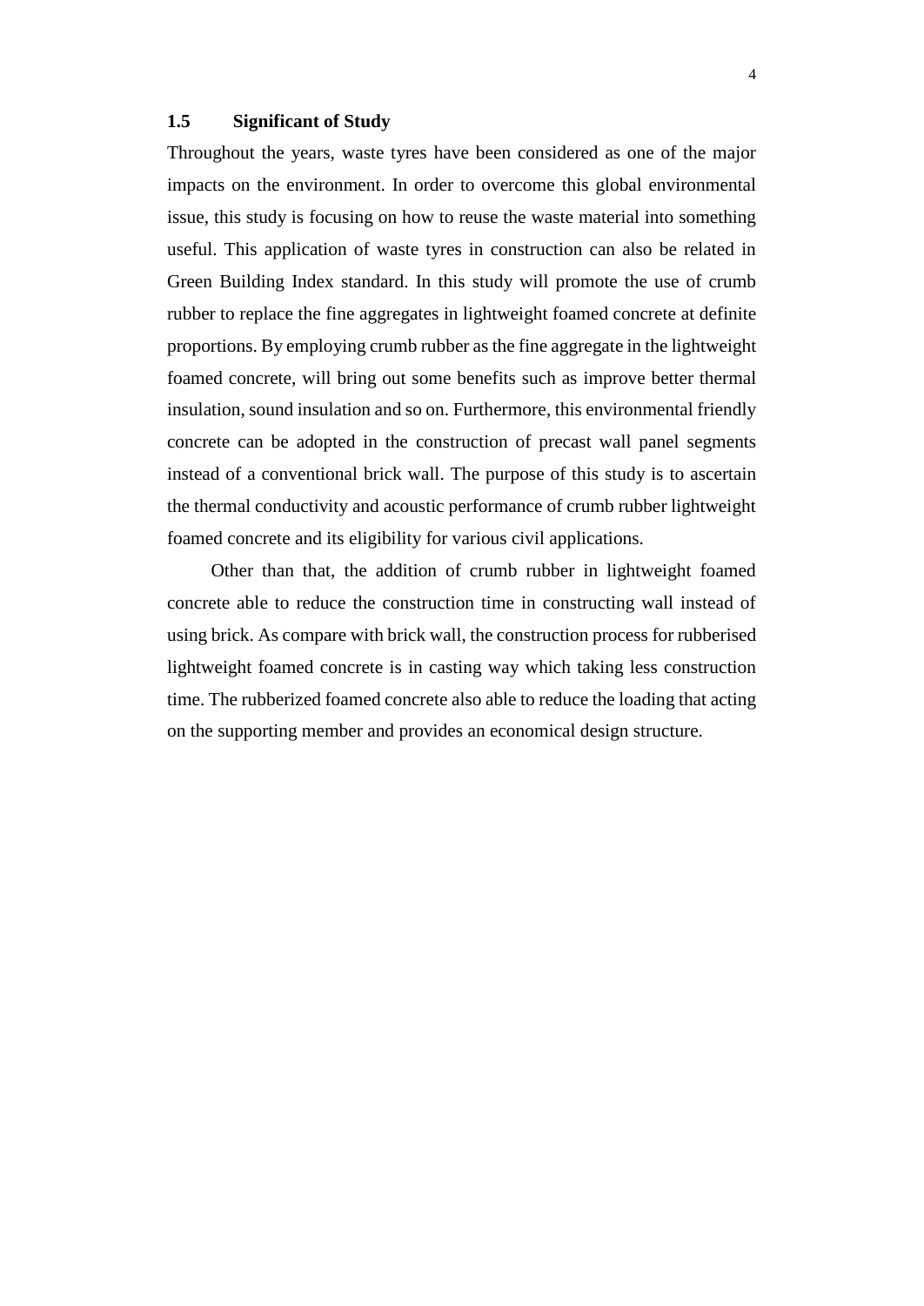## 1.5 Significant of Study

Throughout the years, waste tyres have been considered as one of the major impacts on the environment. In order to overcome this global environmental issue, this study is focusing on how to reuse the waste material into something useful. This application of waste tyres in construction can also be related in Green Building Index standard. In this study will promote the use of crumb rubber to replace the fine aggregates in lightweight foamed concrete at definite proportions. By employing crumb rubber as the fine aggregate in the lightweight foamed concrete, will bring out some benefits such as improve better thermal insulation, sound insulation and so on. Furthermore, this environmental friendly concrete can be adopted in the construction of precast wall panel segments instead of a conventional brick wall. The purpose of this study is to ascertain the thermal conductivity and acoustic performance of crumb rubber lightweight foamed concrete and its eligibility for various civil applications.

Other than that, the addition of crumb rubber in lightweight foamed concrete able to reduce the construction time in constructing wall instead of using brick. As compare with brick wall, the construction process for rubberised lightweight foamed concrete is in casting way which taking less construction time. The rubberized foamed concrete also able to reduce the loading that acting on the supporting member and provides an economical design structure.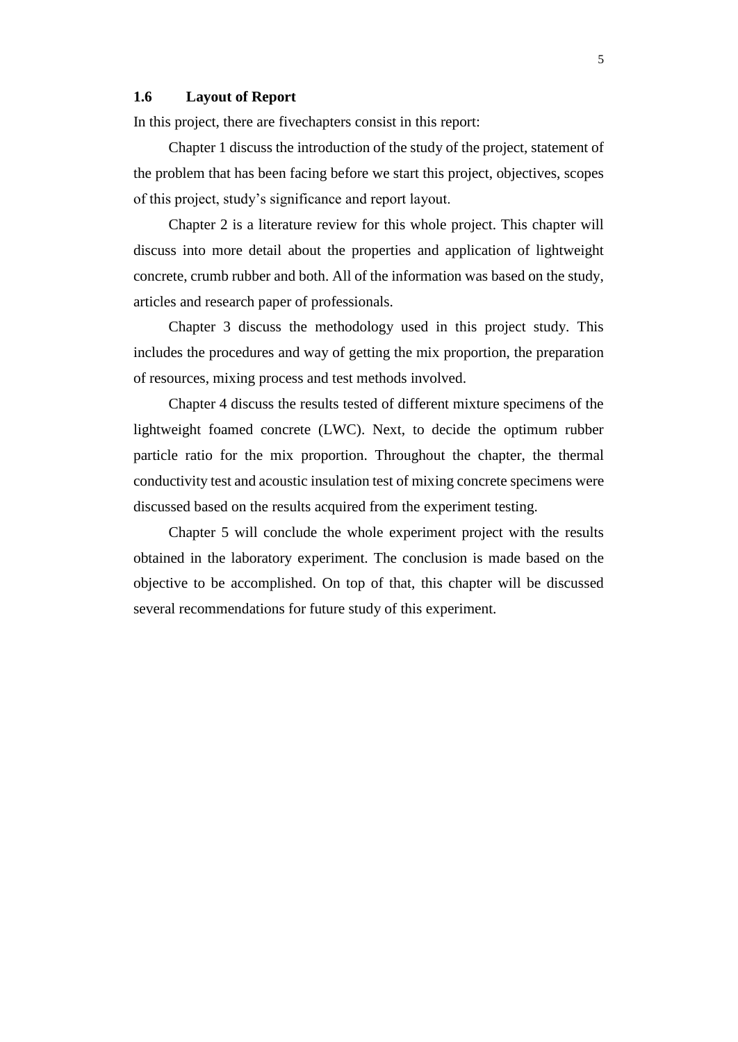### 1.6 Layout of Report

In this project, there are fivechapters consist in this report:

Chapter 1 discuss the introduction of the study of the project, statement of the problem that has been facing before we start this project, objectives, scopes of this project, study's significance and report layout.

Chapter 2 is a literature review for this whole project. This chapter will discuss into more detail about the properties and application of lightweight concrete, crumb rubber and both. All of the information was based on the study, articles and research paper of professionals.

Chapter 3 discuss the methodology used in this project study. This includes the procedures and way of getting the mix proportion, the preparation of resources, mixing process and test methods involved.

Chapter 4 discuss the results tested of different mixture specimens of the lightweight foamed concrete (LWC). Next, to decide the optimum rubber particle ratio for the mix proportion. Throughout the chapter, the thermal conductivity test and acoustic insulation test of mixing concrete specimens were discussed based on the results acquired from the experiment testing.

Chapter 5 will conclude the whole experiment project with the results obtained in the laboratory experiment. The conclusion is made based on the objective to be accomplished. On top of that, this chapter will be discussed several recommendations for future study of this experiment.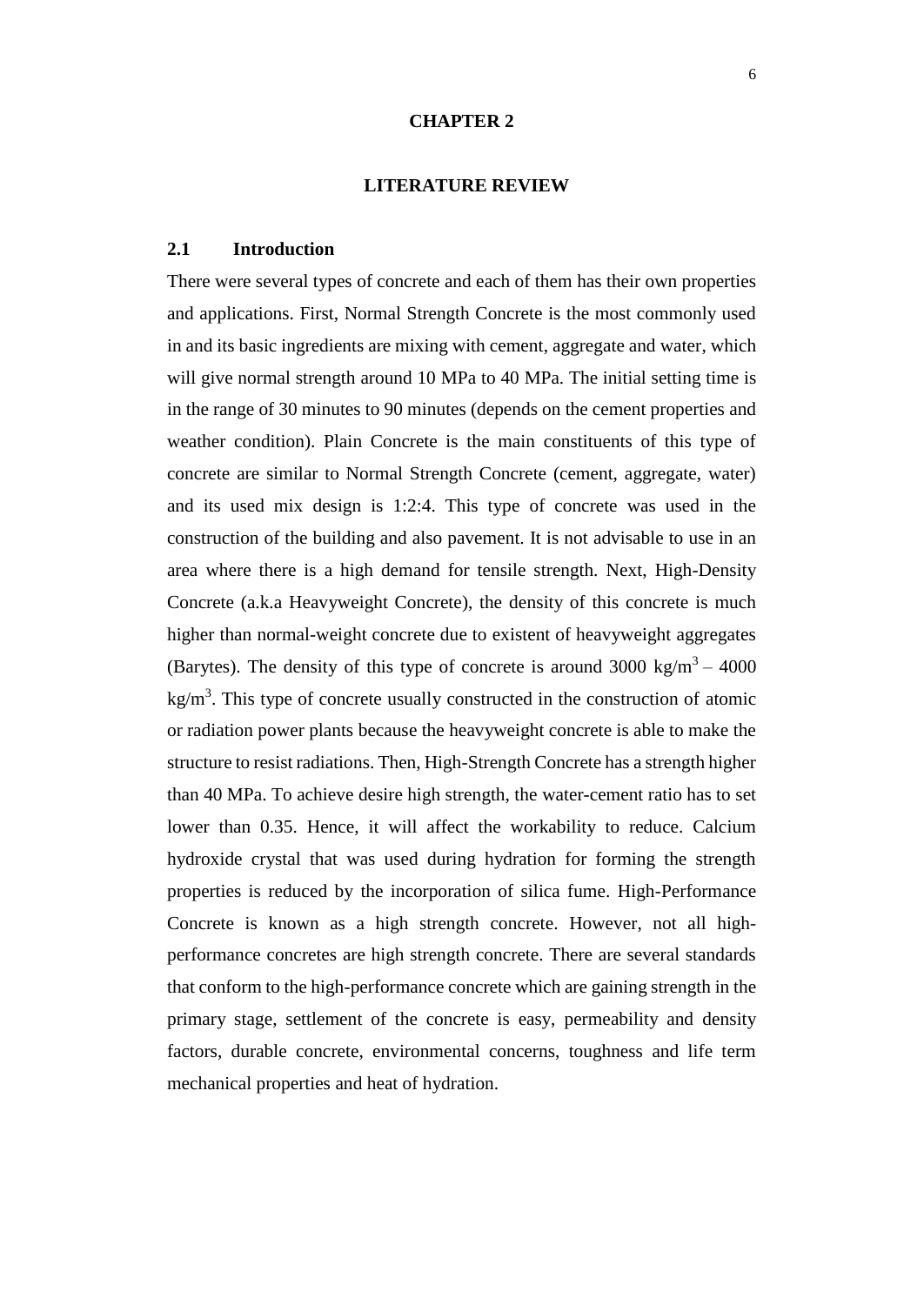# CHAPTER 2

# LITERATURE REVIEW

## 2.1 Introduction

There were several types of concrete and each of them has their own properties and applications. First, Normal Strength Concrete is the most commonly used in and its basic ingredients are mixing with cement, aggregate and water, which will give normal strength around 10 MPa to 40 MPa. The initial setting time is in the range of 30 minutes to 90 minutes (depends on the cement properties and weather condition). Plain Concrete is the main constituents of this type of concrete are similar to Normal Strength Concrete (cement, aggregate, water) and its used mix design is 1:2:4. This type of concrete was used in the construction of the building and also pavement. It is not advisable to use in an area where there is a high demand for tensile strength. Next, High-Density Concrete (a.k.a Heavyweight Concrete), the density of this concrete is much higher than normal-weight concrete due to existent of heavyweight aggregates (Barytes). The density of this type of concrete is around 3000 $kg/m^3$ – 4000 $kg/m^3$. This type of concrete usually constructed in the construction of atomic or radiation power plants because the heavyweight concrete is able to make the structure to resist radiations. Then, High-Strength Concrete has a strength higher than 40 MPa. To achieve desire high strength, the water-cement ratio has to set lower than 0.35. Hence, it will affect the workability to reduce. Calcium hydroxide crystal that was used during hydration for forming the strength properties is reduced by the incorporation of silica fume. High-Performance Concrete is known as a high strength concrete. However, not all high-performance concretes are high strength concrete. There are several standards that conform to the high-performance concrete which are gaining strength in the primary stage, settlement of the concrete is easy, permeability and density factors, durable concrete, environmental concerns, toughness and life term mechanical properties and heat of hydration.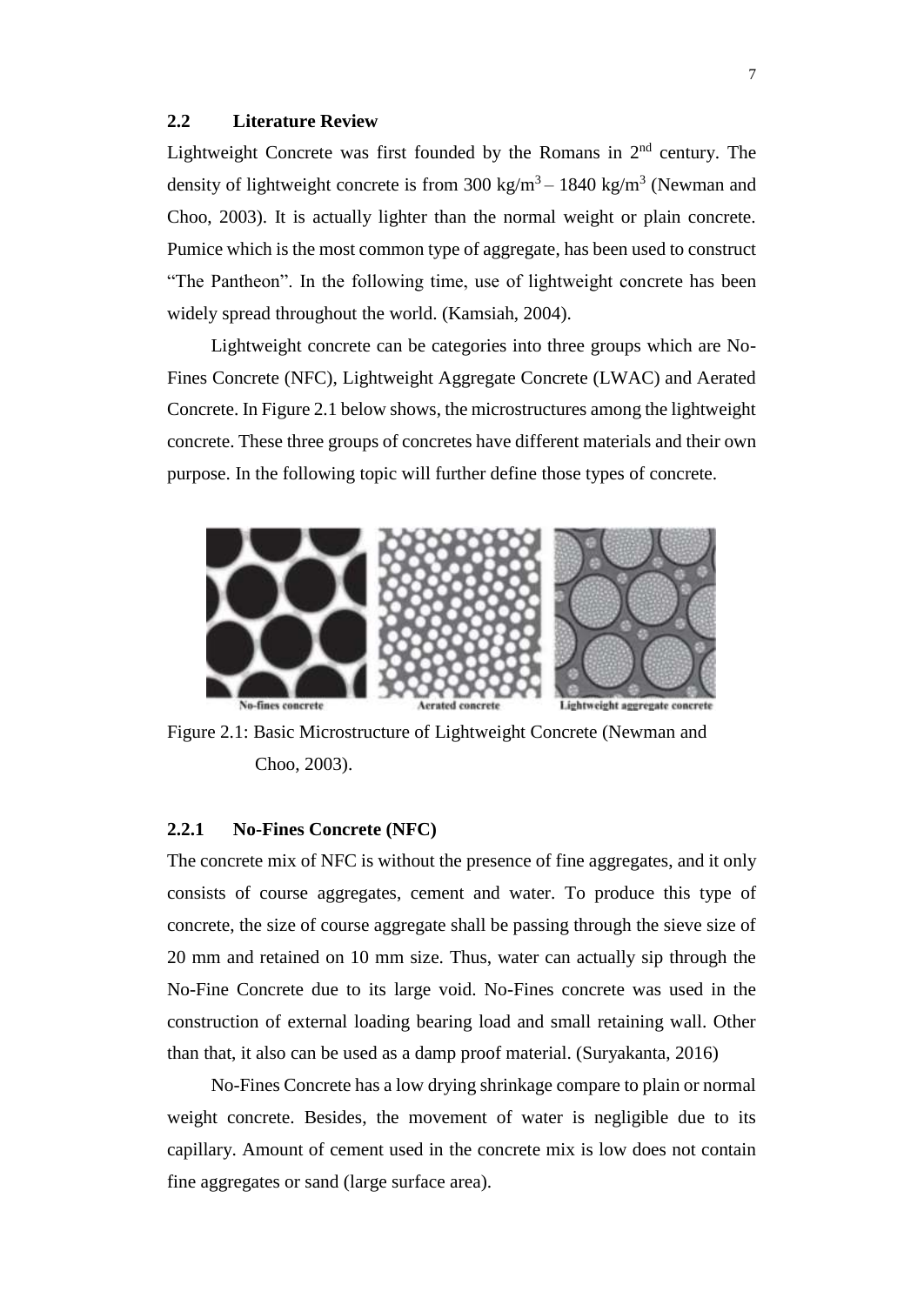## 2.2 Literature Review

Lightweight Concrete was first founded by the Romans in 2$^{nd}$ century. The density of lightweight concrete is from 300 kg/m$^3$ – 1840 kg/m$^3$ (Newman and Choo, 2003). It is actually lighter than the normal weight or plain concrete. Pumice which is the most common type of aggregate, has been used to construct "The Pantheon". In the following time, use of lightweight concrete has been widely spread throughout the world. (Kamsiah, 2004).

Lightweight concrete can be categories into three groups which are No-Fines Concrete (NFC), Lightweight Aggregate Concrete (LWAC) and Aerated Concrete. In Figure 2.1 below shows, the microstructures among the lightweight concrete. These three groups of concretes have different materials and their own purpose. In the following topic will further define those types of concrete.

No-fines concrete    Aerated concrete    Lightweight aggregate concrete

Figure 2.1: Basic Microstructure of Lightweight Concrete (Newman and Choo, 2003).

### 2.2.1 No-Fines Concrete (NFC)

The concrete mix of NFC is without the presence of fine aggregates, and it only consists of course aggregates, cement and water. To produce this type of concrete, the size of course aggregate shall be passing through the sieve size of 20 mm and retained on 10 mm size. Thus, water can actually sip through the No-Fine Concrete due to its large void. No-Fines concrete was used in the construction of external loading bearing load and small retaining wall. Other than that, it also can be used as a damp proof material. (Suryakanta, 2016)

No-Fines Concrete has a low drying shrinkage compare to plain or normal weight concrete. Besides, the movement of water is negligible due to its capillary. Amount of cement used in the concrete mix is low does not contain fine aggregates or sand (large surface area).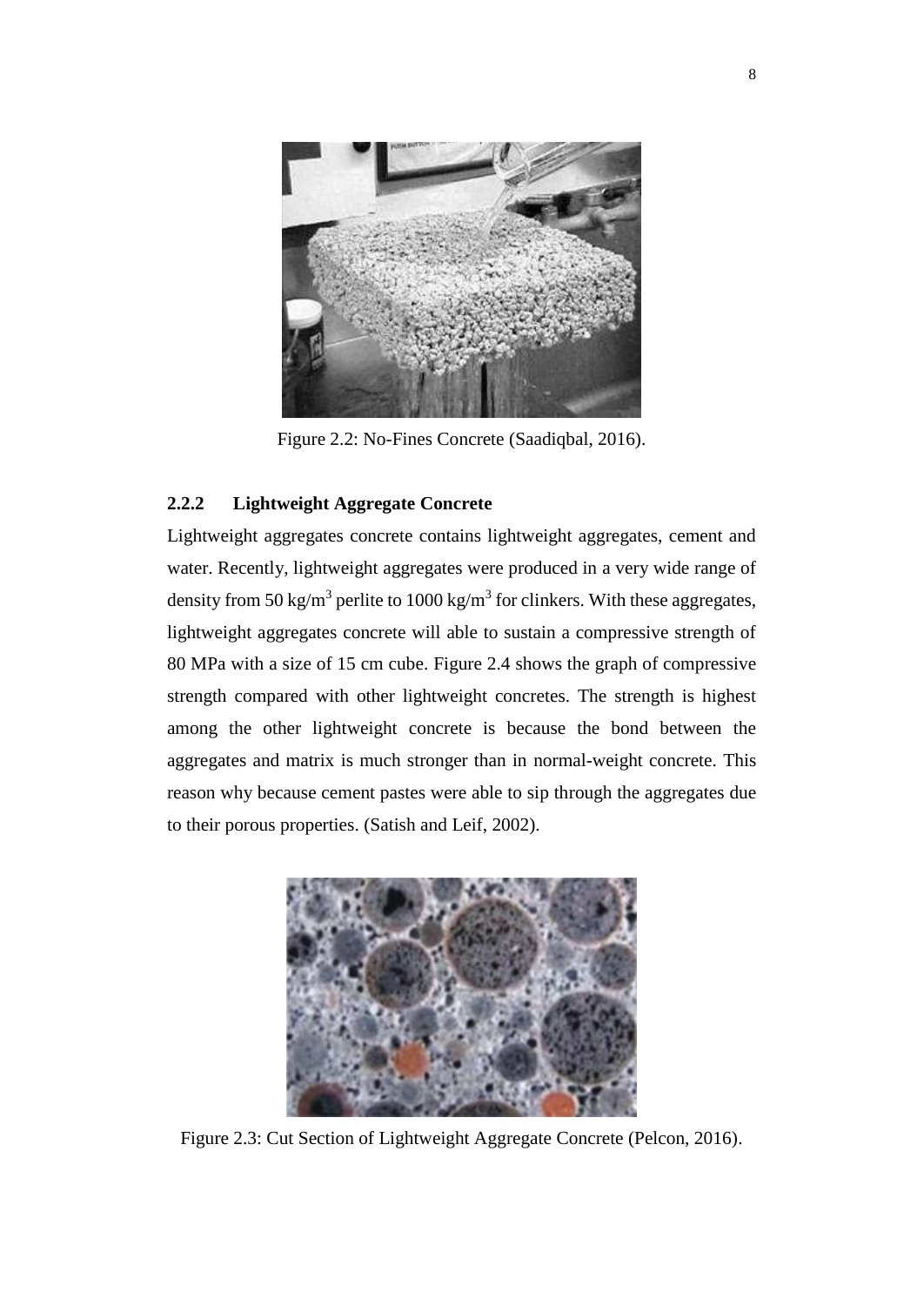Figure 2.2: No-Fines Concrete (Saadiqbal, 2016).

### 2.2.2 Lightweight Aggregate Concrete

Lightweight aggregates concrete contains lightweight aggregates, cement and water. Recently, lightweight aggregates were produced in a very wide range of density from 50 kg/m$^3$ perlite to 1000 kg/m$^3$ for clinkers. With these aggregates, lightweight aggregates concrete will able to sustain a compressive strength of 80 MPa with a size of 15 cm cube. Figure 2.4 shows the graph of compressive strength compared with other lightweight concretes. The strength is highest among the other lightweight concrete is because the bond between the aggregates and matrix is much stronger than in normal-weight concrete. This reason why because cement pastes were able to sip through the aggregates due to their porous properties. (Satish and Leif, 2002).

Figure 2.3: Cut Section of Lightweight Aggregate Concrete (Pelcon, 2016).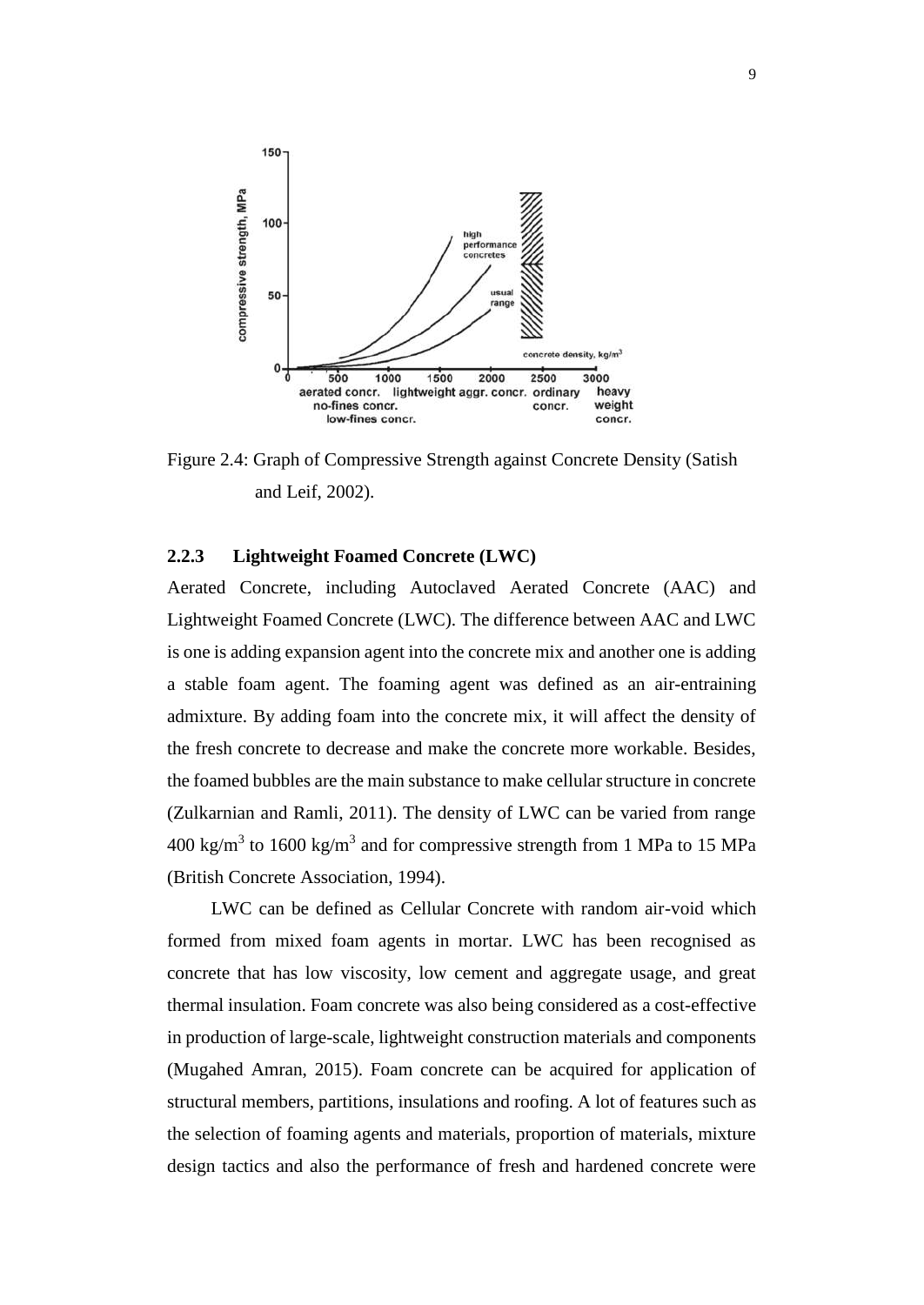Figure 2.4: Graph of Compressive Strength against Concrete Density (Satish and Leif, 2002).

### 2.2.3 Lightweight Foamed Concrete (LWC)

Aerated Concrete, including Autoclaved Aerated Concrete (AAC) and Lightweight Foamed Concrete (LWC). The difference between AAC and LWC is one is adding expansion agent into the concrete mix and another one is adding a stable foam agent. The foaming agent was defined as an air-entraining admixture. By adding foam into the concrete mix, it will affect the density of the fresh concrete to decrease and make the concrete more workable. Besides, the foamed bubbles are the main substance to make cellular structure in concrete (Zulkarnian and Ramli, 2011). The density of LWC can be varied from range 400 kg/m$^3$ to 1600 kg/m$^3$ and for compressive strength from 1 MPa to 15 MPa (British Concrete Association, 1994).

LWC can be defined as Cellular Concrete with random air-void which formed from mixed foam agents in mortar. LWC has been recognised as concrete that has low viscosity, low cement and aggregate usage, and great thermal insulation. Foam concrete was also being considered as a cost-effective in production of large-scale, lightweight construction materials and components (Mugahed Amran, 2015). Foam concrete can be acquired for application of structural members, partitions, insulations and roofing. A lot of features such as the selection of foaming agents and materials, proportion of materials, mixture design tactics and also the performance of fresh and hardened concrete were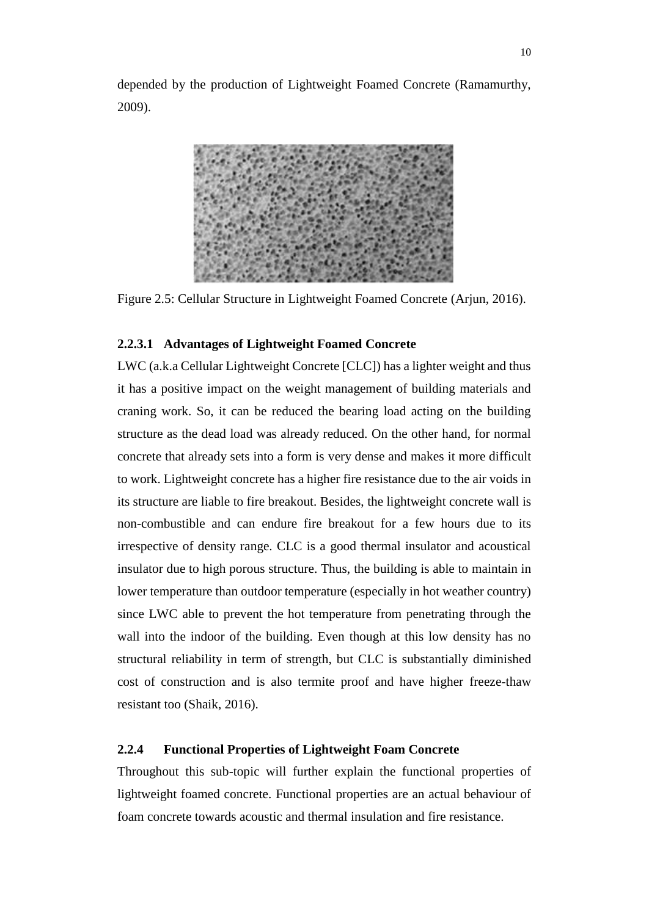depended by the production of Lightweight Foamed Concrete (Ramamurthy, 2009).

Figure 2.5: Cellular Structure in Lightweight Foamed Concrete (Arjun, 2016).

#### 2.2.3.1 Advantages of Lightweight Foamed Concrete

LWC (a.k.a Cellular Lightweight Concrete [CLC]) has a lighter weight and thus it has a positive impact on the weight management of building materials and craning work. So, it can be reduced the bearing load acting on the building structure as the dead load was already reduced. On the other hand, for normal concrete that already sets into a form is very dense and makes it more difficult to work. Lightweight concrete has a higher fire resistance due to the air voids in its structure are liable to fire breakout. Besides, the lightweight concrete wall is non-combustible and can endure fire breakout for a few hours due to its irrespective of density range. CLC is a good thermal insulator and acoustical insulator due to high porous structure. Thus, the building is able to maintain in lower temperature than outdoor temperature (especially in hot weather country) since LWC able to prevent the hot temperature from penetrating through the wall into the indoor of the building. Even though at this low density has no structural reliability in term of strength, but CLC is substantially diminished cost of construction and is also termite proof and have higher freeze-thaw resistant too (Shaik, 2016).

### 2.2.4 Functional Properties of Lightweight Foam Concrete

Throughout this sub-topic will further explain the functional properties of lightweight foamed concrete. Functional properties are an actual behaviour of foam concrete towards acoustic and thermal insulation and fire resistance.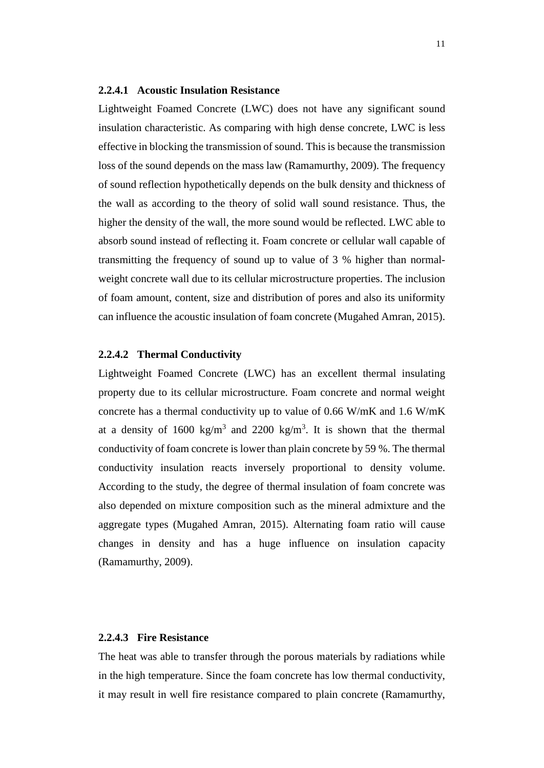#### 2.2.4.1 Acoustic Insulation Resistance

Lightweight Foamed Concrete (LWC) does not have any significant sound insulation characteristic. As comparing with high dense concrete, LWC is less effective in blocking the transmission of sound. This is because the transmission loss of the sound depends on the mass law (Ramamurthy, 2009). The frequency of sound reflection hypothetically depends on the bulk density and thickness of the wall as according to the theory of solid wall sound resistance. Thus, the higher the density of the wall, the more sound would be reflected. LWC able to absorb sound instead of reflecting it. Foam concrete or cellular wall capable of transmitting the frequency of sound up to value of 3 % higher than normal-weight concrete wall due to its cellular microstructure properties. The inclusion of foam amount, content, size and distribution of pores and also its uniformity can influence the acoustic insulation of foam concrete (Mugahed Amran, 2015).

#### 2.2.4.2 Thermal Conductivity

Lightweight Foamed Concrete (LWC) has an excellent thermal insulating property due to its cellular microstructure. Foam concrete and normal weight concrete has a thermal conductivity up to value of 0.66 W/mK and 1.6 W/mK at a density of 1600 $kg/m^3$ and 2200 $kg/m^3$. It is shown that the thermal conductivity of foam concrete is lower than plain concrete by 59 %. The thermal conductivity insulation reacts inversely proportional to density volume. According to the study, the degree of thermal insulation of foam concrete was also depended on mixture composition such as the mineral admixture and the aggregate types (Mugahed Amran, 2015). Alternating foam ratio will cause changes in density and has a huge influence on insulation capacity (Ramamurthy, 2009).

#### 2.2.4.3 Fire Resistance

The heat was able to transfer through the porous materials by radiations while in the high temperature. Since the foam concrete has low thermal conductivity, it may result in well fire resistance compared to plain concrete (Ramamurthy,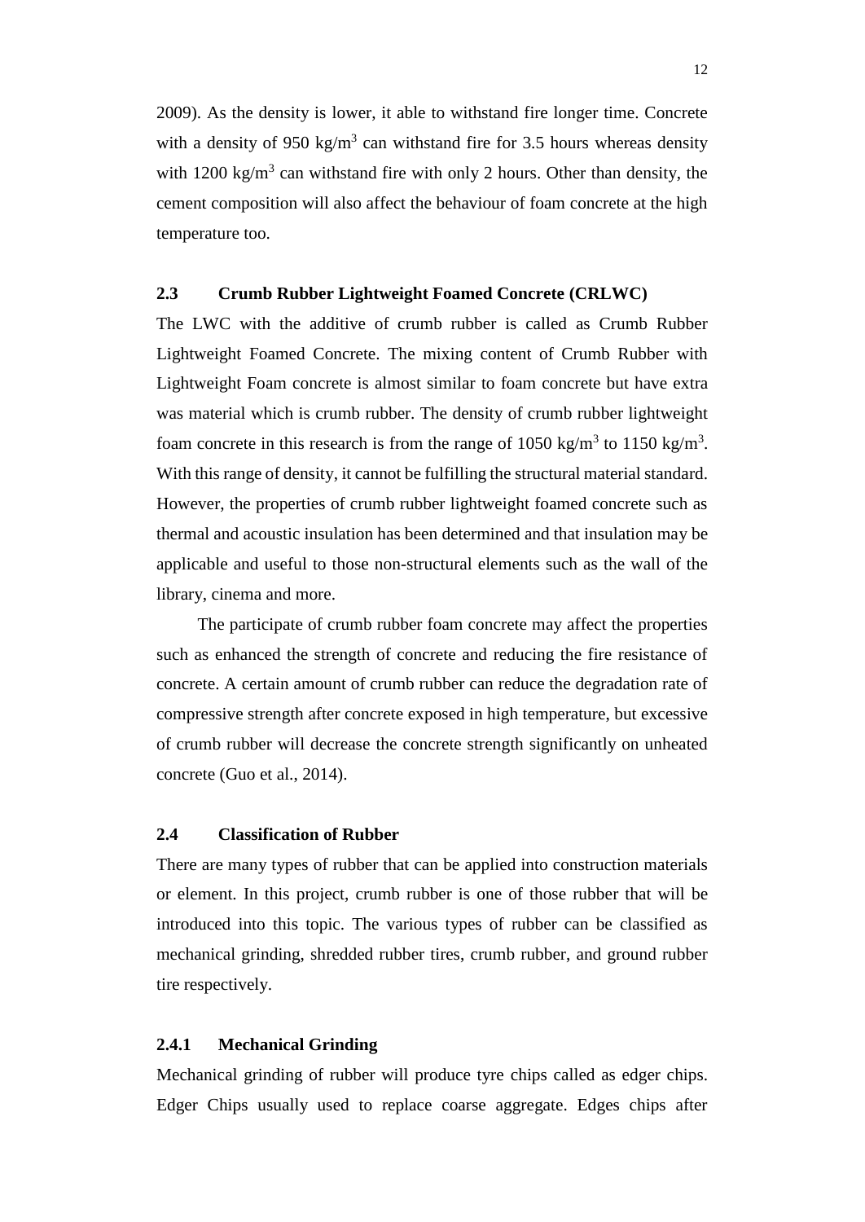2009). As the density is lower, it able to withstand fire longer time. Concrete with a density of 950 $kg/m^3$ can withstand fire for 3.5 hours whereas density with 1200 $kg/m^3$ can withstand fire with only 2 hours. Other than density, the cement composition will also affect the behaviour of foam concrete at the high temperature too.

## 2.3 Crumb Rubber Lightweight Foamed Concrete (CRLWC)

The LWC with the additive of crumb rubber is called as Crumb Rubber Lightweight Foamed Concrete. The mixing content of Crumb Rubber with Lightweight Foam concrete is almost similar to foam concrete but have extra was material which is crumb rubber. The density of crumb rubber lightweight foam concrete in this research is from the range of 1050 $kg/m^3$ to 1150 $kg/m^3$. With this range of density, it cannot be fulfilling the structural material standard. However, the properties of crumb rubber lightweight foamed concrete such as thermal and acoustic insulation has been determined and that insulation may be applicable and useful to those non-structural elements such as the wall of the library, cinema and more.

The participate of crumb rubber foam concrete may affect the properties such as enhanced the strength of concrete and reducing the fire resistance of concrete. A certain amount of crumb rubber can reduce the degradation rate of compressive strength after concrete exposed in high temperature, but excessive of crumb rubber will decrease the concrete strength significantly on unheated concrete (Guo et al., 2014).

## 2.4 Classification of Rubber

There are many types of rubber that can be applied into construction materials or element. In this project, crumb rubber is one of those rubber that will be introduced into this topic. The various types of rubber can be classified as mechanical grinding, shredded rubber tires, crumb rubber, and ground rubber tire respectively.

### 2.4.1 Mechanical Grinding

Mechanical grinding of rubber will produce tyre chips called as edger chips. Edger Chips usually used to replace coarse aggregate. Edges chips after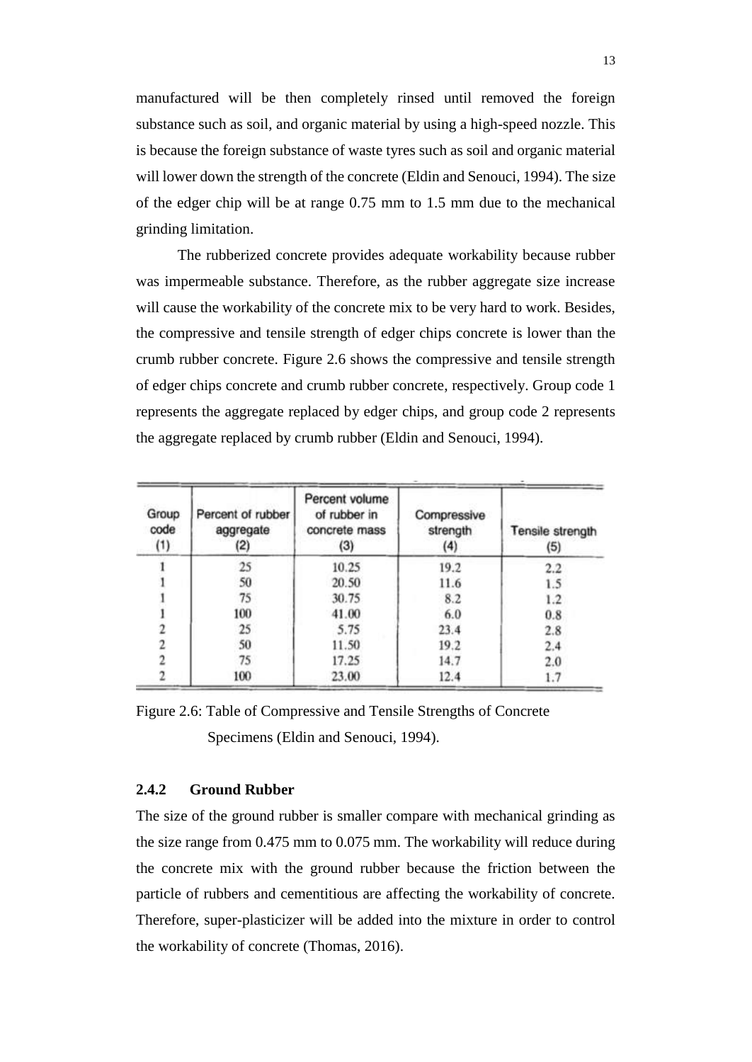manufactured will be then completely rinsed until removed the foreign substance such as soil, and organic material by using a high-speed nozzle. This is because the foreign substance of waste tyres such as soil and organic material will lower down the strength of the concrete (Eldin and Senouci, 1994). The size of the edger chip will be at range 0.75 mm to 1.5 mm due to the mechanical grinding limitation.

The rubberized concrete provides adequate workability because rubber was impermeable substance. Therefore, as the rubber aggregate size increase will cause the workability of the concrete mix to be very hard to work. Besides, the compressive and tensile strength of edger chips concrete is lower than the crumb rubber concrete. Figure 2.6 shows the compressive and tensile strength of edger chips concrete and crumb rubber concrete, respectively. Group code 1 represents the aggregate replaced by edger chips, and group code 2 represents the aggregate replaced by crumb rubber (Eldin and Senouci, 1994).

| Group code (1) | Percent of rubber aggregate (2) | Percent volume of rubber in concrete mass (3) | Compressive strength (4) | Tensile strength (5) |
|---|---|---|---|---|
| 1 | 25 | 10.25 | 19.2 | 2.2 |
| 1 | 50 | 20.50 | 11.6 | 1.5 |
| 1 | 75 | 30.75 | 8.2 | 1.2 |
| 1 | 100 | 41.00 | 6.0 | 0.8 |
| 2 | 25 | 5.75 | 23.4 | 2.8 |
| 2 | 50 | 11.50 | 19.2 | 2.4 |
| 2 | 75 | 17.25 | 14.7 | 2.0 |
| 2 | 100 | 23.00 | 12.4 | 1.7 |

Figure 2.6: Table of Compressive and Tensile Strengths of Concrete Specimens (Eldin and Senouci, 1994).

### 2.4.2 Ground Rubber

The size of the ground rubber is smaller compare with mechanical grinding as the size range from 0.475 mm to 0.075 mm. The workability will reduce during the concrete mix with the ground rubber because the friction between the particle of rubbers and cementitious are affecting the workability of concrete. Therefore, super-plasticizer will be added into the mixture in order to control the workability of concrete (Thomas, 2016).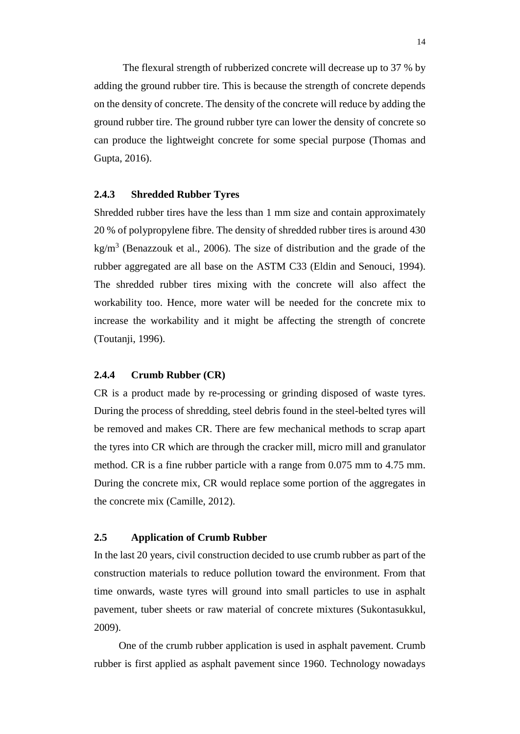The flexural strength of rubberized concrete will decrease up to 37 % by adding the ground rubber tire. This is because the strength of concrete depends on the density of concrete. The density of the concrete will reduce by adding the ground rubber tire. The ground rubber tyre can lower the density of concrete so can produce the lightweight concrete for some special purpose (Thomas and Gupta, 2016).

### 2.4.3 Shredded Rubber Tyres

Shredded rubber tires have the less than 1 mm size and contain approximately 20 % of polypropylene fibre. The density of shredded rubber tires is around 430 $kg/m^3$ (Benazzouk et al., 2006). The size of distribution and the grade of the rubber aggregated are all base on the ASTM C33 (Eldin and Senouci, 1994). The shredded rubber tires mixing with the concrete will also affect the workability too. Hence, more water will be needed for the concrete mix to increase the workability and it might be affecting the strength of concrete (Toutanji, 1996).

### 2.4.4 Crumb Rubber (CR)

CR is a product made by re-processing or grinding disposed of waste tyres. During the process of shredding, steel debris found in the steel-belted tyres will be removed and makes CR. There are few mechanical methods to scrap apart the tyres into CR which are through the cracker mill, micro mill and granulator method. CR is a fine rubber particle with a range from 0.075 mm to 4.75 mm. During the concrete mix, CR would replace some portion of the aggregates in the concrete mix (Camille, 2012).

## 2.5 Application of Crumb Rubber

In the last 20 years, civil construction decided to use crumb rubber as part of the construction materials to reduce pollution toward the environment. From that time onwards, waste tyres will ground into small particles to use in asphalt pavement, tuber sheets or raw material of concrete mixtures (Sukontasukkul, 2009).

One of the crumb rubber application is used in asphalt pavement. Crumb rubber is first applied as asphalt pavement since 1960. Technology nowadays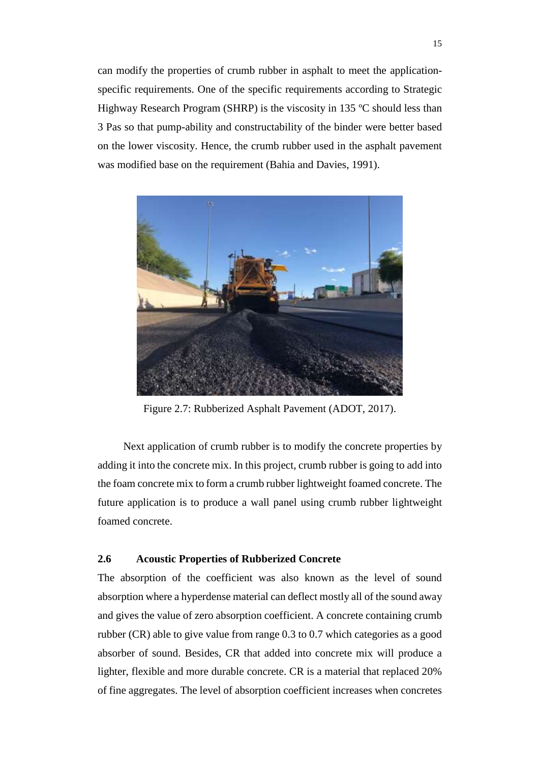can modify the properties of crumb rubber in asphalt to meet the application-specific requirements. One of the specific requirements according to Strategic Highway Research Program (SHRP) is the viscosity in 135 ºC should less than 3 Pas so that pump-ability and constructability of the binder were better based on the lower viscosity. Hence, the crumb rubber used in the asphalt pavement was modified base on the requirement (Bahia and Davies, 1991).

Figure 2.7: Rubberized Asphalt Pavement (ADOT, 2017).

Next application of crumb rubber is to modify the concrete properties by adding it into the concrete mix. In this project, crumb rubber is going to add into the foam concrete mix to form a crumb rubber lightweight foamed concrete. The future application is to produce a wall panel using crumb rubber lightweight foamed concrete.

## 2.6 Acoustic Properties of Rubberized Concrete

The absorption of the coefficient was also known as the level of sound absorption where a hyperdense material can deflect mostly all of the sound away and gives the value of zero absorption coefficient. A concrete containing crumb rubber (CR) able to give value from range 0.3 to 0.7 which categories as a good absorber of sound. Besides, CR that added into concrete mix will produce a lighter, flexible and more durable concrete. CR is a material that replaced 20% of fine aggregates. The level of absorption coefficient increases when concretes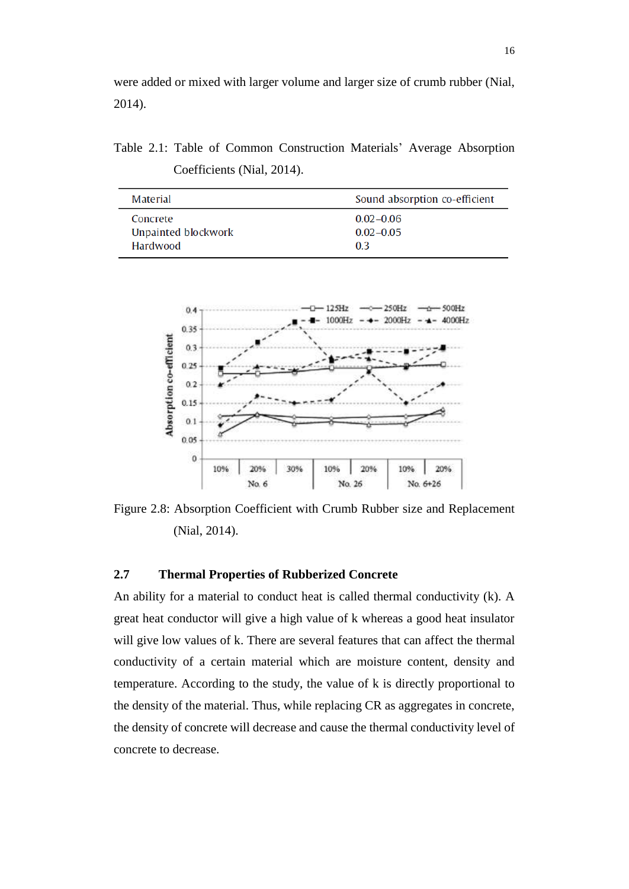were added or mixed with larger volume and larger size of crumb rubber (Nial, 2014).

Table 2.1: Table of Common Construction Materials' Average Absorption Coefficients (Nial, 2014).

| Material | Sound absorption co-efficient |
|---|---|
| Concrete | 0.02–0.06 |
| Unpainted blockwork | 0.02–0.05 |
| Hardwood | 0.3 |

Figure 2.8: Absorption Coefficient with Crumb Rubber size and Replacement (Nial, 2014).

## 2.7 Thermal Properties of Rubberized Concrete

An ability for a material to conduct heat is called thermal conductivity (k). A great heat conductor will give a high value of k whereas a good heat insulator will give low values of k. There are several features that can affect the thermal conductivity of a certain material which are moisture content, density and temperature. According to the study, the value of k is directly proportional to the density of the material. Thus, while replacing CR as aggregates in concrete, the density of concrete will decrease and cause the thermal conductivity level of concrete to decrease.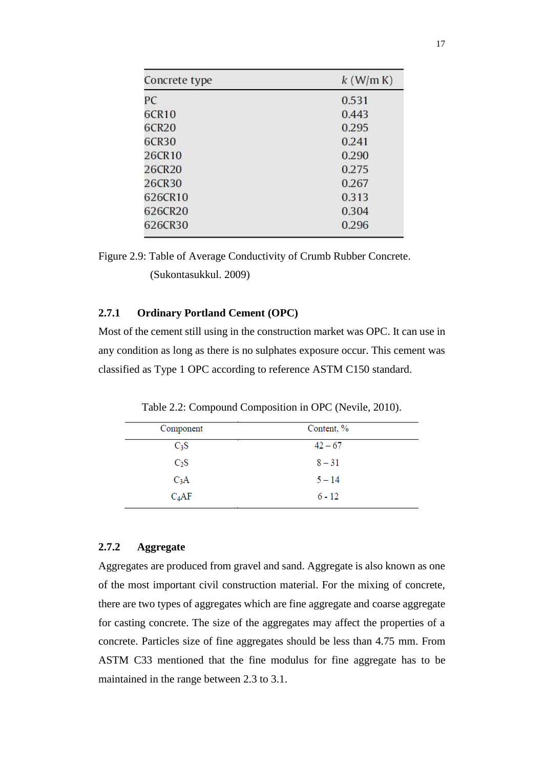| Concrete type | $k$ (W/m K) |
|---|---|
| PC | 0.531 |
| 6CR10 | 0.443 |
| 6CR20 | 0.295 |
| 6CR30 | 0.241 |
| 26CR10 | 0.290 |
| 26CR20 | 0.275 |
| 26CR30 | 0.267 |
| 626CR10 | 0.313 |
| 626CR20 | 0.304 |
| 626CR30 | 0.296 |

Figure 2.9: Table of Average Conductivity of Crumb Rubber Concrete. (Sukontasukkul. 2009)

### 2.7.1 Ordinary Portland Cement (OPC)

Most of the cement still using in the construction market was OPC. It can use in any condition as long as there is no sulphates exposure occur. This cement was classified as Type 1 OPC according to reference ASTM C150 standard.

Table 2.2: Compound Composition in OPC (Nevile, 2010).

| Component | Content, % |
|---|---|
| $C_3S$ | 42 – 67 |
| $C_2S$ | 8 – 31 |
| $C_3A$ | 5 – 14 |
| $C_4AF$ | 6 - 12 |

### 2.7.2 Aggregate

Aggregates are produced from gravel and sand. Aggregate is also known as one of the most important civil construction material. For the mixing of concrete, there are two types of aggregates which are fine aggregate and coarse aggregate for casting concrete. The size of the aggregates may affect the properties of a concrete. Particles size of fine aggregates should be less than 4.75 mm. From ASTM C33 mentioned that the fine modulus for fine aggregate has to be maintained in the range between 2.3 to 3.1.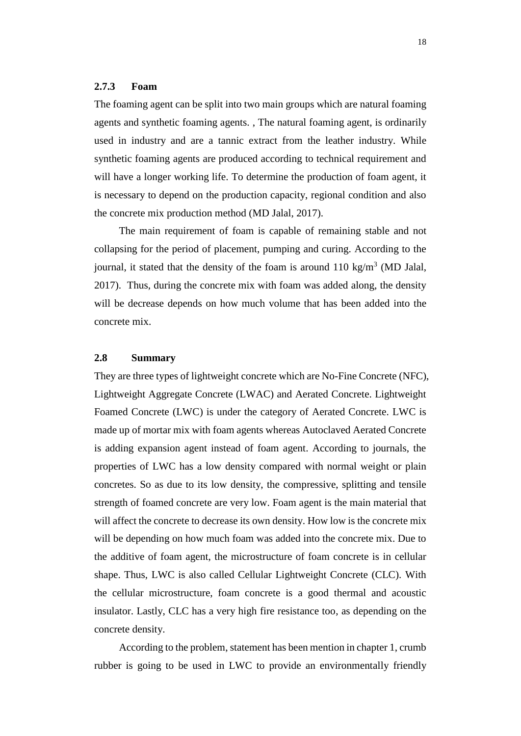### 2.7.3 Foam

The foaming agent can be split into two main groups which are natural foaming agents and synthetic foaming agents. , The natural foaming agent, is ordinarily used in industry and are a tannic extract from the leather industry. While synthetic foaming agents are produced according to technical requirement and will have a longer working life. To determine the production of foam agent, it is necessary to depend on the production capacity, regional condition and also the concrete mix production method (MD Jalal, 2017).

The main requirement of foam is capable of remaining stable and not collapsing for the period of placement, pumping and curing. According to the journal, it stated that the density of the foam is around 110 $kg/m^3$ (MD Jalal, 2017). Thus, during the concrete mix with foam was added along, the density will be decrease depends on how much volume that has been added into the concrete mix.

## 2.8 Summary

They are three types of lightweight concrete which are No-Fine Concrete (NFC), Lightweight Aggregate Concrete (LWAC) and Aerated Concrete. Lightweight Foamed Concrete (LWC) is under the category of Aerated Concrete. LWC is made up of mortar mix with foam agents whereas Autoclaved Aerated Concrete is adding expansion agent instead of foam agent. According to journals, the properties of LWC has a low density compared with normal weight or plain concretes. So as due to its low density, the compressive, splitting and tensile strength of foamed concrete are very low. Foam agent is the main material that will affect the concrete to decrease its own density. How low is the concrete mix will be depending on how much foam was added into the concrete mix. Due to the additive of foam agent, the microstructure of foam concrete is in cellular shape. Thus, LWC is also called Cellular Lightweight Concrete (CLC). With the cellular microstructure, foam concrete is a good thermal and acoustic insulator. Lastly, CLC has a very high fire resistance too, as depending on the concrete density.

According to the problem, statement has been mention in chapter 1, crumb rubber is going to be used in LWC to provide an environmentally friendly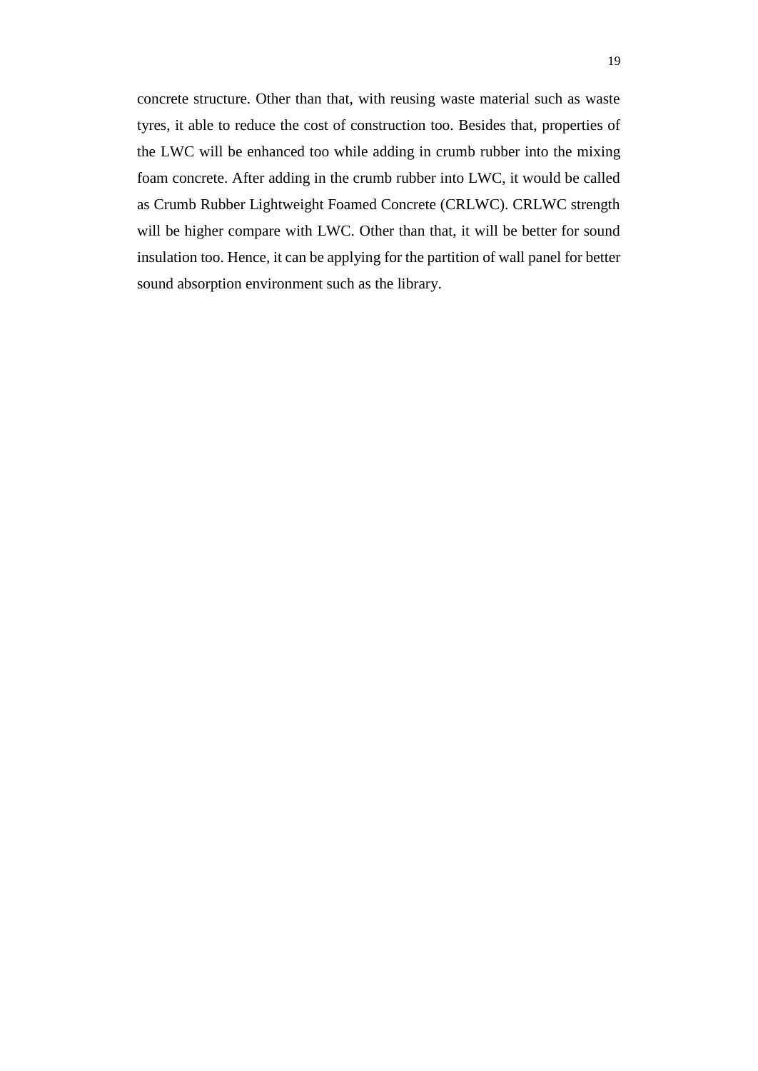concrete structure. Other than that, with reusing waste material such as waste tyres, it able to reduce the cost of construction too. Besides that, properties of the LWC will be enhanced too while adding in crumb rubber into the mixing foam concrete. After adding in the crumb rubber into LWC, it would be called as Crumb Rubber Lightweight Foamed Concrete (CRLWC). CRLWC strength will be higher compare with LWC. Other than that, it will be better for sound insulation too. Hence, it can be applying for the partition of wall panel for better sound absorption environment such as the library.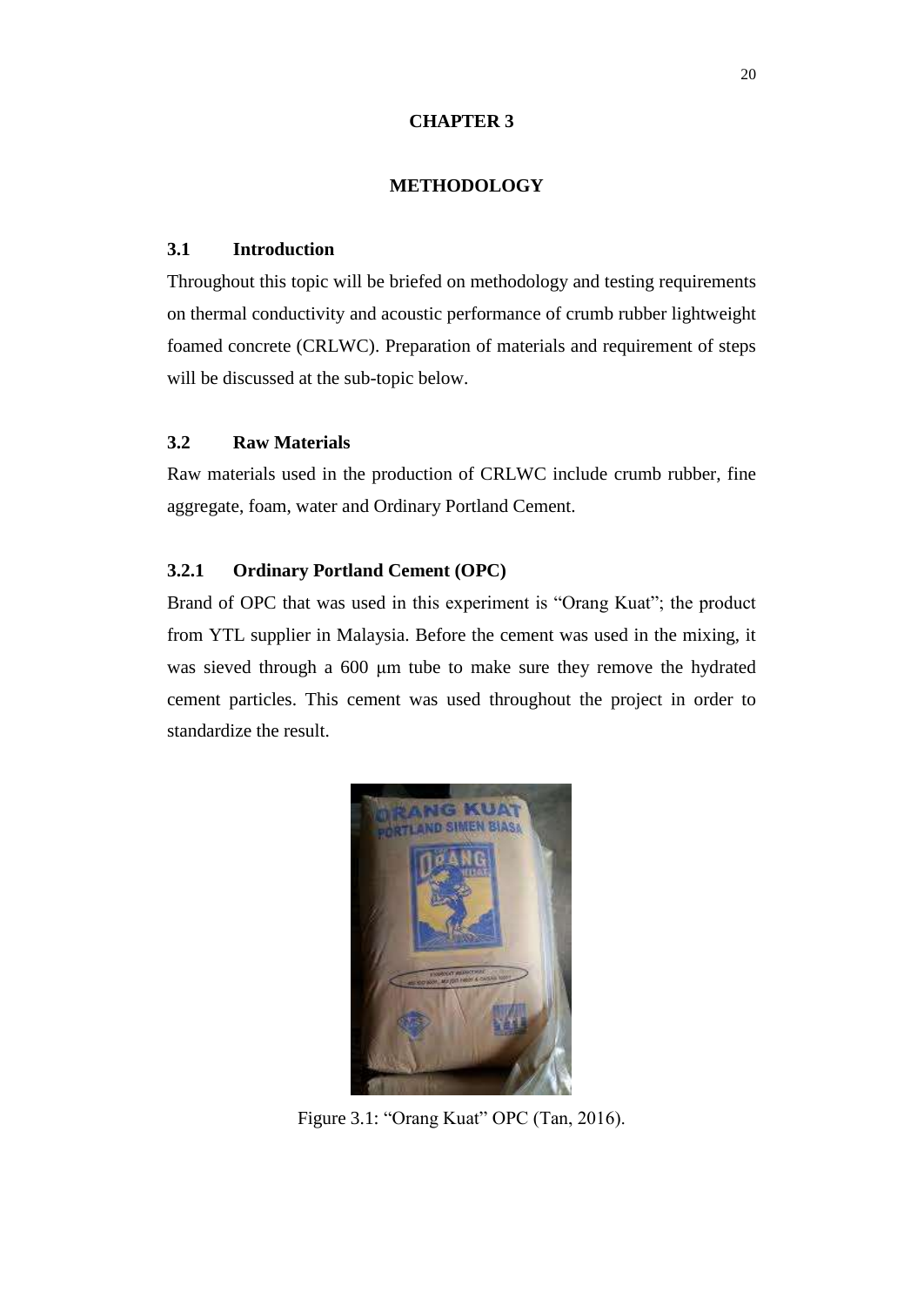# CHAPTER 3

# METHODOLOGY

## 3.1 Introduction

Throughout this topic will be briefed on methodology and testing requirements on thermal conductivity and acoustic performance of crumb rubber lightweight foamed concrete (CRLWC). Preparation of materials and requirement of steps will be discussed at the sub-topic below.

## 3.2 Raw Materials

Raw materials used in the production of CRLWC include crumb rubber, fine aggregate, foam, water and Ordinary Portland Cement.

### 3.2.1 Ordinary Portland Cement (OPC)

Brand of OPC that was used in this experiment is "Orang Kuat"; the product from YTL supplier in Malaysia. Before the cement was used in the mixing, it was sieved through a 600 μm tube to make sure they remove the hydrated cement particles. This cement was used throughout the project in order to standardize the result.

Figure 3.1: "Orang Kuat" OPC (Tan, 2016).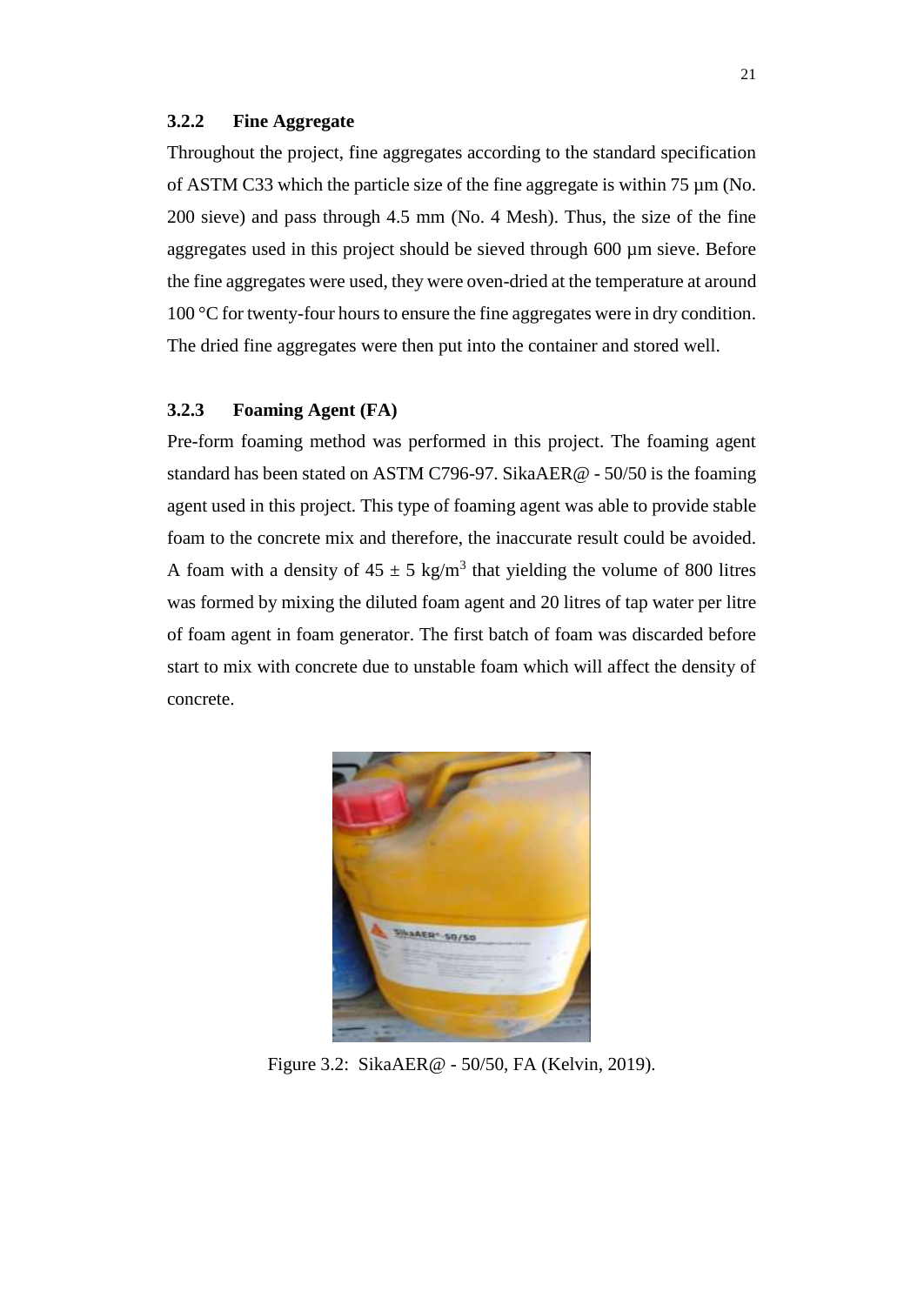### 3.2.2 Fine Aggregate

Throughout the project, fine aggregates according to the standard specification of ASTM C33 which the particle size of the fine aggregate is within 75 µm (No. 200 sieve) and pass through 4.5 mm (No. 4 Mesh). Thus, the size of the fine aggregates used in this project should be sieved through 600 µm sieve. Before the fine aggregates were used, they were oven-dried at the temperature at around 100 °C for twenty-four hours to ensure the fine aggregates were in dry condition. The dried fine aggregates were then put into the container and stored well.

### 3.2.3 Foaming Agent (FA)

Pre-form foaming method was performed in this project. The foaming agent standard has been stated on ASTM C796-97. SikaAER@ - 50/50 is the foaming agent used in this project. This type of foaming agent was able to provide stable foam to the concrete mix and therefore, the inaccurate result could be avoided. A foam with a density of $45 \pm 5$ kg/m$^3$ that yielding the volume of 800 litres was formed by mixing the diluted foam agent and 20 litres of tap water per litre of foam agent in foam generator. The first batch of foam was discarded before start to mix with concrete due to unstable foam which will affect the density of concrete.

Figure 3.2: SikaAER@ - 50/50, FA (Kelvin, 2019).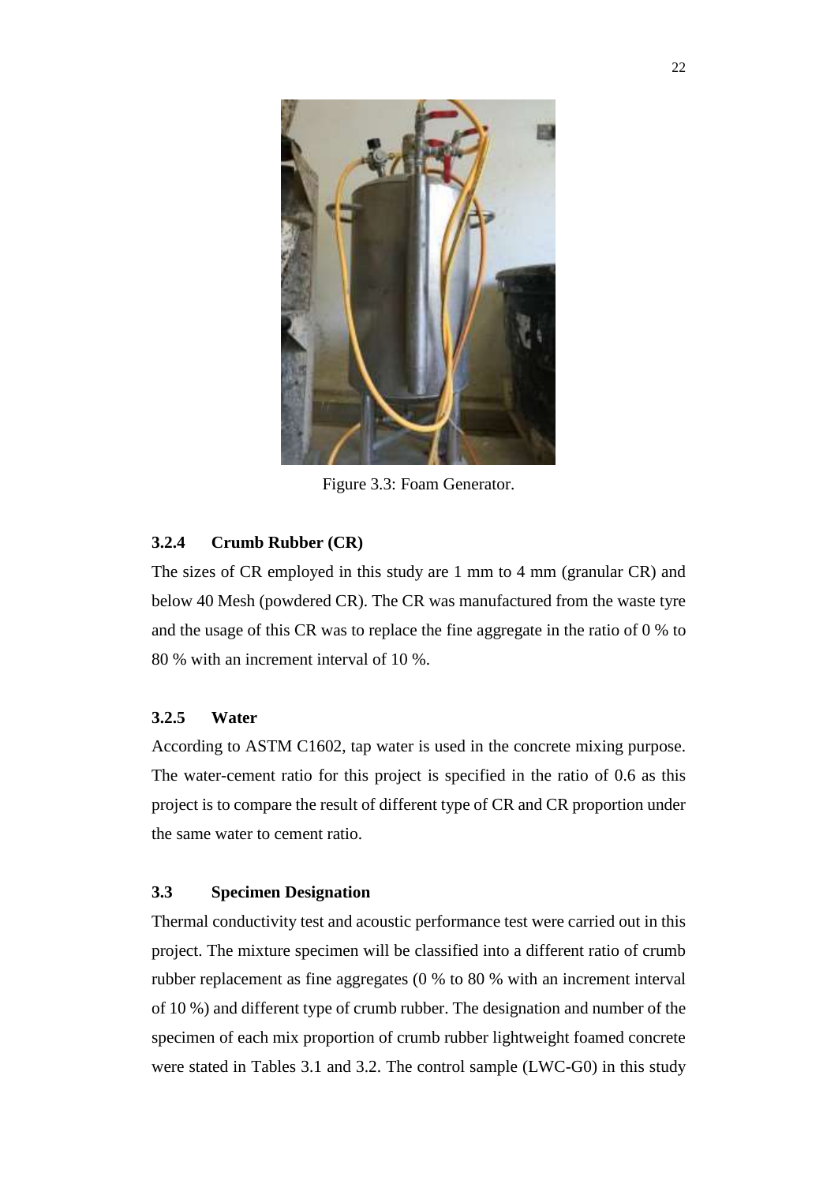Figure 3.3: Foam Generator.

### 3.2.4 Crumb Rubber (CR)

The sizes of CR employed in this study are 1 mm to 4 mm (granular CR) and below 40 Mesh (powdered CR). The CR was manufactured from the waste tyre and the usage of this CR was to replace the fine aggregate in the ratio of 0 % to 80 % with an increment interval of 10 %.

### 3.2.5 Water

According to ASTM C1602, tap water is used in the concrete mixing purpose. The water-cement ratio for this project is specified in the ratio of 0.6 as this project is to compare the result of different type of CR and CR proportion under the same water to cement ratio.

## 3.3 Specimen Designation

Thermal conductivity test and acoustic performance test were carried out in this project. The mixture specimen will be classified into a different ratio of crumb rubber replacement as fine aggregates (0 % to 80 % with an increment interval of 10 %) and different type of crumb rubber. The designation and number of the specimen of each mix proportion of crumb rubber lightweight foamed concrete were stated in Tables 3.1 and 3.2. The control sample (LWC-G0) in this study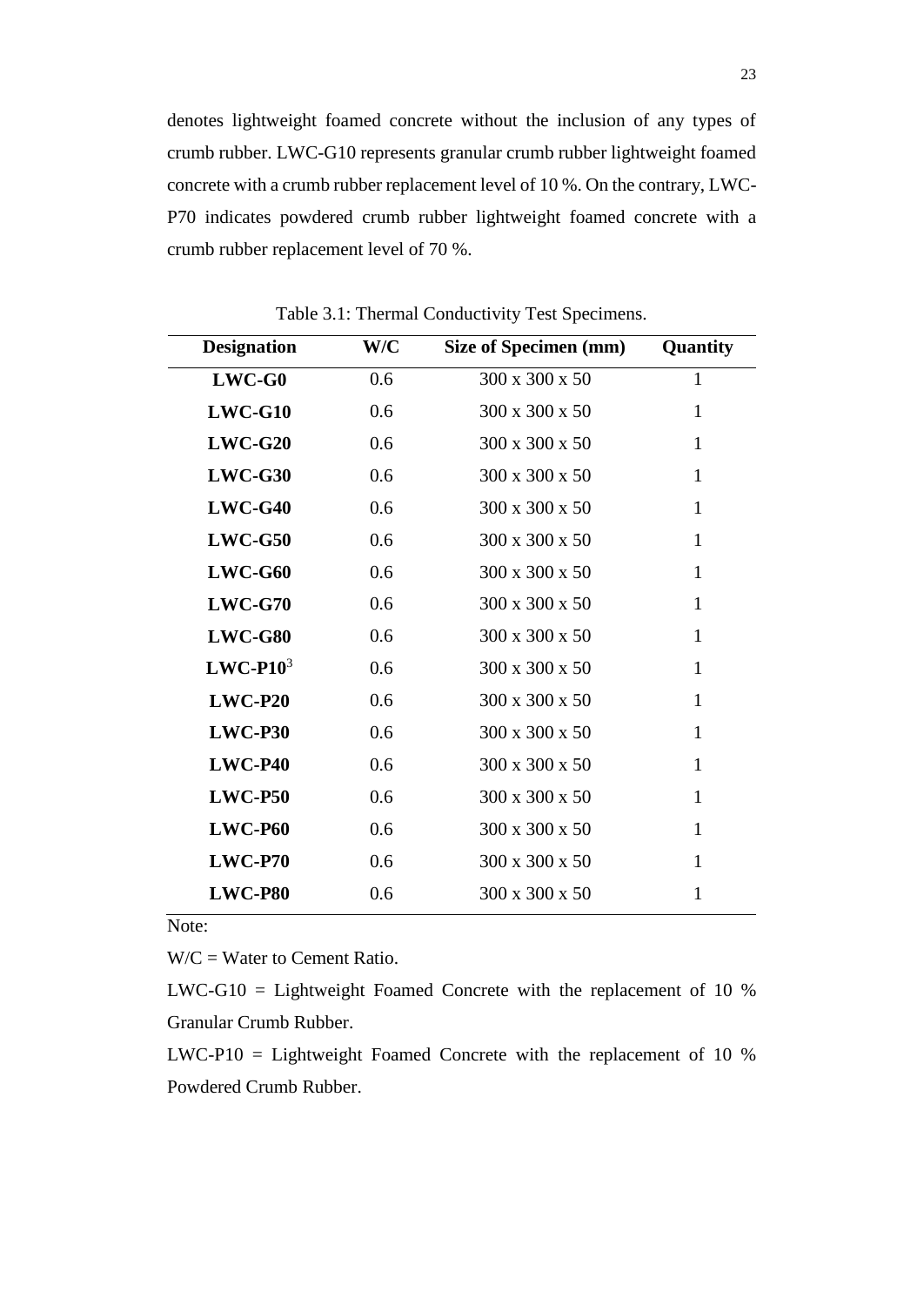denotes lightweight foamed concrete without the inclusion of any types of crumb rubber. LWC-G10 represents granular crumb rubber lightweight foamed concrete with a crumb rubber replacement level of 10 %. On the contrary, LWC-P70 indicates powdered crumb rubber lightweight foamed concrete with a crumb rubber replacement level of 70 %.

Table 3.1: Thermal Conductivity Test Specimens.

| Designation | W/C | Size of Specimen (mm) | Quantity |
|---|---|---|---|
| **LWC-G0** | 0.6 | 300 x 300 x 50 | 1 |
| **LWC-G10** | 0.6 | 300 x 300 x 50 | 1 |
| **LWC-G20** | 0.6 | 300 x 300 x 50 | 1 |
| **LWC-G30** | 0.6 | 300 x 300 x 50 | 1 |
| **LWC-G40** | 0.6 | 300 x 300 x 50 | 1 |
| **LWC-G50** | 0.6 | 300 x 300 x 50 | 1 |
| **LWC-G60** | 0.6 | 300 x 300 x 50 | 1 |
| **LWC-G70** | 0.6 | 300 x 300 x 50 | 1 |
| **LWC-G80** | 0.6 | 300 x 300 x 50 | 1 |
| **LWC-P10**[3] | 0.6 | 300 x 300 x 50 | 1 |
| **LWC-P20** | 0.6 | 300 x 300 x 50 | 1 |
| **LWC-P30** | 0.6 | 300 x 300 x 50 | 1 |
| **LWC-P40** | 0.6 | 300 x 300 x 50 | 1 |
| **LWC-P50** | 0.6 | 300 x 300 x 50 | 1 |
| **LWC-P60** | 0.6 | 300 x 300 x 50 | 1 |
| **LWC-P70** | 0.6 | 300 x 300 x 50 | 1 |
| **LWC-P80** | 0.6 | 300 x 300 x 50 | 1 |

Note:

W/C = Water to Cement Ratio.

LWC-G10 = Lightweight Foamed Concrete with the replacement of 10 % Granular Crumb Rubber.

LWC-P10 = Lightweight Foamed Concrete with the replacement of 10 % Powdered Crumb Rubber.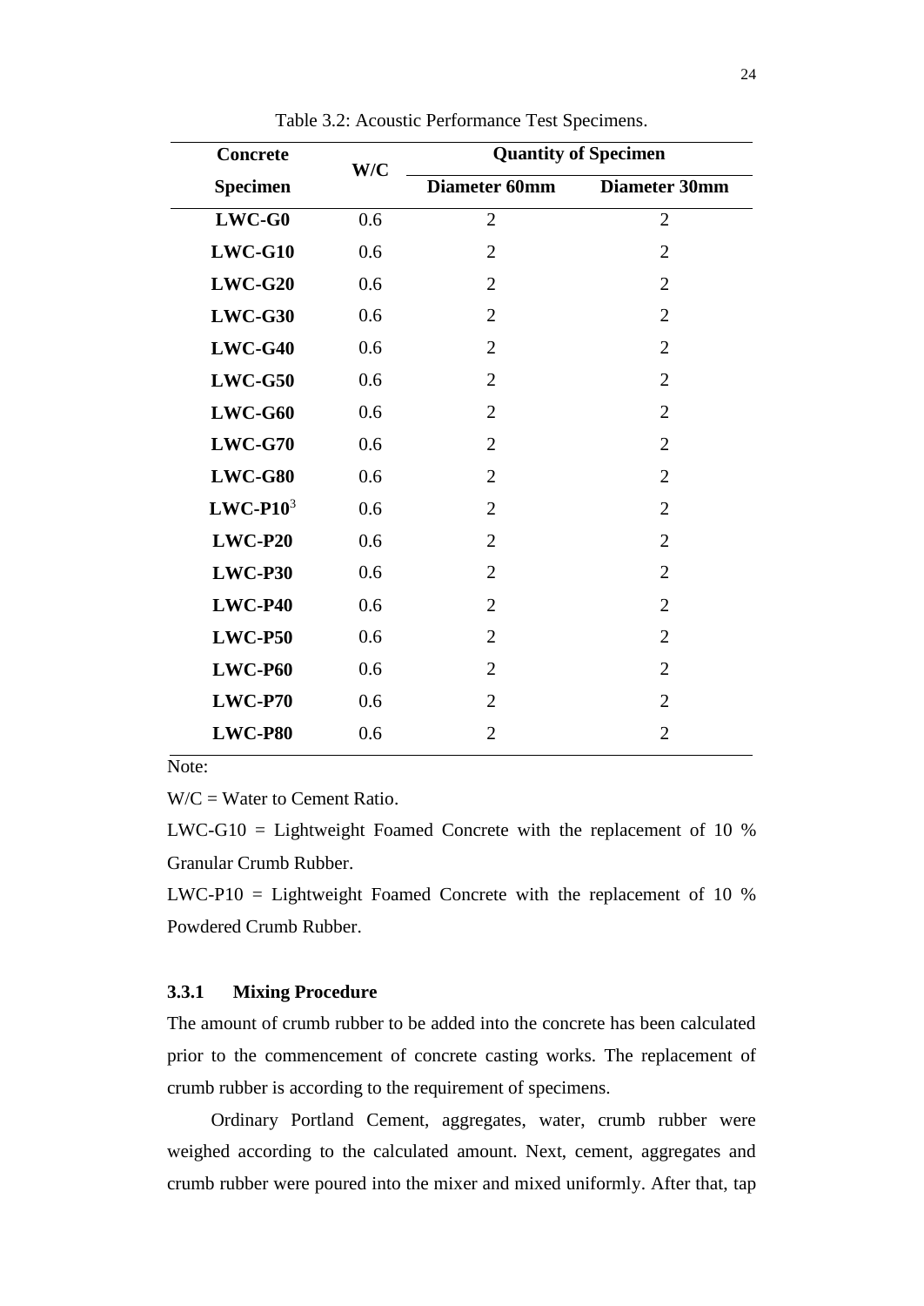Table 3.2: Acoustic Performance Test Specimens.

| Concrete Specimen | W/C | Quantity of Specimen | |
|---|---|---|---|
| | | Diameter 60mm | Diameter 30mm |
| **LWC-G0** | 0.6 | 2 | 2 |
| **LWC-G10** | 0.6 | 2 | 2 |
| **LWC-G20** | 0.6 | 2 | 2 |
| **LWC-G30** | 0.6 | 2 | 2 |
| **LWC-G40** | 0.6 | 2 | 2 |
| **LWC-G50** | 0.6 | 2 | 2 |
| **LWC-G60** | 0.6 | 2 | 2 |
| **LWC-G70** | 0.6 | 2 | 2 |
| **LWC-G80** | 0.6 | 2 | 2 |
| **LWC-P10**[3] | 0.6 | 2 | 2 |
| **LWC-P20** | 0.6 | 2 | 2 |
| **LWC-P30** | 0.6 | 2 | 2 |
| **LWC-P40** | 0.6 | 2 | 2 |
| **LWC-P50** | 0.6 | 2 | 2 |
| **LWC-P60** | 0.6 | 2 | 2 |
| **LWC-P70** | 0.6 | 2 | 2 |
| **LWC-P80** | 0.6 | 2 | 2 |

Note:

W/C = Water to Cement Ratio.

LWC-G10 = Lightweight Foamed Concrete with the replacement of 10 % Granular Crumb Rubber.

LWC-P10 = Lightweight Foamed Concrete with the replacement of 10 % Powdered Crumb Rubber.

### 3.3.1 Mixing Procedure

The amount of crumb rubber to be added into the concrete has been calculated prior to the commencement of concrete casting works. The replacement of crumb rubber is according to the requirement of specimens.

Ordinary Portland Cement, aggregates, water, crumb rubber were weighed according to the calculated amount. Next, cement, aggregates and crumb rubber were poured into the mixer and mixed uniformly. After that, tap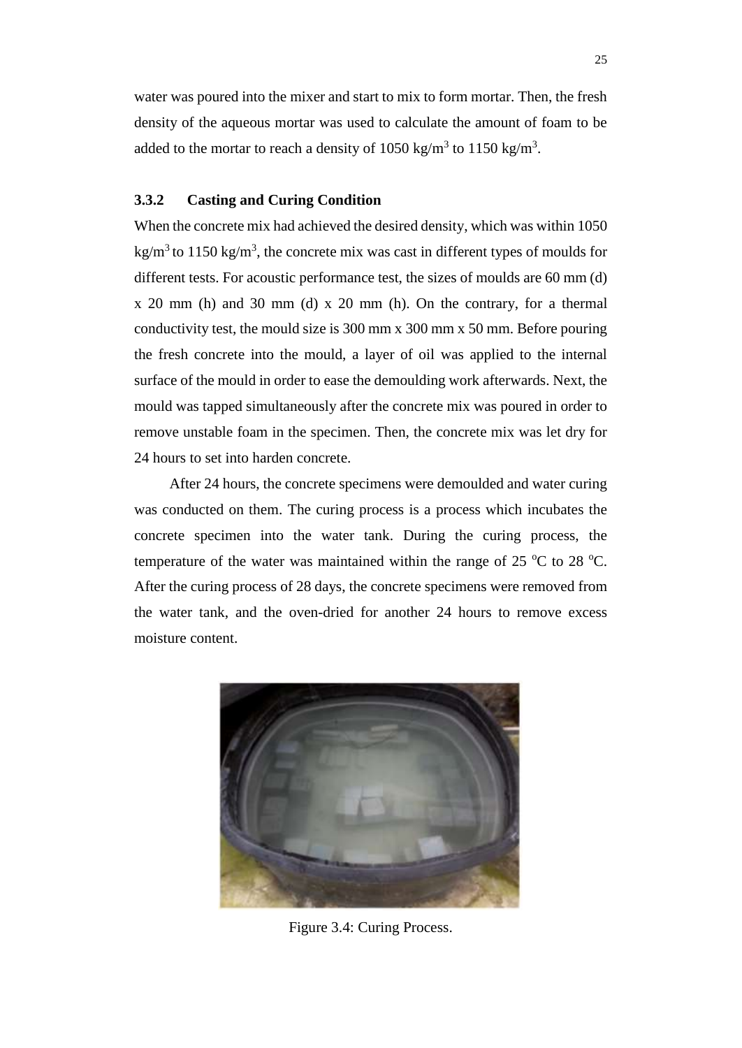water was poured into the mixer and start to mix to form mortar. Then, the fresh density of the aqueous mortar was used to calculate the amount of foam to be added to the mortar to reach a density of 1050 kg/m$^3$ to 1150 kg/m$^3$.

### 3.3.2 Casting and Curing Condition

When the concrete mix had achieved the desired density, which was within 1050 kg/m$^3$ to 1150 kg/m$^3$, the concrete mix was cast in different types of moulds for different tests. For acoustic performance test, the sizes of moulds are 60 mm (d) x 20 mm (h) and 30 mm (d) x 20 mm (h). On the contrary, for a thermal conductivity test, the mould size is 300 mm x 300 mm x 50 mm. Before pouring the fresh concrete into the mould, a layer of oil was applied to the internal surface of the mould in order to ease the demoulding work afterwards. Next, the mould was tapped simultaneously after the concrete mix was poured in order to remove unstable foam in the specimen. Then, the concrete mix was let dry for 24 hours to set into harden concrete.

After 24 hours, the concrete specimens were demoulded and water curing was conducted on them. The curing process is a process which incubates the concrete specimen into the water tank. During the curing process, the temperature of the water was maintained within the range of 25 $^{o}$C to 28 $^{o}$C. After the curing process of 28 days, the concrete specimens were removed from the water tank, and the oven-dried for another 24 hours to remove excess moisture content.

Figure 3.4: Curing Process.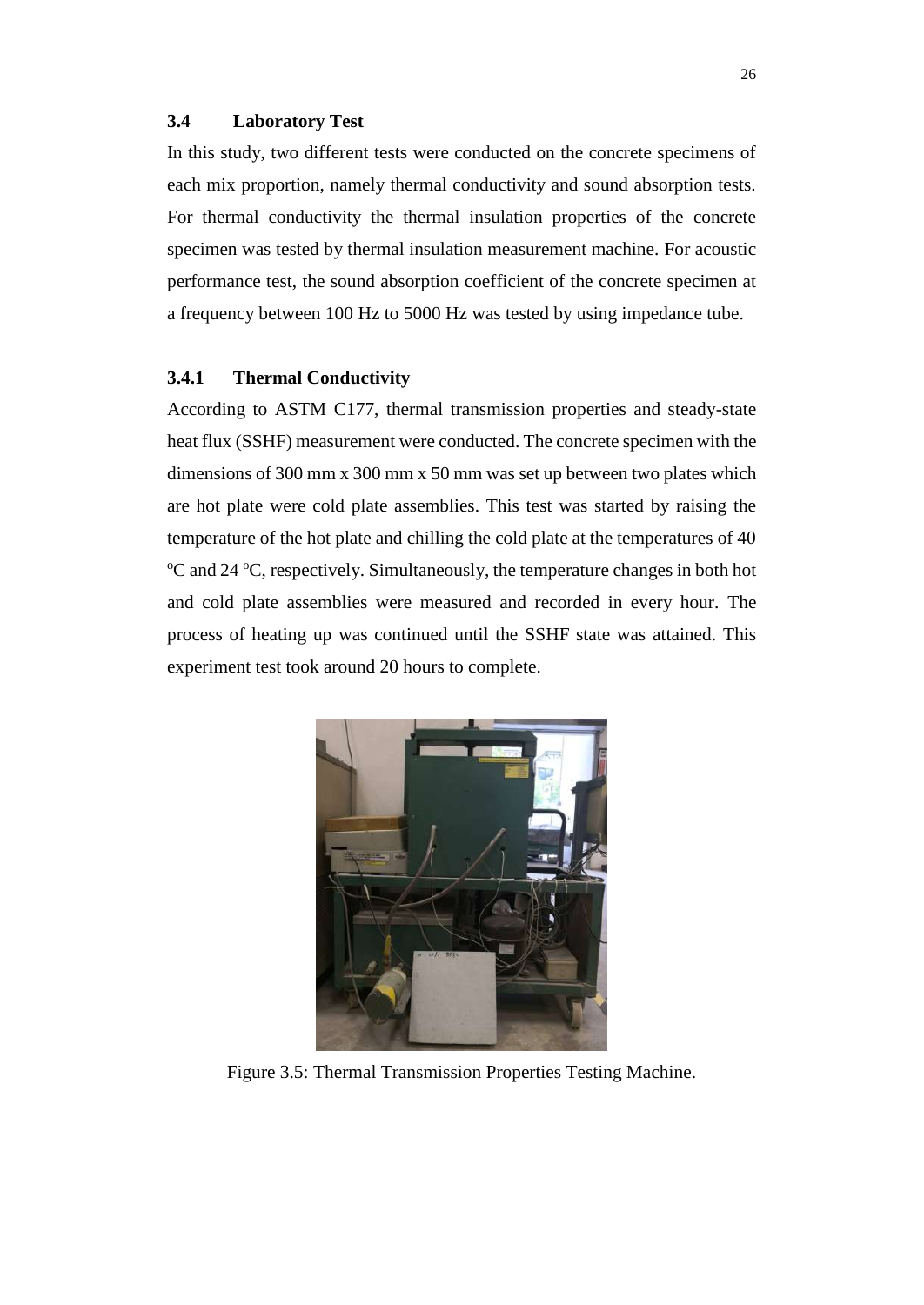### 3.4 Laboratory Test

In this study, two different tests were conducted on the concrete specimens of each mix proportion, namely thermal conductivity and sound absorption tests. For thermal conductivity the thermal insulation properties of the concrete specimen was tested by thermal insulation measurement machine. For acoustic performance test, the sound absorption coefficient of the concrete specimen at a frequency between 100 Hz to 5000 Hz was tested by using impedance tube.

#### 3.4.1 Thermal Conductivity

According to ASTM C177, thermal transmission properties and steady-state heat flux (SSHF) measurement were conducted. The concrete specimen with the dimensions of 300 mm x 300 mm x 50 mm was set up between two plates which are hot plate were cold plate assemblies. This test was started by raising the temperature of the hot plate and chilling the cold plate at the temperatures of 40 $^{o}$C and 24 $^{o}$C, respectively. Simultaneously, the temperature changes in both hot and cold plate assemblies were measured and recorded in every hour. The process of heating up was continued until the SSHF state was attained. This experiment test took around 20 hours to complete.

Figure 3.5: Thermal Transmission Properties Testing Machine.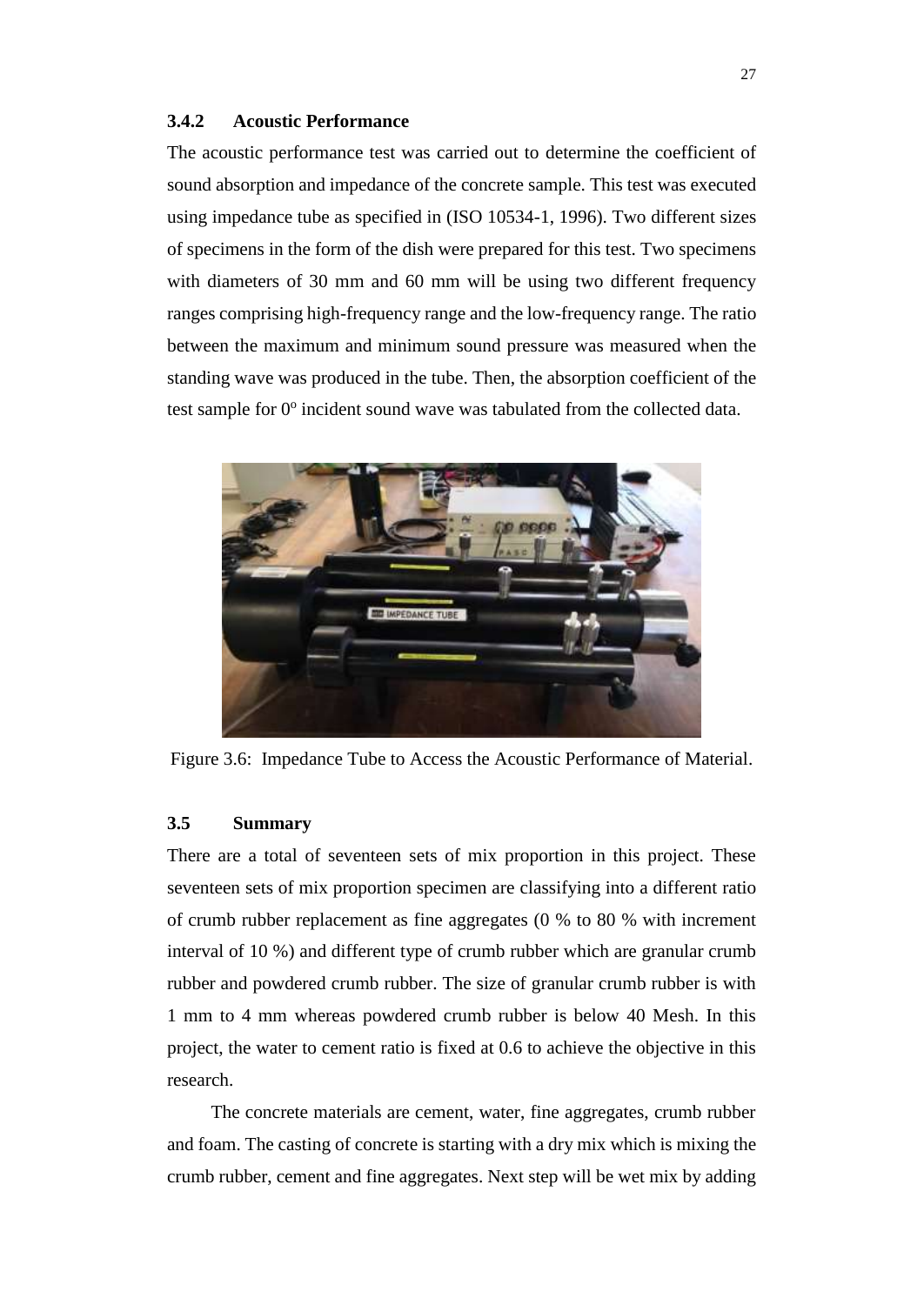### 3.4.2 Acoustic Performance

The acoustic performance test was carried out to determine the coefficient of sound absorption and impedance of the concrete sample. This test was executed using impedance tube as specified in (ISO 10534-1, 1996). Two different sizes of specimens in the form of the dish were prepared for this test. Two specimens with diameters of 30 mm and 60 mm will be using two different frequency ranges comprising high-frequency range and the low-frequency range. The ratio between the maximum and minimum sound pressure was measured when the standing wave was produced in the tube. Then, the absorption coefficient of the test sample for $0^{o}$ incident sound wave was tabulated from the collected data.

Figure 3.6: Impedance Tube to Access the Acoustic Performance of Material.

## 3.5 Summary

There are a total of seventeen sets of mix proportion in this project. These seventeen sets of mix proportion specimen are classifying into a different ratio of crumb rubber replacement as fine aggregates (0 % to 80 % with increment interval of 10 %) and different type of crumb rubber which are granular crumb rubber and powdered crumb rubber. The size of granular crumb rubber is with 1 mm to 4 mm whereas powdered crumb rubber is below 40 Mesh. In this project, the water to cement ratio is fixed at 0.6 to achieve the objective in this research.

The concrete materials are cement, water, fine aggregates, crumb rubber and foam. The casting of concrete is starting with a dry mix which is mixing the crumb rubber, cement and fine aggregates. Next step will be wet mix by adding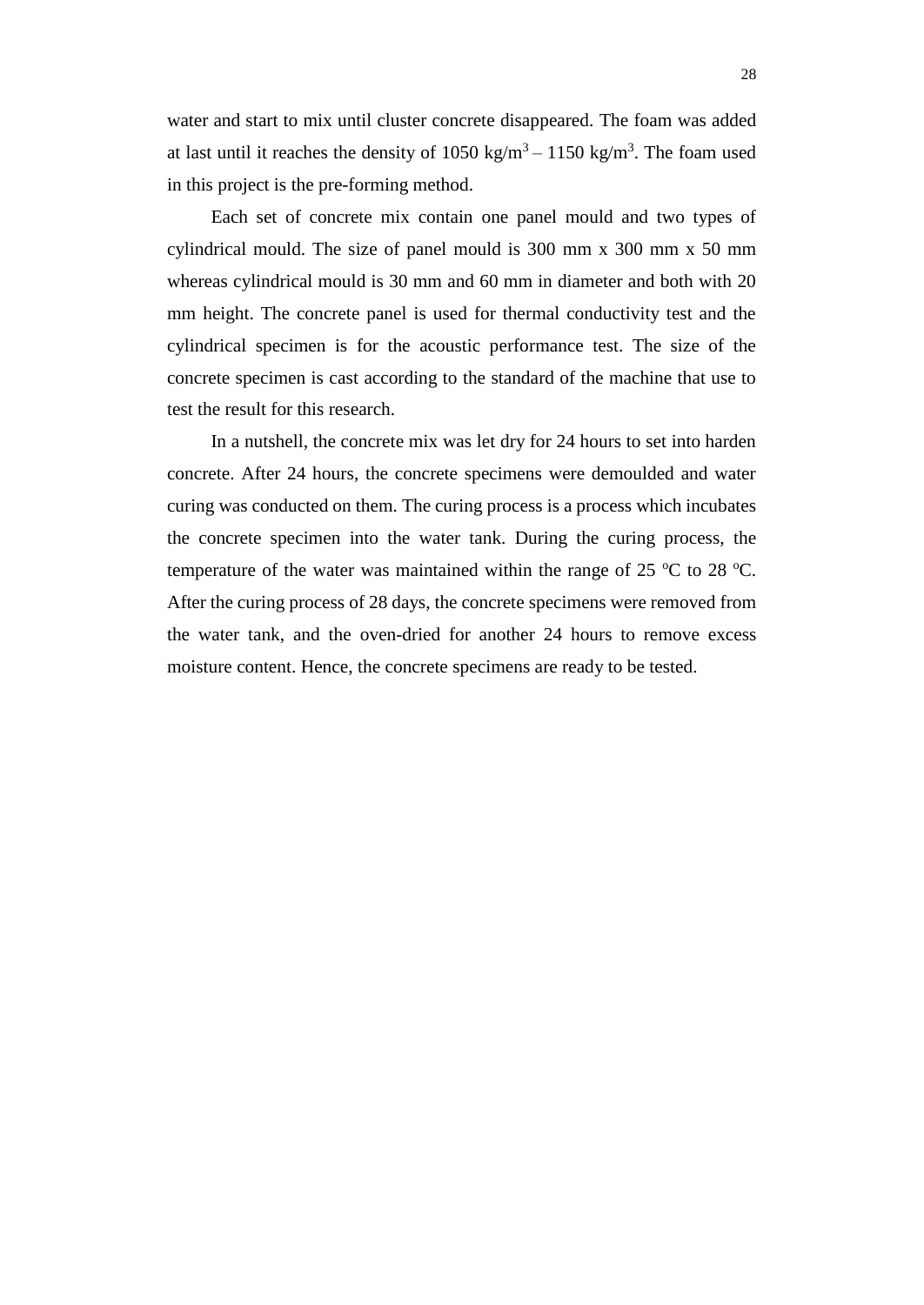water and start to mix until cluster concrete disappeared. The foam was added at last until it reaches the density of 1050 kg/m$^3$ – 1150 kg/m$^3$. The foam used in this project is the pre-forming method.

Each set of concrete mix contain one panel mould and two types of cylindrical mould. The size of panel mould is 300 mm x 300 mm x 50 mm whereas cylindrical mould is 30 mm and 60 mm in diameter and both with 20 mm height. The concrete panel is used for thermal conductivity test and the cylindrical specimen is for the acoustic performance test. The size of the concrete specimen is cast according to the standard of the machine that use to test the result for this research.

In a nutshell, the concrete mix was let dry for 24 hours to set into harden concrete. After 24 hours, the concrete specimens were demoulded and water curing was conducted on them. The curing process is a process which incubates the concrete specimen into the water tank. During the curing process, the temperature of the water was maintained within the range of 25 $^{o}$C to 28 $^{o}$C. After the curing process of 28 days, the concrete specimens were removed from the water tank, and the oven-dried for another 24 hours to remove excess moisture content. Hence, the concrete specimens are ready to be tested.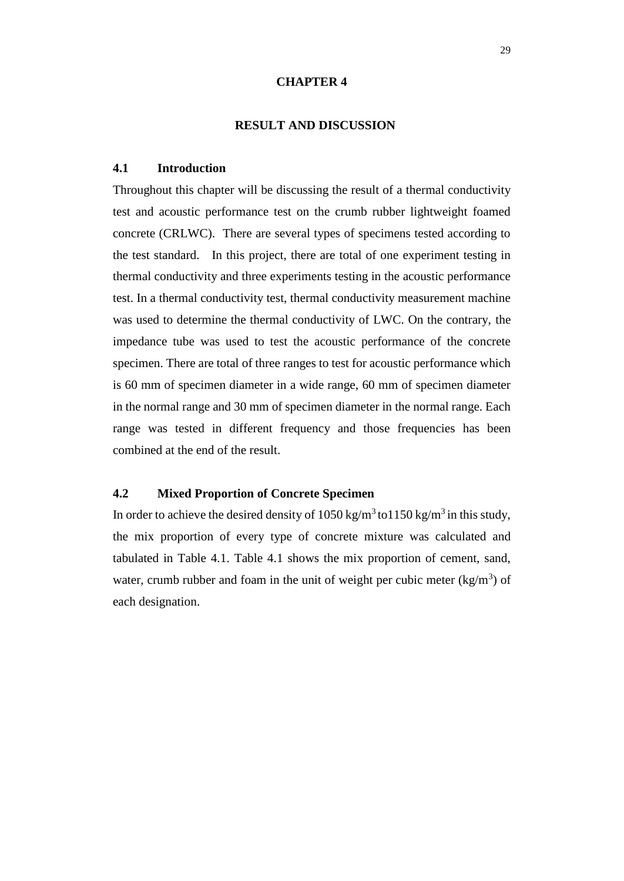# CHAPTER 4

# RESULT AND DISCUSSION

## 4.1 Introduction

Throughout this chapter will be discussing the result of a thermal conductivity test and acoustic performance test on the crumb rubber lightweight foamed concrete (CRLWC). There are several types of specimens tested according to the test standard. In this project, there are total of one experiment testing in thermal conductivity and three experiments testing in the acoustic performance test. In a thermal conductivity test, thermal conductivity measurement machine was used to determine the thermal conductivity of LWC. On the contrary, the impedance tube was used to test the acoustic performance of the concrete specimen. There are total of three ranges to test for acoustic performance which is 60 mm of specimen diameter in a wide range, 60 mm of specimen diameter in the normal range and 30 mm of specimen diameter in the normal range. Each range was tested in different frequency and those frequencies has been combined at the end of the result.

## 4.2 Mixed Proportion of Concrete Specimen

In order to achieve the desired density of 1050 kg/m$^3$ to1150 kg/m$^3$ in this study, the mix proportion of every type of concrete mixture was calculated and tabulated in Table 4.1. Table 4.1 shows the mix proportion of cement, sand, water, crumb rubber and foam in the unit of weight per cubic meter (kg/m$^3$) of each designation.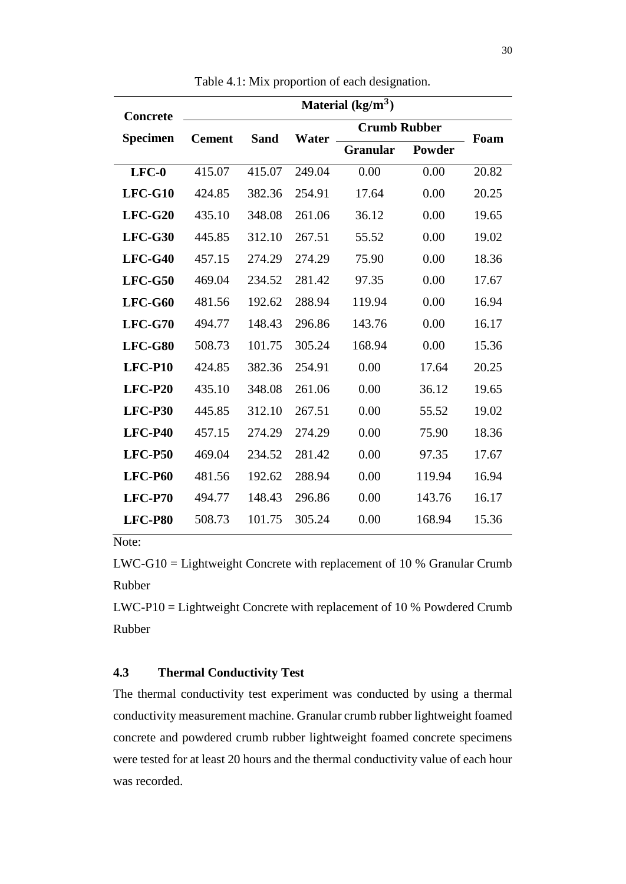Table 4.1: Mix proportion of each designation.

| Concrete Specimen | Material (kg/m$^3$) | | | | | |
|---|---|---|---|---|---|---|
| | Cement | Sand | Water | Crumb Rubber | | Foam |
| | | | | Granular | Powder | |
| **LFC-0** | 415.07 | 415.07 | 249.04 | 0.00 | 0.00 | 20.82 |
| **LFC-G10** | 424.85 | 382.36 | 254.91 | 17.64 | 0.00 | 20.25 |
| **LFC-G20** | 435.10 | 348.08 | 261.06 | 36.12 | 0.00 | 19.65 |
| **LFC-G30** | 445.85 | 312.10 | 267.51 | 55.52 | 0.00 | 19.02 |
| **LFC-G40** | 457.15 | 274.29 | 274.29 | 75.90 | 0.00 | 18.36 |
| **LFC-G50** | 469.04 | 234.52 | 281.42 | 97.35 | 0.00 | 17.67 |
| **LFC-G60** | 481.56 | 192.62 | 288.94 | 119.94 | 0.00 | 16.94 |
| **LFC-G70** | 494.77 | 148.43 | 296.86 | 143.76 | 0.00 | 16.17 |
| **LFC-G80** | 508.73 | 101.75 | 305.24 | 168.94 | 0.00 | 15.36 |
| **LFC-P10** | 424.85 | 382.36 | 254.91 | 0.00 | 17.64 | 20.25 |
| **LFC-P20** | 435.10 | 348.08 | 261.06 | 0.00 | 36.12 | 19.65 |
| **LFC-P30** | 445.85 | 312.10 | 267.51 | 0.00 | 55.52 | 19.02 |
| **LFC-P40** | 457.15 | 274.29 | 274.29 | 0.00 | 75.90 | 18.36 |
| **LFC-P50** | 469.04 | 234.52 | 281.42 | 0.00 | 97.35 | 17.67 |
| **LFC-P60** | 481.56 | 192.62 | 288.94 | 0.00 | 119.94 | 16.94 |
| **LFC-P70** | 494.77 | 148.43 | 296.86 | 0.00 | 143.76 | 16.17 |
| **LFC-P80** | 508.73 | 101.75 | 305.24 | 0.00 | 168.94 | 15.36 |

Note:

LWC-G10 = Lightweight Concrete with replacement of 10 % Granular Crumb Rubber

LWC-P10 = Lightweight Concrete with replacement of 10 % Powdered Crumb Rubber

## 4.3 Thermal Conductivity Test

The thermal conductivity test experiment was conducted by using a thermal conductivity measurement machine. Granular crumb rubber lightweight foamed concrete and powdered crumb rubber lightweight foamed concrete specimens were tested for at least 20 hours and the thermal conductivity value of each hour was recorded.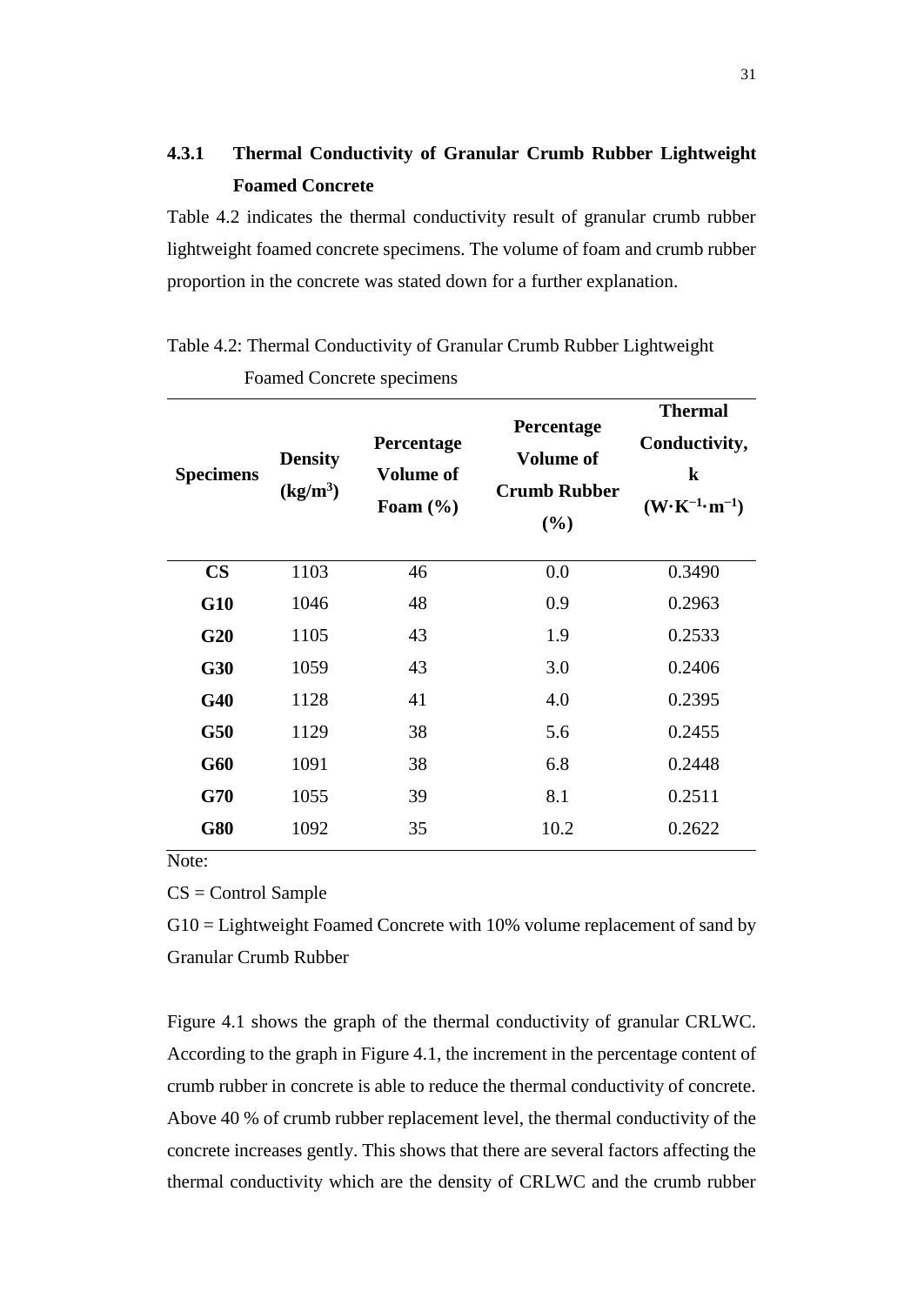### 4.3.1 Thermal Conductivity of Granular Crumb Rubber Lightweight Foamed Concrete

Table 4.2 indicates the thermal conductivity result of granular crumb rubber lightweight foamed concrete specimens. The volume of foam and crumb rubber proportion in the concrete was stated down for a further explanation.

Table 4.2: Thermal Conductivity of Granular Crumb Rubber Lightweight Foamed Concrete specimens

| Specimens | Density ($kg/m^3$) | Percentage Volume of Foam (%) | Percentage Volume of Crumb Rubber (%) | Thermal Conductivity, k ($W{\cdot}K^{-1}{\cdot}m^{-1}$) |
|---|---|---|---|---|
| **CS** | 1103 | 46 | 0.0 | 0.3490 |
| **G10** | 1046 | 48 | 0.9 | 0.2963 |
| **G20** | 1105 | 43 | 1.9 | 0.2533 |
| **G30** | 1059 | 43 | 3.0 | 0.2406 |
| **G40** | 1128 | 41 | 4.0 | 0.2395 |
| **G50** | 1129 | 38 | 5.6 | 0.2455 |
| **G60** | 1091 | 38 | 6.8 | 0.2448 |
| **G70** | 1055 | 39 | 8.1 | 0.2511 |
| **G80** | 1092 | 35 | 10.2 | 0.2622 |

Note:

CS = Control Sample

G10 = Lightweight Foamed Concrete with 10% volume replacement of sand by Granular Crumb Rubber

Figure 4.1 shows the graph of the thermal conductivity of granular CRLWC. According to the graph in Figure 4.1, the increment in the percentage content of crumb rubber in concrete is able to reduce the thermal conductivity of concrete. Above 40 % of crumb rubber replacement level, the thermal conductivity of the concrete increases gently. This shows that there are several factors affecting the thermal conductivity which are the density of CRLWC and the crumb rubber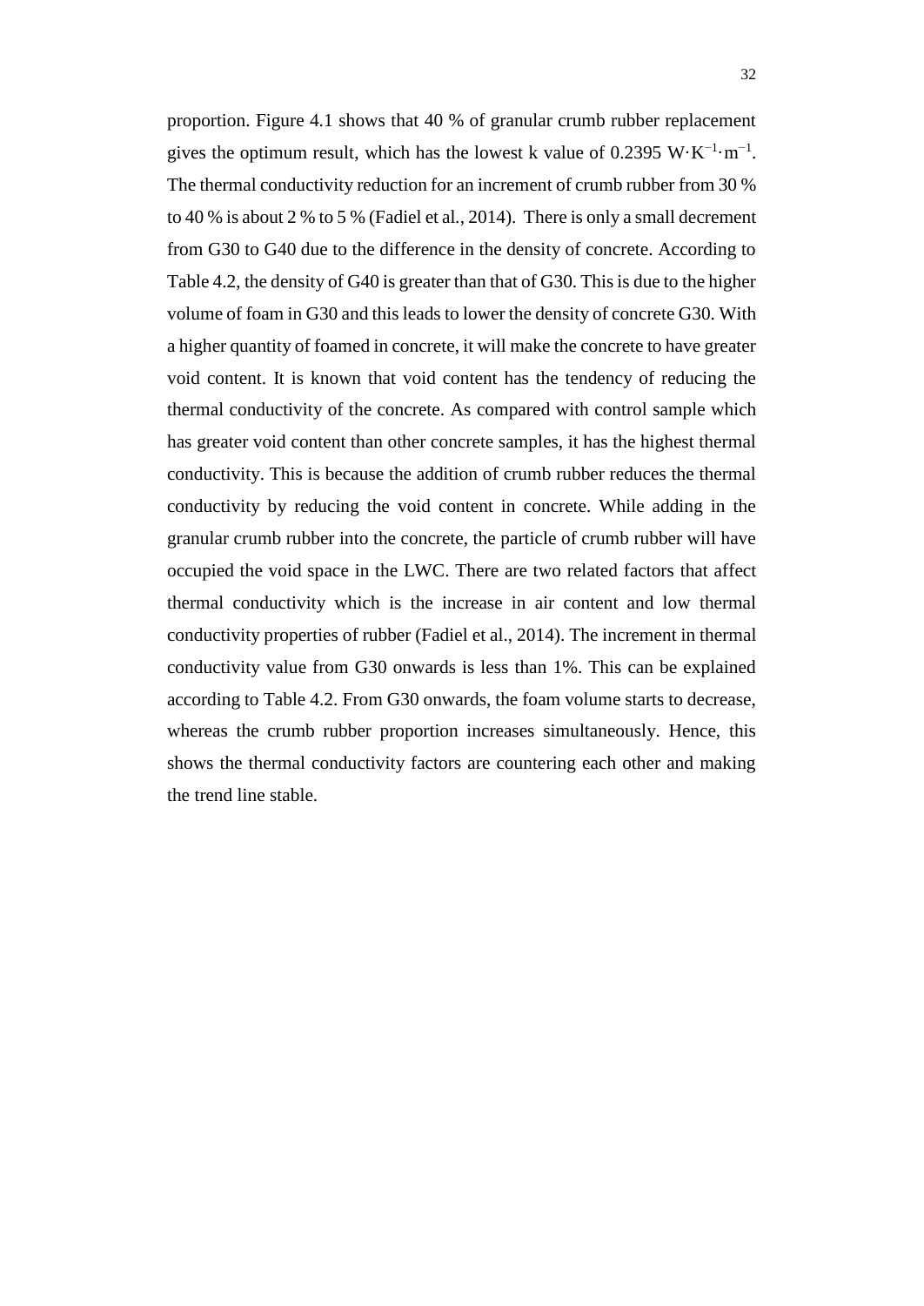proportion. Figure 4.1 shows that 40 % of granular crumb rubber replacement gives the optimum result, which has the lowest k value of 0.2395 $W \cdot K^{-1} \cdot m^{-1}$. The thermal conductivity reduction for an increment of crumb rubber from 30 % to 40 % is about 2 % to 5 % (Fadiel et al., 2014). There is only a small decrement from G30 to G40 due to the difference in the density of concrete. According to Table 4.2, the density of G40 is greater than that of G30. This is due to the higher volume of foam in G30 and this leads to lower the density of concrete G30. With a higher quantity of foamed in concrete, it will make the concrete to have greater void content. It is known that void content has the tendency of reducing the thermal conductivity of the concrete. As compared with control sample which has greater void content than other concrete samples, it has the highest thermal conductivity. This is because the addition of crumb rubber reduces the thermal conductivity by reducing the void content in concrete. While adding in the granular crumb rubber into the concrete, the particle of crumb rubber will have occupied the void space in the LWC. There are two related factors that affect thermal conductivity which is the increase in air content and low thermal conductivity properties of rubber (Fadiel et al., 2014). The increment in thermal conductivity value from G30 onwards is less than 1%. This can be explained according to Table 4.2. From G30 onwards, the foam volume starts to decrease, whereas the crumb rubber proportion increases simultaneously. Hence, this shows the thermal conductivity factors are countering each other and making the trend line stable.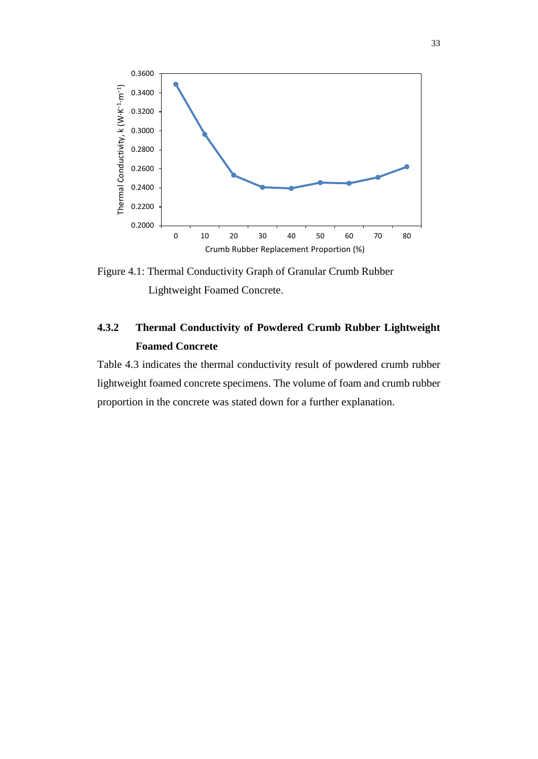Figure 4.1: Thermal Conductivity Graph of Granular Crumb Rubber Lightweight Foamed Concrete.

### 4.3.2 Thermal Conductivity of Powdered Crumb Rubber Lightweight Foamed Concrete

Table 4.3 indicates the thermal conductivity result of powdered crumb rubber lightweight foamed concrete specimens. The volume of foam and crumb rubber proportion in the concrete was stated down for a further explanation.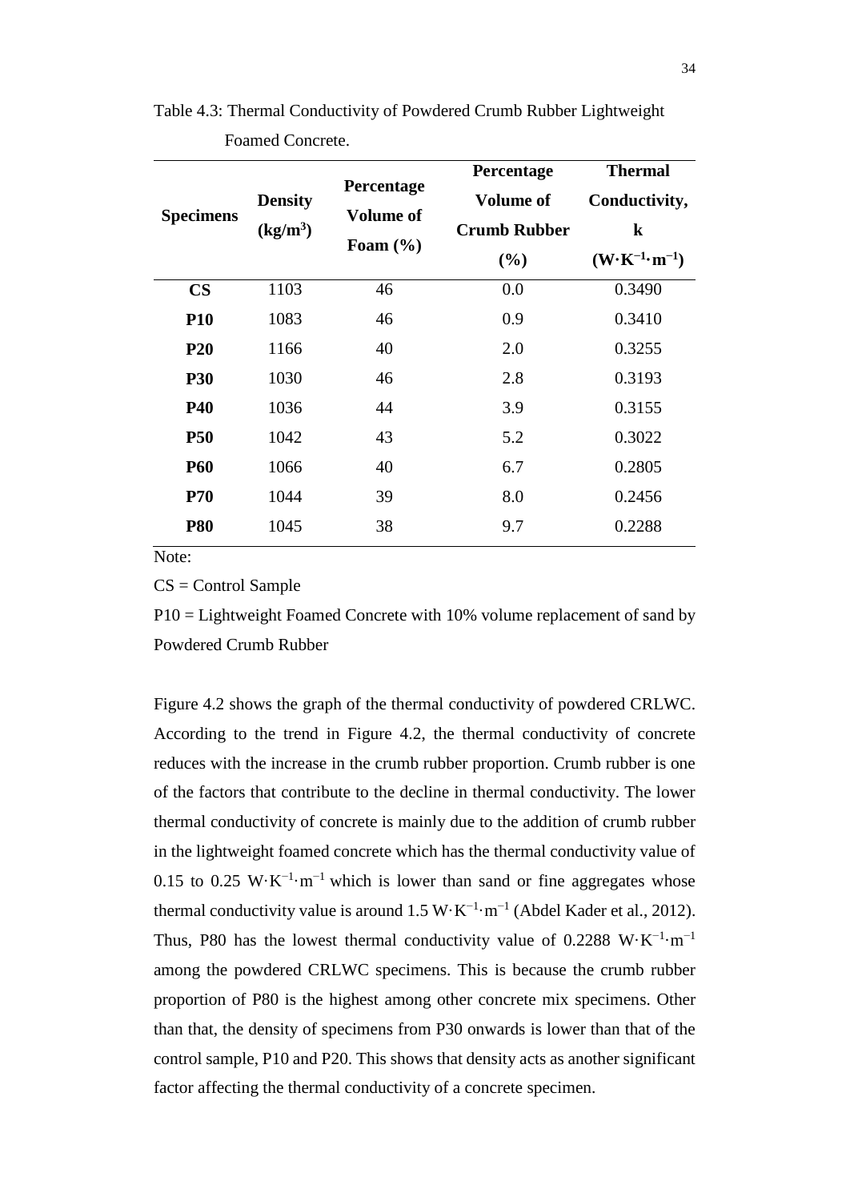Table 4.3: Thermal Conductivity of Powdered Crumb Rubber Lightweight Foamed Concrete.

| Specimens | Density ($kg/m^3$) | Percentage Volume of Foam (%) | Percentage Volume of Crumb Rubber (%) | Thermal Conductivity, k ($W{\cdot}K^{-1}{\cdot}m^{-1}$) |
|---|---|---|---|---|
| **CS** | 1103 | 46 | 0.0 | 0.3490 |
| **P10** | 1083 | 46 | 0.9 | 0.3410 |
| **P20** | 1166 | 40 | 2.0 | 0.3255 |
| **P30** | 1030 | 46 | 2.8 | 0.3193 |
| **P40** | 1036 | 44 | 3.9 | 0.3155 |
| **P50** | 1042 | 43 | 5.2 | 0.3022 |
| **P60** | 1066 | 40 | 6.7 | 0.2805 |
| **P70** | 1044 | 39 | 8.0 | 0.2456 |
| **P80** | 1045 | 38 | 9.7 | 0.2288 |

Note:

CS = Control Sample

P10 = Lightweight Foamed Concrete with 10% volume replacement of sand by Powdered Crumb Rubber

Figure 4.2 shows the graph of the thermal conductivity of powdered CRLWC. According to the trend in Figure 4.2, the thermal conductivity of concrete reduces with the increase in the crumb rubber proportion. Crumb rubber is one of the factors that contribute to the decline in thermal conductivity. The lower thermal conductivity of concrete is mainly due to the addition of crumb rubber in the lightweight foamed concrete which has the thermal conductivity value of 0.15 to 0.25 $W{\cdot}K^{-1}{\cdot}m^{-1}$ which is lower than sand or fine aggregates whose thermal conductivity value is around 1.5 $W{\cdot}K^{-1}{\cdot}m^{-1}$ (Abdel Kader et al., 2012). Thus, P80 has the lowest thermal conductivity value of 0.2288 $W{\cdot}K^{-1}{\cdot}m^{-1}$ among the powdered CRLWC specimens. This is because the crumb rubber proportion of P80 is the highest among other concrete mix specimens. Other than that, the density of specimens from P30 onwards is lower than that of the control sample, P10 and P20. This shows that density acts as another significant factor affecting the thermal conductivity of a concrete specimen.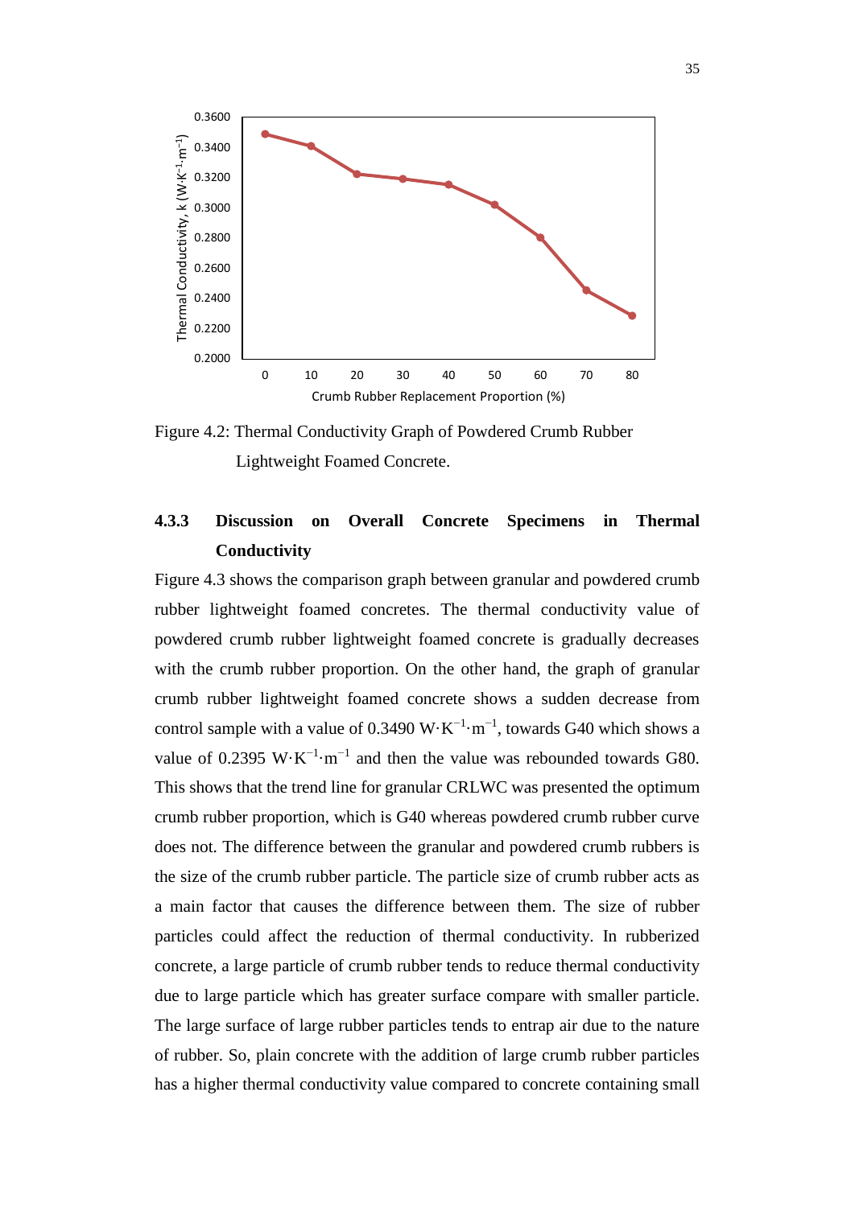Figure 4.2: Thermal Conductivity Graph of Powdered Crumb Rubber Lightweight Foamed Concrete.

### 4.3.3 Discussion on Overall Concrete Specimens in Thermal Conductivity

Figure 4.3 shows the comparison graph between granular and powdered crumb rubber lightweight foamed concretes. The thermal conductivity value of powdered crumb rubber lightweight foamed concrete is gradually decreases with the crumb rubber proportion. On the other hand, the graph of granular crumb rubber lightweight foamed concrete shows a sudden decrease from control sample with a value of 0.3490 $W{\cdot}K^{-1}{\cdot}m^{-1}$, towards G40 which shows a value of 0.2395 $W{\cdot}K^{-1}{\cdot}m^{-1}$ and then the value was rebounded towards G80. This shows that the trend line for granular CRLWC was presented the optimum crumb rubber proportion, which is G40 whereas powdered crumb rubber curve does not. The difference between the granular and powdered crumb rubbers is the size of the crumb rubber particle. The particle size of crumb rubber acts as a main factor that causes the difference between them. The size of rubber particles could affect the reduction of thermal conductivity. In rubberized concrete, a large particle of crumb rubber tends to reduce thermal conductivity due to large particle which has greater surface compare with smaller particle. The large surface of large rubber particles tends to entrap air due to the nature of rubber. So, plain concrete with the addition of large crumb rubber particles has a higher thermal conductivity value compared to concrete containing small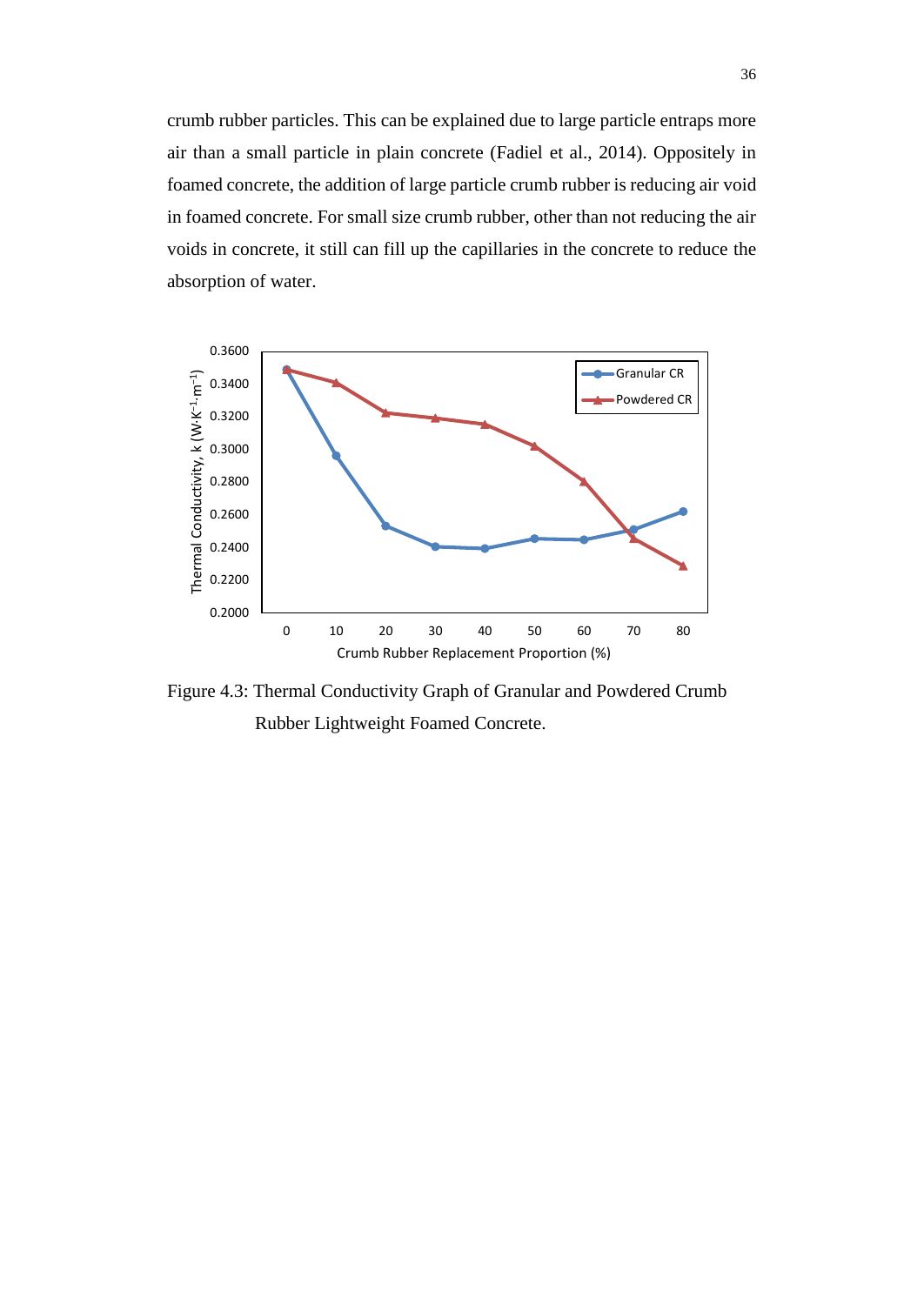crumb rubber particles. This can be explained due to large particle entraps more air than a small particle in plain concrete (Fadiel et al., 2014). Oppositely in foamed concrete, the addition of large particle crumb rubber is reducing air void in foamed concrete. For small size crumb rubber, other than not reducing the air voids in concrete, it still can fill up the capillaries in the concrete to reduce the absorption of water.

Figure 4.3: Thermal Conductivity Graph of Granular and Powdered Crumb Rubber Lightweight Foamed Concrete.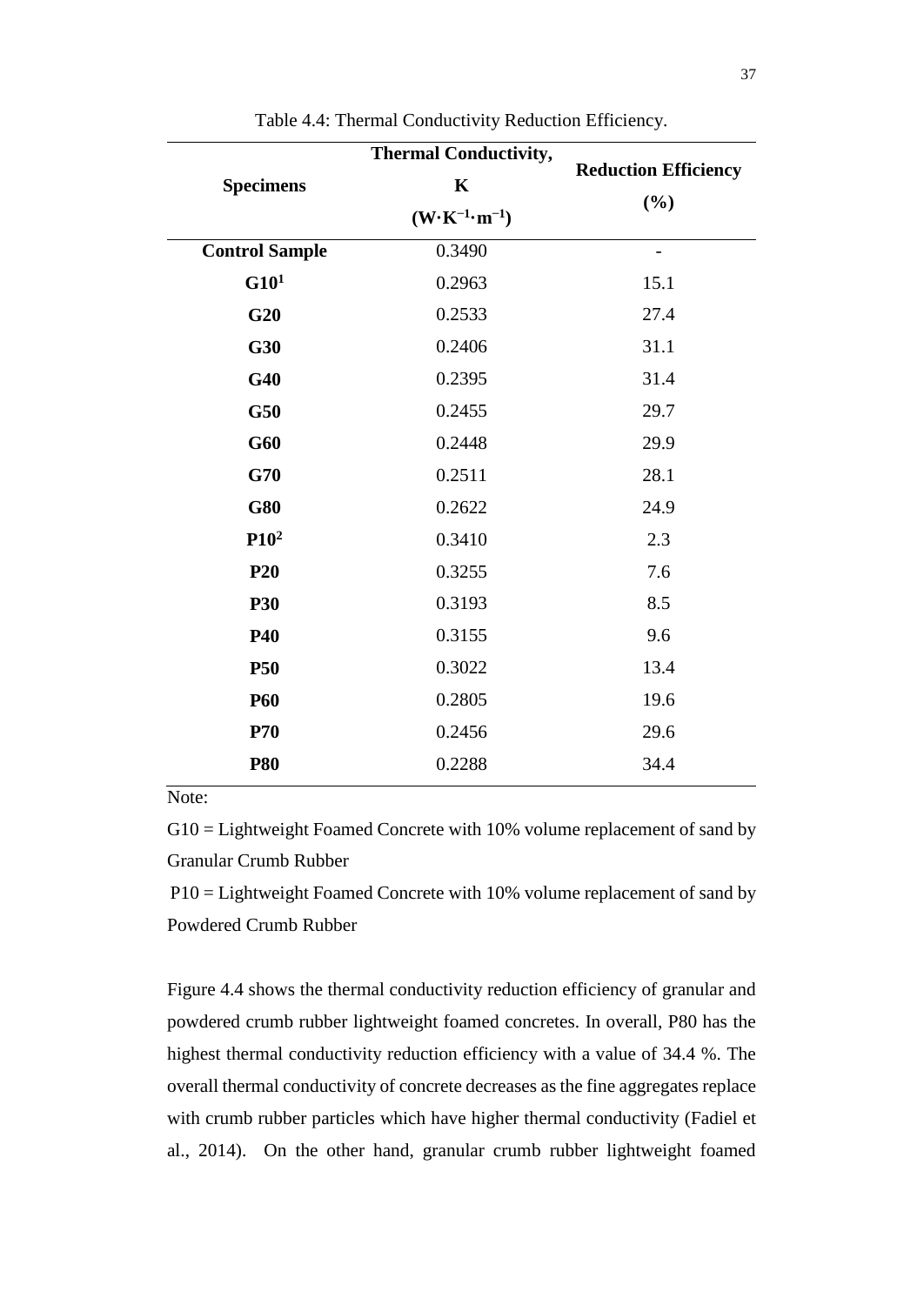Table 4.4: Thermal Conductivity Reduction Efficiency.

| Specimens | Thermal Conductivity, K ($W \cdot K^{-1} \cdot m^{-1}$) | Reduction Efficiency (%) |
|---|---|---|
| **Control Sample** | 0.3490 | - |
| **G10**[1] | 0.2963 | 15.1 |
| **G20** | 0.2533 | 27.4 |
| **G30** | 0.2406 | 31.1 |
| **G40** | 0.2395 | 31.4 |
| **G50** | 0.2455 | 29.7 |
| **G60** | 0.2448 | 29.9 |
| **G70** | 0.2511 | 28.1 |
| **G80** | 0.2622 | 24.9 |
| **P10**[2] | 0.3410 | 2.3 |
| **P20** | 0.3255 | 7.6 |
| **P30** | 0.3193 | 8.5 |
| **P40** | 0.3155 | 9.6 |
| **P50** | 0.3022 | 13.4 |
| **P60** | 0.2805 | 19.6 |
| **P70** | 0.2456 | 29.6 |
| **P80** | 0.2288 | 34.4 |

Note:

G10 = Lightweight Foamed Concrete with 10% volume replacement of sand by Granular Crumb Rubber

P10 = Lightweight Foamed Concrete with 10% volume replacement of sand by Powdered Crumb Rubber

Figure 4.4 shows the thermal conductivity reduction efficiency of granular and powdered crumb rubber lightweight foamed concretes. In overall, P80 has the highest thermal conductivity reduction efficiency with a value of 34.4 %. The overall thermal conductivity of concrete decreases as the fine aggregates replace with crumb rubber particles which have higher thermal conductivity (Fadiel et al., 2014). On the other hand, granular crumb rubber lightweight foamed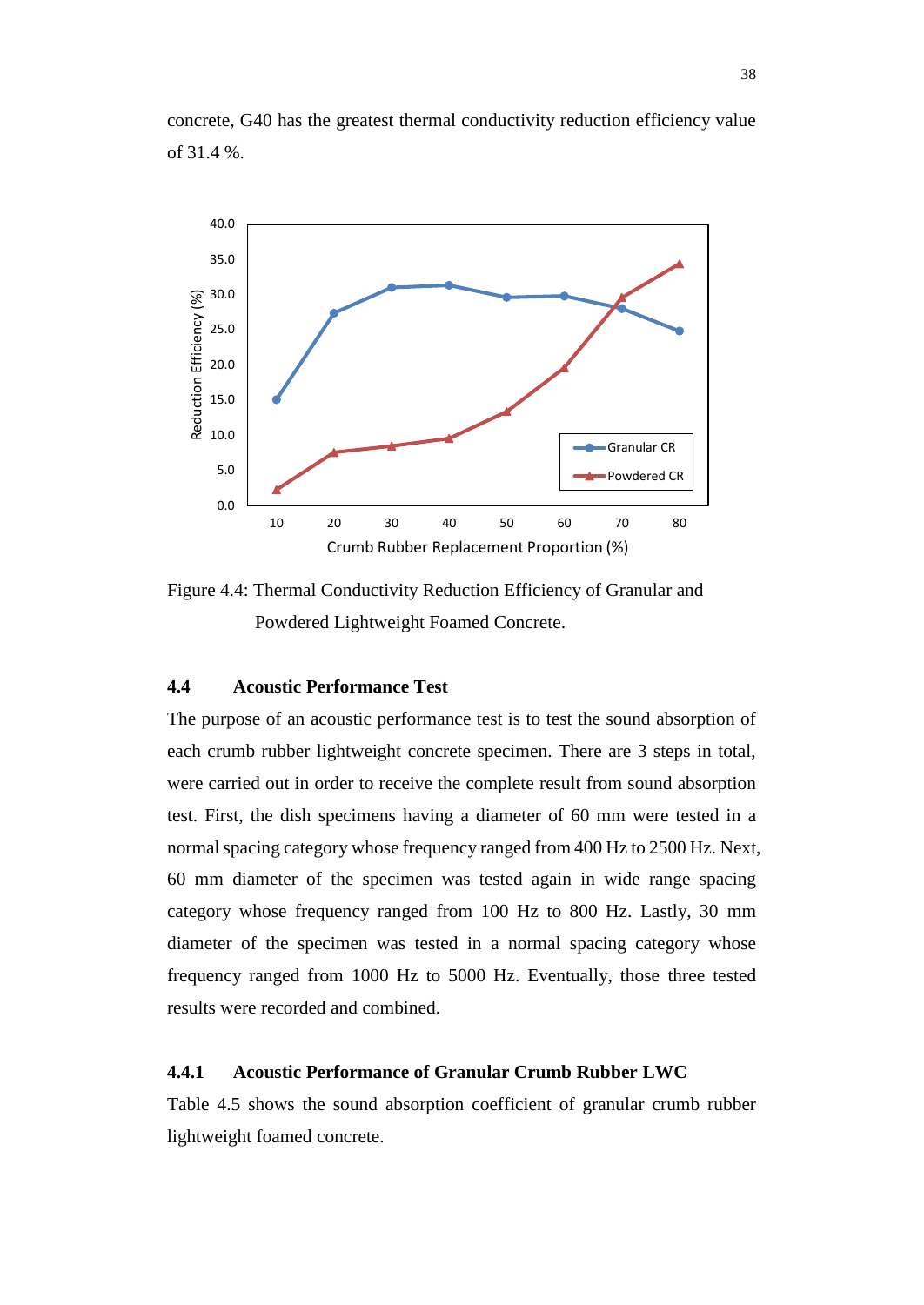concrete, G40 has the greatest thermal conductivity reduction efficiency value of 31.4 %.

Figure 4.4: Thermal Conductivity Reduction Efficiency of Granular and Powdered Lightweight Foamed Concrete.

### 4.4 Acoustic Performance Test

The purpose of an acoustic performance test is to test the sound absorption of each crumb rubber lightweight concrete specimen. There are 3 steps in total, were carried out in order to receive the complete result from sound absorption test. First, the dish specimens having a diameter of 60 mm were tested in a normal spacing category whose frequency ranged from 400 Hz to 2500 Hz. Next, 60 mm diameter of the specimen was tested again in wide range spacing category whose frequency ranged from 100 Hz to 800 Hz. Lastly, 30 mm diameter of the specimen was tested in a normal spacing category whose frequency ranged from 1000 Hz to 5000 Hz. Eventually, those three tested results were recorded and combined.

#### 4.4.1 Acoustic Performance of Granular Crumb Rubber LWC

Table 4.5 shows the sound absorption coefficient of granular crumb rubber lightweight foamed concrete.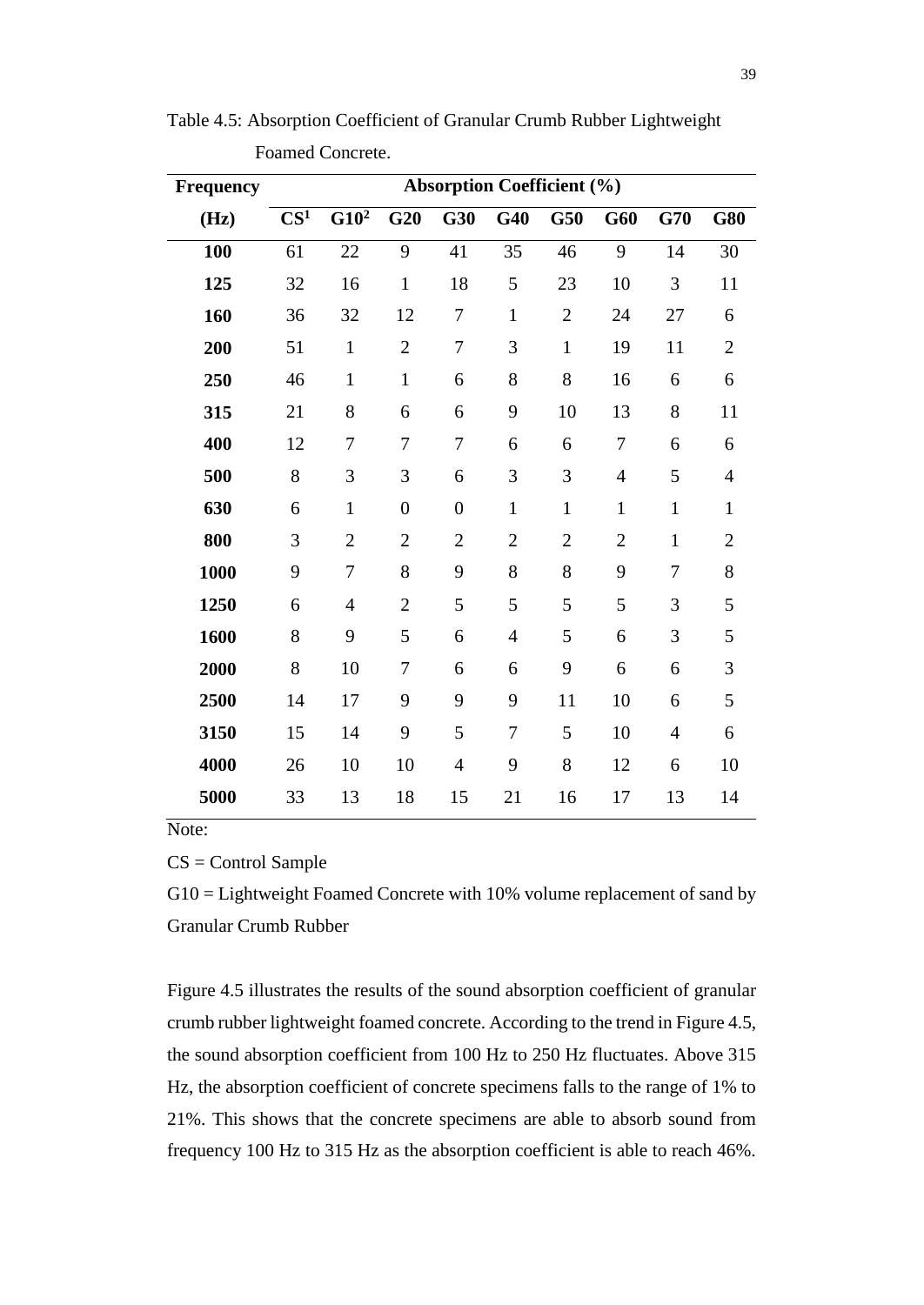Table 4.5: Absorption Coefficient of Granular Crumb Rubber Lightweight Foamed Concrete.

| Frequency (Hz) | Absorption Coefficient (%) | | | | | | | | |
|---|---|---|---|---|---|---|---|---|---|
| | CS[1] | G10[2] | G20 | G30 | G40 | G50 | G60 | G70 | G80 |
| 100 | 61 | 22 | 9 | 41 | 35 | 46 | 9 | 14 | 30 |
| 125 | 32 | 16 | 1 | 18 | 5 | 23 | 10 | 3 | 11 |
| 160 | 36 | 32 | 12 | 7 | 1 | 2 | 24 | 27 | 6 |
| 200 | 51 | 1 | 2 | 7 | 3 | 1 | 19 | 11 | 2 |
| 250 | 46 | 1 | 1 | 6 | 8 | 8 | 16 | 6 | 6 |
| 315 | 21 | 8 | 6 | 6 | 9 | 10 | 13 | 8 | 11 |
| 400 | 12 | 7 | 7 | 7 | 6 | 6 | 7 | 6 | 6 |
| 500 | 8 | 3 | 3 | 6 | 3 | 3 | 4 | 5 | 4 |
| 630 | 6 | 1 | 0 | 0 | 1 | 1 | 1 | 1 | 1 |
| 800 | 3 | 2 | 2 | 2 | 2 | 2 | 2 | 1 | 2 |
| 1000 | 9 | 7 | 8 | 9 | 8 | 8 | 9 | 7 | 8 |
| 1250 | 6 | 4 | 2 | 5 | 5 | 5 | 5 | 3 | 5 |
| 1600 | 8 | 9 | 5 | 6 | 4 | 5 | 6 | 3 | 5 |
| 2000 | 8 | 10 | 7 | 6 | 6 | 9 | 6 | 6 | 3 |
| 2500 | 14 | 17 | 9 | 9 | 9 | 11 | 10 | 6 | 5 |
| 3150 | 15 | 14 | 9 | 5 | 7 | 5 | 10 | 4 | 6 |
| 4000 | 26 | 10 | 10 | 4 | 9 | 8 | 12 | 6 | 10 |
| 5000 | 33 | 13 | 18 | 15 | 21 | 16 | 17 | 13 | 14 |

Note:

CS = Control Sample

G10 = Lightweight Foamed Concrete with 10% volume replacement of sand by Granular Crumb Rubber

Figure 4.5 illustrates the results of the sound absorption coefficient of granular crumb rubber lightweight foamed concrete. According to the trend in Figure 4.5, the sound absorption coefficient from 100 Hz to 250 Hz fluctuates. Above 315 Hz, the absorption coefficient of concrete specimens falls to the range of 1% to 21%. This shows that the concrete specimens are able to absorb sound from frequency 100 Hz to 315 Hz as the absorption coefficient is able to reach 46%.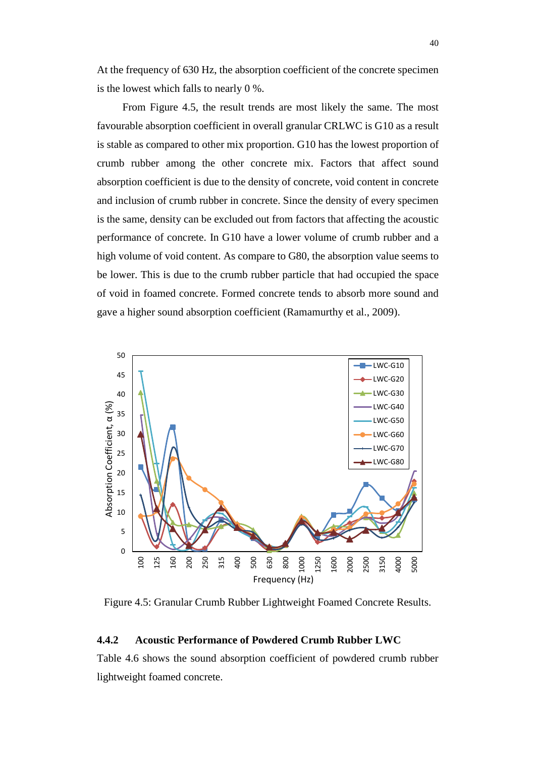At the frequency of 630 Hz, the absorption coefficient of the concrete specimen is the lowest which falls to nearly 0 %.

From Figure 4.5, the result trends are most likely the same. The most favourable absorption coefficient in overall granular CRLWC is G10 as a result is stable as compared to other mix proportion. G10 has the lowest proportion of crumb rubber among the other concrete mix. Factors that affect sound absorption coefficient is due to the density of concrete, void content in concrete and inclusion of crumb rubber in concrete. Since the density of every specimen is the same, density can be excluded out from factors that affecting the acoustic performance of concrete. In G10 have a lower volume of crumb rubber and a high volume of void content. As compare to G80, the absorption value seems to be lower. This is due to the crumb rubber particle that had occupied the space of void in foamed concrete. Formed concrete tends to absorb more sound and gave a higher sound absorption coefficient (Ramamurthy et al., 2009).

Figure 4.5: Granular Crumb Rubber Lightweight Foamed Concrete Results.

### 4.4.2 Acoustic Performance of Powdered Crumb Rubber LWC

Table 4.6 shows the sound absorption coefficient of powdered crumb rubber lightweight foamed concrete.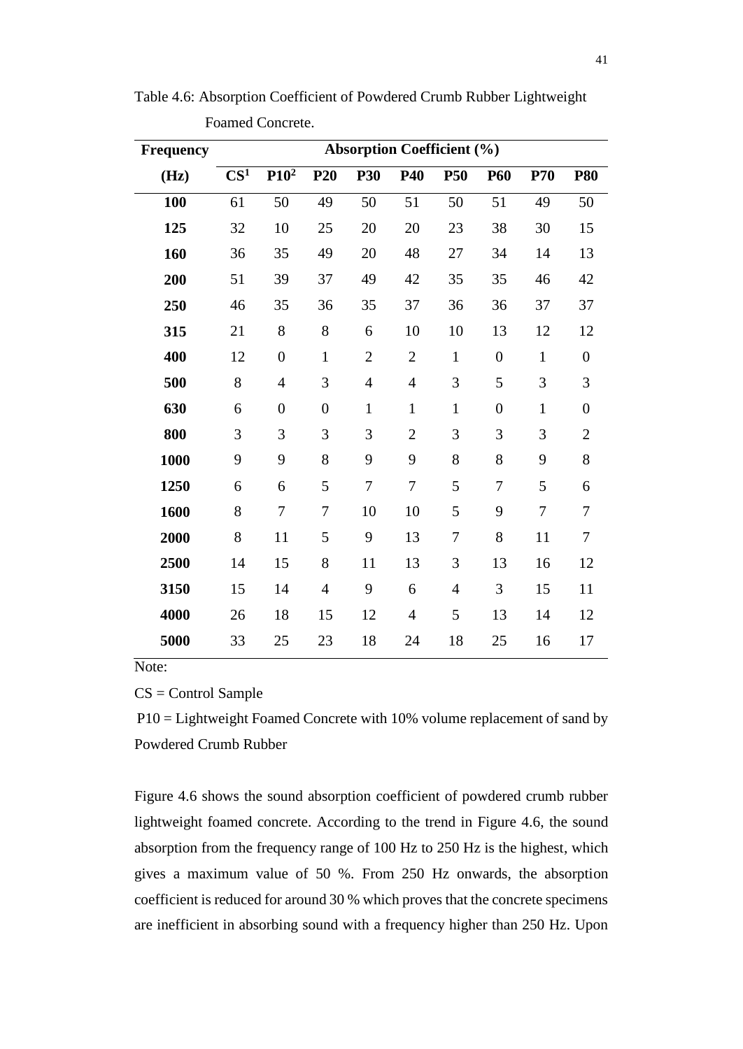Table 4.6: Absorption Coefficient of Powdered Crumb Rubber Lightweight Foamed Concrete.

| Frequency | Absorption Coefficient (%) | | | | | | | | |
|---|---|---|---|---|---|---|---|---|---|
| (Hz) | CS[1] | P10[2] | P20 | P30 | P40 | P50 | P60 | P70 | P80 |
| **100** | 61 | 50 | 49 | 50 | 51 | 50 | 51 | 49 | 50 |
| **125** | 32 | 10 | 25 | 20 | 20 | 23 | 38 | 30 | 15 |
| **160** | 36 | 35 | 49 | 20 | 48 | 27 | 34 | 14 | 13 |
| **200** | 51 | 39 | 37 | 49 | 42 | 35 | 35 | 46 | 42 |
| **250** | 46 | 35 | 36 | 35 | 37 | 36 | 36 | 37 | 37 |
| **315** | 21 | 8 | 8 | 6 | 10 | 10 | 13 | 12 | 12 |
| **400** | 12 | 0 | 1 | 2 | 2 | 1 | 0 | 1 | 0 |
| **500** | 8 | 4 | 3 | 4 | 4 | 3 | 5 | 3 | 3 |
| **630** | 6 | 0 | 0 | 1 | 1 | 1 | 0 | 1 | 0 |
| **800** | 3 | 3 | 3 | 3 | 2 | 3 | 3 | 3 | 2 |
| **1000** | 9 | 9 | 8 | 9 | 9 | 8 | 8 | 9 | 8 |
| **1250** | 6 | 6 | 5 | 7 | 7 | 5 | 7 | 5 | 6 |
| **1600** | 8 | 7 | 7 | 10 | 10 | 5 | 9 | 7 | 7 |
| **2000** | 8 | 11 | 5 | 9 | 13 | 7 | 8 | 11 | 7 |
| **2500** | 14 | 15 | 8 | 11 | 13 | 3 | 13 | 16 | 12 |
| **3150** | 15 | 14 | 4 | 9 | 6 | 4 | 3 | 15 | 11 |
| **4000** | 26 | 18 | 15 | 12 | 4 | 5 | 13 | 14 | 12 |
| **5000** | 33 | 25 | 23 | 18 | 24 | 18 | 25 | 16 | 17 |

Note:

CS = Control Sample

P10 = Lightweight Foamed Concrete with 10% volume replacement of sand by Powdered Crumb Rubber

Figure 4.6 shows the sound absorption coefficient of powdered crumb rubber lightweight foamed concrete. According to the trend in Figure 4.6, the sound absorption from the frequency range of 100 Hz to 250 Hz is the highest, which gives a maximum value of 50 %. From 250 Hz onwards, the absorption coefficient is reduced for around 30 % which proves that the concrete specimens are inefficient in absorbing sound with a frequency higher than 250 Hz. Upon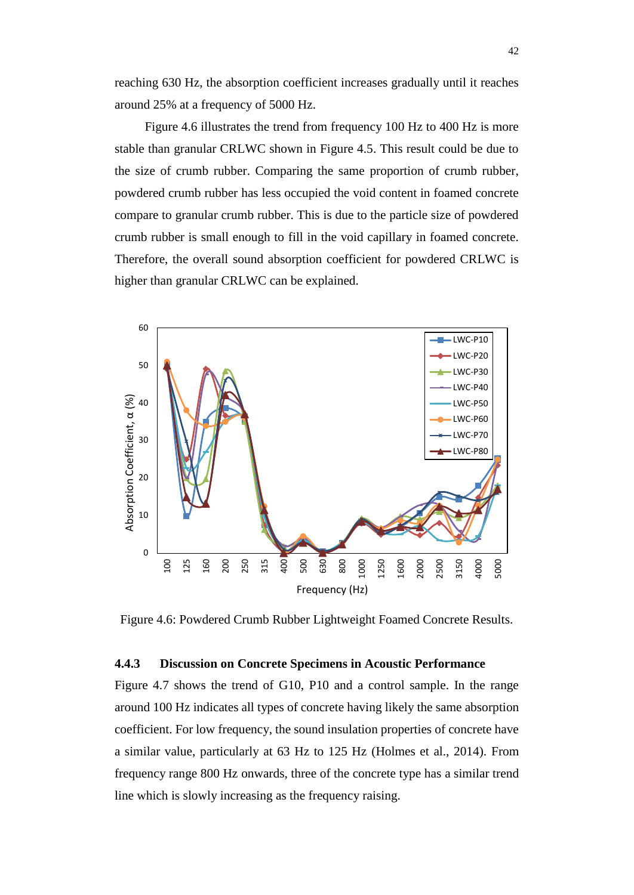reaching 630 Hz, the absorption coefficient increases gradually until it reaches around 25% at a frequency of 5000 Hz.

Figure 4.6 illustrates the trend from frequency 100 Hz to 400 Hz is more stable than granular CRLWC shown in Figure 4.5. This result could be due to the size of crumb rubber. Comparing the same proportion of crumb rubber, powdered crumb rubber has less occupied the void content in foamed concrete compare to granular crumb rubber. This is due to the particle size of powdered crumb rubber is small enough to fill in the void capillary in foamed concrete. Therefore, the overall sound absorption coefficient for powdered CRLWC is higher than granular CRLWC can be explained.

Figure 4.6: Powdered Crumb Rubber Lightweight Foamed Concrete Results.

### 4.4.3 Discussion on Concrete Specimens in Acoustic Performance

Figure 4.7 shows the trend of G10, P10 and a control sample. In the range around 100 Hz indicates all types of concrete having likely the same absorption coefficient. For low frequency, the sound insulation properties of concrete have a similar value, particularly at 63 Hz to 125 Hz (Holmes et al., 2014). From frequency range 800 Hz onwards, three of the concrete type has a similar trend line which is slowly increasing as the frequency raising.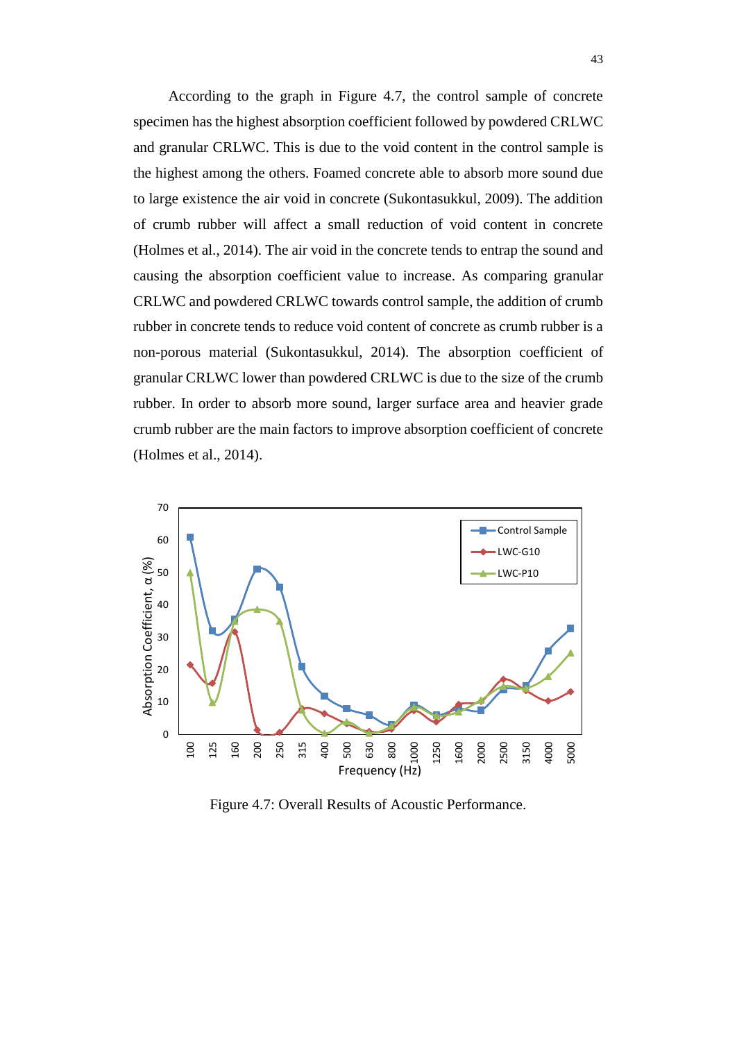According to the graph in Figure 4.7, the control sample of concrete specimen has the highest absorption coefficient followed by powdered CRLWC and granular CRLWC. This is due to the void content in the control sample is the highest among the others. Foamed concrete able to absorb more sound due to large existence the air void in concrete (Sukontasukkul, 2009). The addition of crumb rubber will affect a small reduction of void content in concrete (Holmes et al., 2014). The air void in the concrete tends to entrap the sound and causing the absorption coefficient value to increase. As comparing granular CRLWC and powdered CRLWC towards control sample, the addition of crumb rubber in concrete tends to reduce void content of concrete as crumb rubber is a non-porous material (Sukontasukkul, 2014). The absorption coefficient of granular CRLWC lower than powdered CRLWC is due to the size of the crumb rubber. In order to absorb more sound, larger surface area and heavier grade crumb rubber are the main factors to improve absorption coefficient of concrete (Holmes et al., 2014).

Figure 4.7: Overall Results of Acoustic Performance.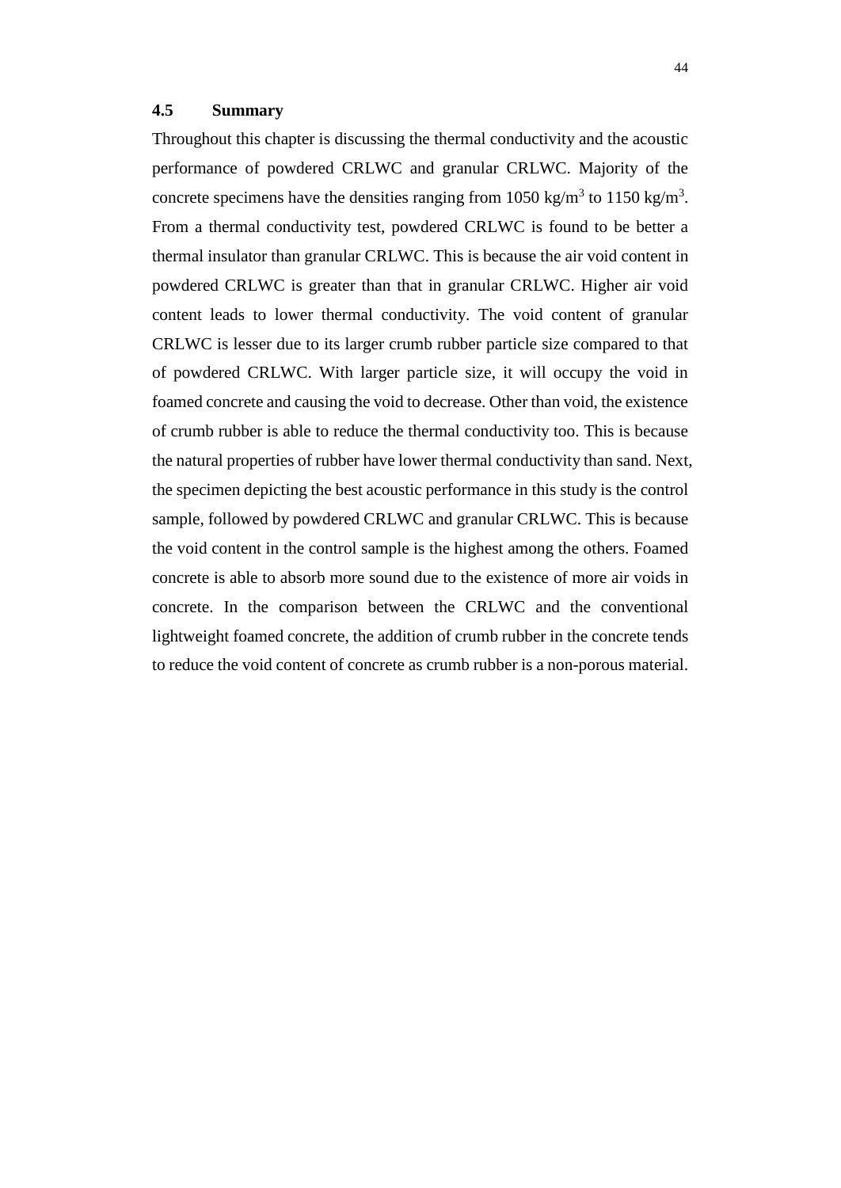## 4.5 Summary

Throughout this chapter is discussing the thermal conductivity and the acoustic performance of powdered CRLWC and granular CRLWC. Majority of the concrete specimens have the densities ranging from 1050 kg/m$^3$ to 1150 kg/m$^3$. From a thermal conductivity test, powdered CRLWC is found to be better a thermal insulator than granular CRLWC. This is because the air void content in powdered CRLWC is greater than that in granular CRLWC. Higher air void content leads to lower thermal conductivity. The void content of granular CRLWC is lesser due to its larger crumb rubber particle size compared to that of powdered CRLWC. With larger particle size, it will occupy the void in foamed concrete and causing the void to decrease. Other than void, the existence of crumb rubber is able to reduce the thermal conductivity too. This is because the natural properties of rubber have lower thermal conductivity than sand. Next, the specimen depicting the best acoustic performance in this study is the control sample, followed by powdered CRLWC and granular CRLWC. This is because the void content in the control sample is the highest among the others. Foamed concrete is able to absorb more sound due to the existence of more air voids in concrete. In the comparison between the CRLWC and the conventional lightweight foamed concrete, the addition of crumb rubber in the concrete tends to reduce the void content of concrete as crumb rubber is a non-porous material.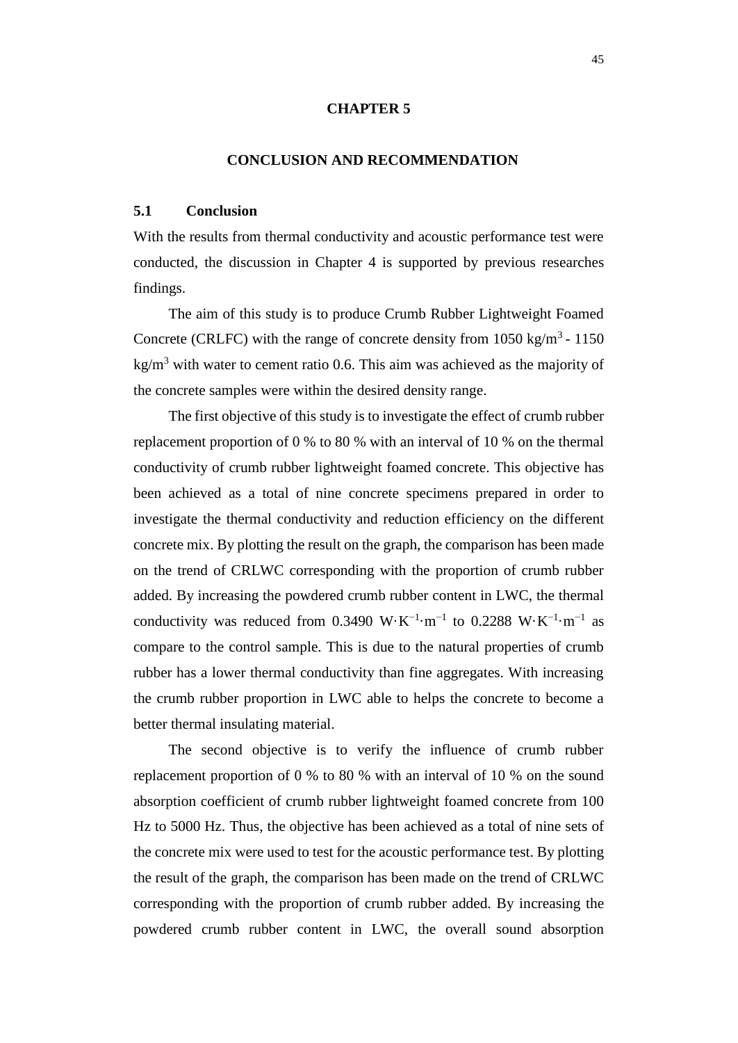# CHAPTER 5

# CONCLUSION AND RECOMMENDATION

## 5.1 Conclusion

With the results from thermal conductivity and acoustic performance test were conducted, the discussion in Chapter 4 is supported by previous researches findings.

The aim of this study is to produce Crumb Rubber Lightweight Foamed Concrete (CRLFC) with the range of concrete density from 1050 kg/m$^3$ - 1150 kg/m$^3$ with water to cement ratio 0.6. This aim was achieved as the majority of the concrete samples were within the desired density range.

The first objective of this study is to investigate the effect of crumb rubber replacement proportion of 0 % to 80 % with an interval of 10 % on the thermal conductivity of crumb rubber lightweight foamed concrete. This objective has been achieved as a total of nine concrete specimens prepared in order to investigate the thermal conductivity and reduction efficiency on the different concrete mix. By plotting the result on the graph, the comparison has been made on the trend of CRLWC corresponding with the proportion of crumb rubber added. By increasing the powdered crumb rubber content in LWC, the thermal conductivity was reduced from 0.3490 $W \cdot K^{-1} \cdot m^{-1}$ to 0.2288 $W \cdot K^{-1} \cdot m^{-1}$ as compare to the control sample. This is due to the natural properties of crumb rubber has a lower thermal conductivity than fine aggregates. With increasing the crumb rubber proportion in LWC able to helps the concrete to become a better thermal insulating material.

The second objective is to verify the influence of crumb rubber replacement proportion of 0 % to 80 % with an interval of 10 % on the sound absorption coefficient of crumb rubber lightweight foamed concrete from 100 Hz to 5000 Hz. Thus, the objective has been achieved as a total of nine sets of the concrete mix were used to test for the acoustic performance test. By plotting the result of the graph, the comparison has been made on the trend of CRLWC corresponding with the proportion of crumb rubber added. By increasing the powdered crumb rubber content in LWC, the overall sound absorption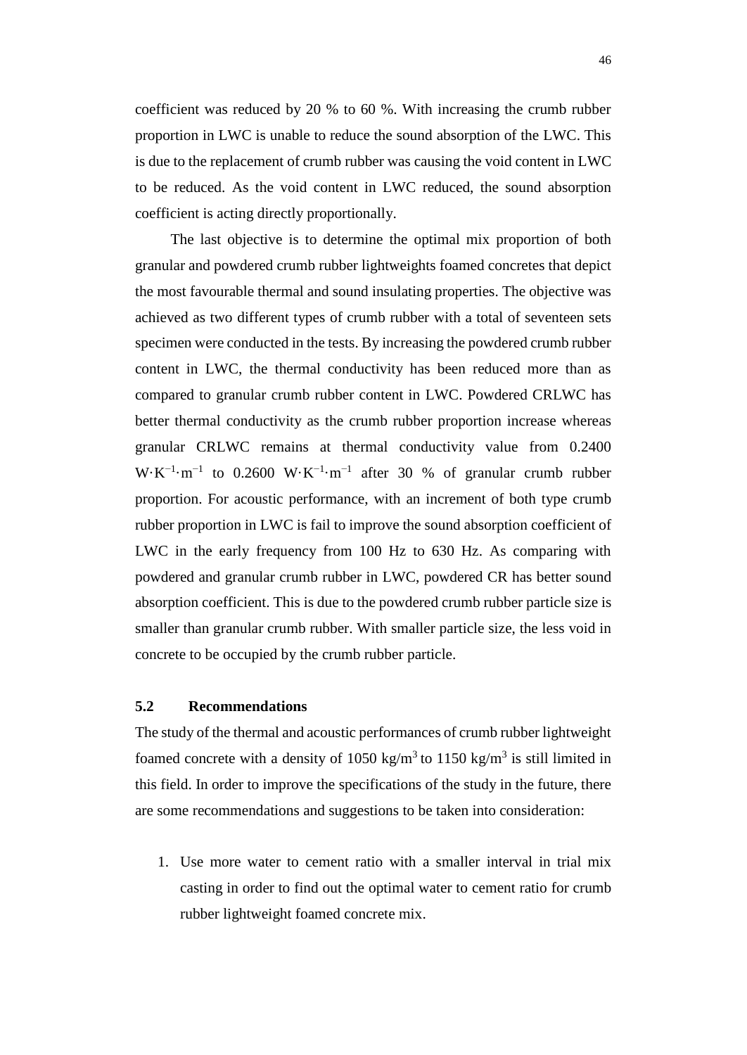coefficient was reduced by 20 % to 60 %. With increasing the crumb rubber proportion in LWC is unable to reduce the sound absorption of the LWC. This is due to the replacement of crumb rubber was causing the void content in LWC to be reduced. As the void content in LWC reduced, the sound absorption coefficient is acting directly proportionally.

The last objective is to determine the optimal mix proportion of both granular and powdered crumb rubber lightweights foamed concretes that depict the most favourable thermal and sound insulating properties. The objective was achieved as two different types of crumb rubber with a total of seventeen sets specimen were conducted in the tests. By increasing the powdered crumb rubber content in LWC, the thermal conductivity has been reduced more than as compared to granular crumb rubber content in LWC. Powdered CRLWC has better thermal conductivity as the crumb rubber proportion increase whereas granular CRLWC remains at thermal conductivity value from 0.2400 $W{\cdot}K^{-1}{\cdot}m^{-1}$ to 0.2600 $W{\cdot}K^{-1}{\cdot}m^{-1}$ after 30 % of granular crumb rubber proportion. For acoustic performance, with an increment of both type crumb rubber proportion in LWC is fail to improve the sound absorption coefficient of LWC in the early frequency from 100 Hz to 630 Hz. As comparing with powdered and granular crumb rubber in LWC, powdered CR has better sound absorption coefficient. This is due to the powdered crumb rubber particle size is smaller than granular crumb rubber. With smaller particle size, the less void in concrete to be occupied by the crumb rubber particle.

## 5.2 Recommendations

The study of the thermal and acoustic performances of crumb rubber lightweight foamed concrete with a density of 1050 $kg/m^3$ to 1150 $kg/m^3$ is still limited in this field. In order to improve the specifications of the study in the future, there are some recommendations and suggestions to be taken into consideration:

1. Use more water to cement ratio with a smaller interval in trial mix casting in order to find out the optimal water to cement ratio for crumb rubber lightweight foamed concrete mix.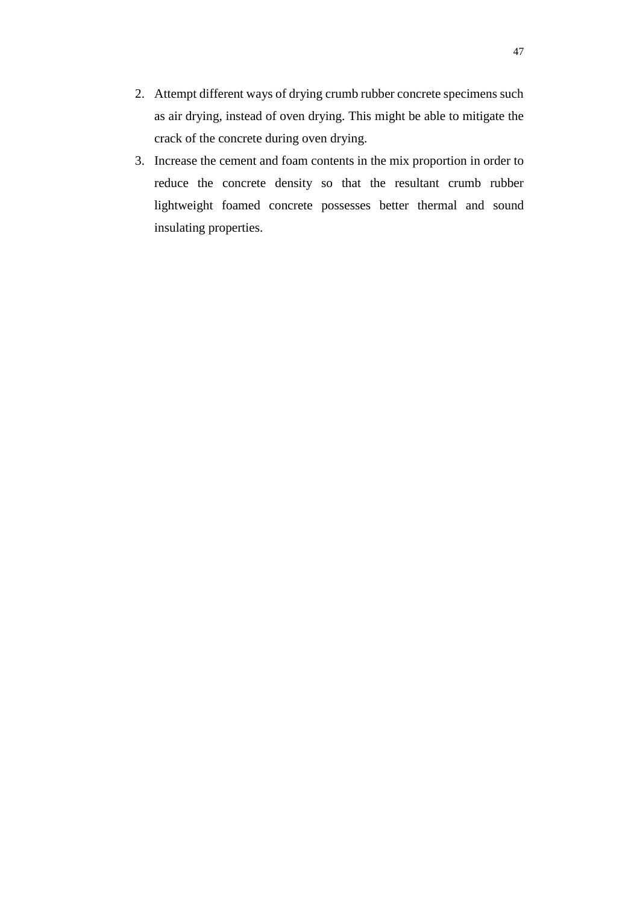2. Attempt different ways of drying crumb rubber concrete specimens such as air drying, instead of oven drying. This might be able to mitigate the crack of the concrete during oven drying.
3. Increase the cement and foam contents in the mix proportion in order to reduce the concrete density so that the resultant crumb rubber lightweight foamed concrete possesses better thermal and sound insulating properties.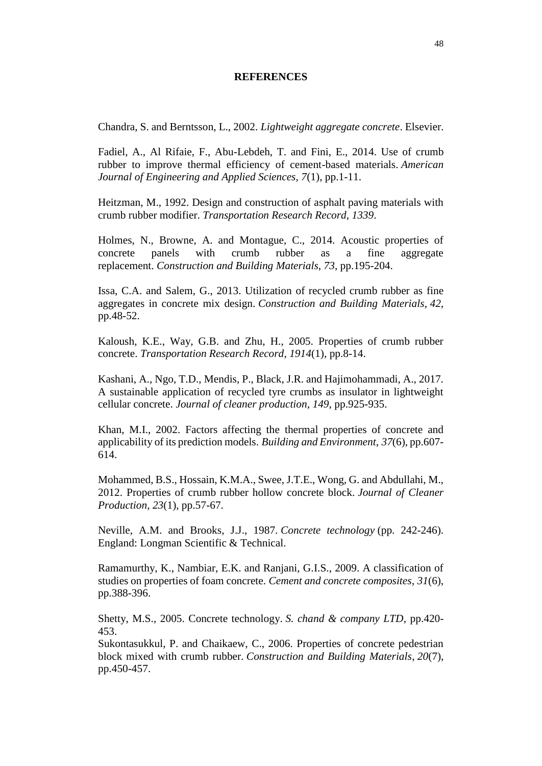# REFERENCES

Chandra, S. and Berntsson, L., 2002. *Lightweight aggregate concrete*. Elsevier.

Fadiel, A., Al Rifaie, F., Abu-Lebdeh, T. and Fini, E., 2014. Use of crumb rubber to improve thermal efficiency of cement-based materials. *American Journal of Engineering and Applied Sciences*, *7*(1), pp.1-11.

Heitzman, M., 1992. Design and construction of asphalt paving materials with crumb rubber modifier. *Transportation Research Record*, *1339*.

Holmes, N., Browne, A. and Montague, C., 2014. Acoustic properties of concrete panels with crumb rubber as a fine aggregate replacement. *Construction and Building Materials*, *73*, pp.195-204.

Issa, C.A. and Salem, G., 2013. Utilization of recycled crumb rubber as fine aggregates in concrete mix design. *Construction and Building Materials*, *42*, pp.48-52.

Kaloush, K.E., Way, G.B. and Zhu, H., 2005. Properties of crumb rubber concrete. *Transportation Research Record*, *1914*(1), pp.8-14.

Kashani, A., Ngo, T.D., Mendis, P., Black, J.R. and Hajimohammadi, A., 2017. A sustainable application of recycled tyre crumbs as insulator in lightweight cellular concrete. *Journal of cleaner production*, *149*, pp.925-935.

Khan, M.I., 2002. Factors affecting the thermal properties of concrete and applicability of its prediction models. *Building and Environment*, *37*(6), pp.607-614.

Mohammed, B.S., Hossain, K.M.A., Swee, J.T.E., Wong, G. and Abdullahi, M., 2012. Properties of crumb rubber hollow concrete block. *Journal of Cleaner Production*, *23*(1), pp.57-67.

Neville, A.M. and Brooks, J.J., 1987. *Concrete technology* (pp. 242-246). England: Longman Scientific & Technical.

Ramamurthy, K., Nambiar, E.K. and Ranjani, G.I.S., 2009. A classification of studies on properties of foam concrete. *Cement and concrete composites*, *31*(6), pp.388-396.

Shetty, M.S., 2005. Concrete technology. *S. chand & company LTD*, pp.420-453.

Sukontasukkul, P. and Chaikaew, C., 2006. Properties of concrete pedestrian block mixed with crumb rubber. *Construction and Building Materials*, *20*(7), pp.450-457.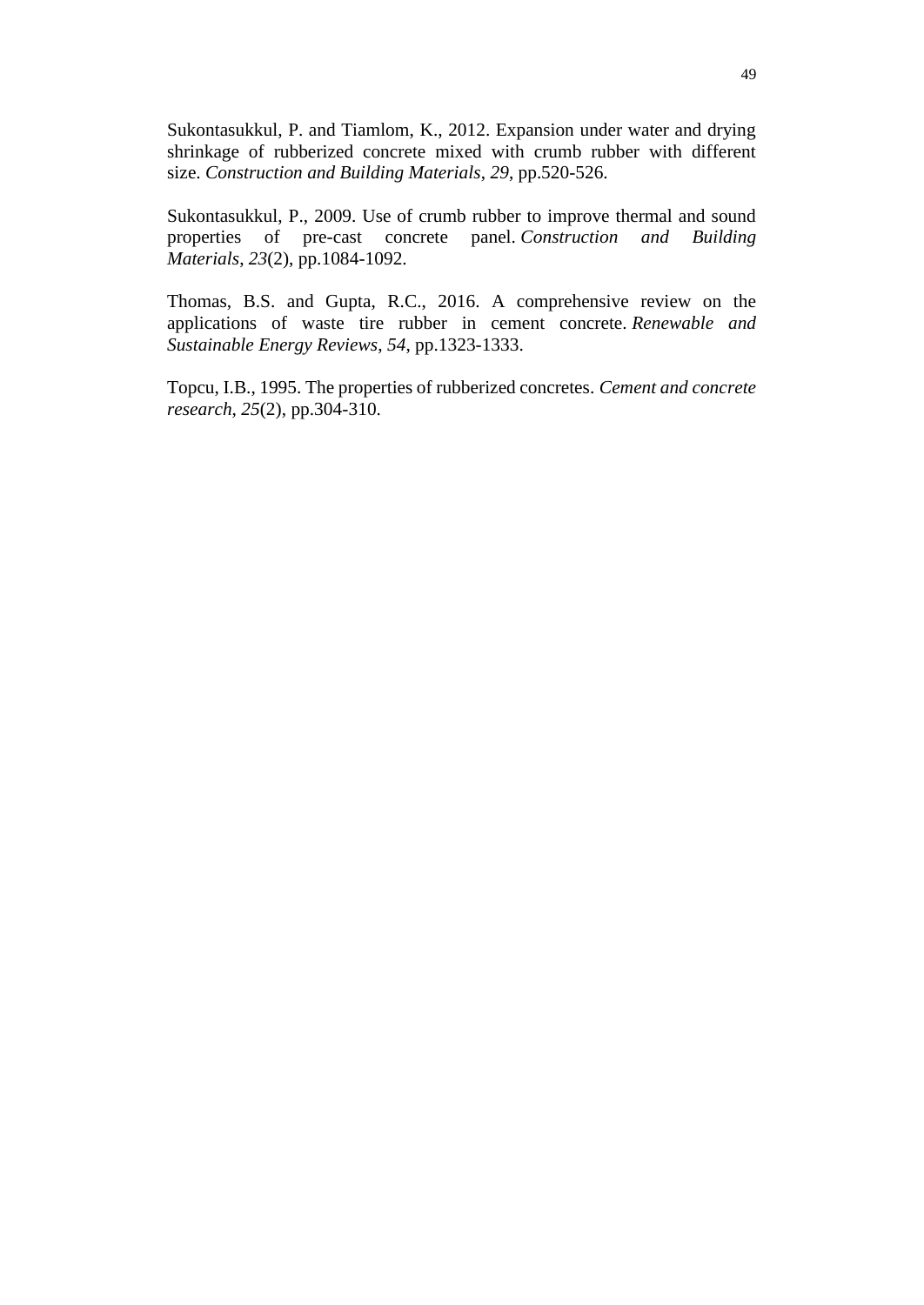Sukontasukkul, P. and Tiamlom, K., 2012. Expansion under water and drying shrinkage of rubberized concrete mixed with crumb rubber with different size. *Construction and Building Materials*, *29*, pp.520-526.

Sukontasukkul, P., 2009. Use of crumb rubber to improve thermal and sound properties of pre-cast concrete panel. *Construction and Building Materials*, *23*(2), pp.1084-1092.

Thomas, B.S. and Gupta, R.C., 2016. A comprehensive review on the applications of waste tire rubber in cement concrete. *Renewable and Sustainable Energy Reviews*, *54*, pp.1323-1333.

Topcu, I.B., 1995. The properties of rubberized concretes. *Cement and concrete research*, *25*(2), pp.304-310.